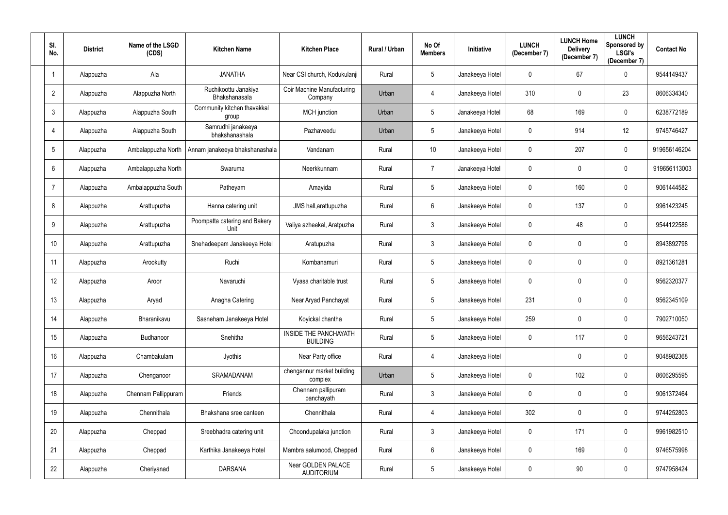| Sl. No. | District | Name of the LSGD (CDS) | Kitchen Name | Kitchen Place | Rural / Urban | No Of Members | Initiative | LUNCH (December 7) | LUNCH Home Delivery (December 7) | LUNCH Sponsored by LSGI's (December 7) | Contact No |
|---|---|---|---|---|---|---|---|---|---|---|---|
| 1 | Alappuzha | Ala | JANATHA | Near CSI church, Kodukulanji | Rural | 5 | Janakeeya Hotel | 0 | 67 | 0 | 9544149437 |
| 2 | Alappuzha | Alappuzha North | Ruchikoottu Janakiya Bhakshanasala | Coir Machine Manufacturing Company | Urban | 4 | Janakeeya Hotel | 310 | 0 | 23 | 8606334340 |
| 3 | Alappuzha | Alappuzha South | Community kitchen thavakkal group | MCH junction | Urban | 5 | Janakeeya Hotel | 68 | 169 | 0 | 6238772189 |
| 4 | Alappuzha | Alappuzha South | Samrudhi janakeeya bhakshanashala | Pazhaveedu | Urban | 5 | Janakeeya Hotel | 0 | 914 | 12 | 9745746427 |
| 5 | Alappuzha | Ambalappuzha North | Annam janakeeya bhakshanashala | Vandanam | Rural | 10 | Janakeeya Hotel | 0 | 207 | 0 | 919656146204 |
| 6 | Alappuzha | Ambalappuzha North | Swaruma | Neerkkunnam | Rural | 7 | Janakeeya Hotel | 0 | 0 | 0 | 919656113003 |
| 7 | Alappuzha | Ambalappuzha South | Patheyam | Amayida | Rural | 5 | Janakeeya Hotel | 0 | 160 | 0 | 9061444582 |
| 8 | Alappuzha | Arattupuzha | Hanna catering unit | JMS hall,arattupuzha | Rural | 6 | Janakeeya Hotel | 0 | 137 | 0 | 9961423245 |
| 9 | Alappuzha | Arattupuzha | Poompatta catering and Bakery Unit | Valiya azheekal, Aratpuzha | Rural | 3 | Janakeeya Hotel | 0 | 48 | 0 | 9544122586 |
| 10 | Alappuzha | Arattupuzha | Snehadeepam Janakeeya Hotel | Aratupuzha | Rural | 3 | Janakeeya Hotel | 0 | 0 | 0 | 8943892798 |
| 11 | Alappuzha | Arookutty | Ruchi | Kombanamuri | Rural | 5 | Janakeeya Hotel | 0 | 0 | 0 | 8921361281 |
| 12 | Alappuzha | Aroor | Navaruchi | Vyasa charitable trust | Rural | 5 | Janakeeya Hotel | 0 | 0 | 0 | 9562320377 |
| 13 | Alappuzha | Aryad | Anagha Catering | Near Aryad Panchayat | Rural | 5 | Janakeeya Hotel | 231 | 0 | 0 | 9562345109 |
| 14 | Alappuzha | Bharanikavu | Sasneham Janakeeya Hotel | Koyickal chantha | Rural | 5 | Janakeeya Hotel | 259 | 0 | 0 | 7902710050 |
| 15 | Alappuzha | Budhanoor | Snehitha | INSIDE THE PANCHAYATH BUILDING | Rural | 5 | Janakeeya Hotel | 0 | 117 | 0 | 9656243721 |
| 16 | Alappuzha | Chambakulam | Jyothis | Near Party office | Rural | 4 | Janakeeya Hotel | | 0 | 0 | 9048982368 |
| 17 | Alappuzha | Chenganoor | SRAMADANAM | chengannur market building complex | Urban | 5 | Janakeeya Hotel | 0 | 102 | 0 | 8606295595 |
| 18 | Alappuzha | Chennam Pallippuram | Friends | Chennam pallipuram panchayath | Rural | 3 | Janakeeya Hotel | 0 | 0 | 0 | 9061372464 |
| 19 | Alappuzha | Chennithala | Bhakshana sree canteen | Chennithala | Rural | 4 | Janakeeya Hotel | 302 | 0 | 0 | 9744252803 |
| 20 | Alappuzha | Cheppad | Sreebhadra catering unit | Choondupalaka junction | Rural | 3 | Janakeeya Hotel | 0 | 171 | 0 | 9961982510 |
| 21 | Alappuzha | Cheppad | Karthika Janakeeya Hotel | Mambra aalumood, Cheppad | Rural | 6 | Janakeeya Hotel | 0 | 169 | 0 | 9746575998 |
| 22 | Alappuzha | Cheriyanad | DARSANA | Near GOLDEN PALACE AUDITORIUM | Rural | 5 | Janakeeya Hotel | 0 | 90 | 0 | 9747958424 |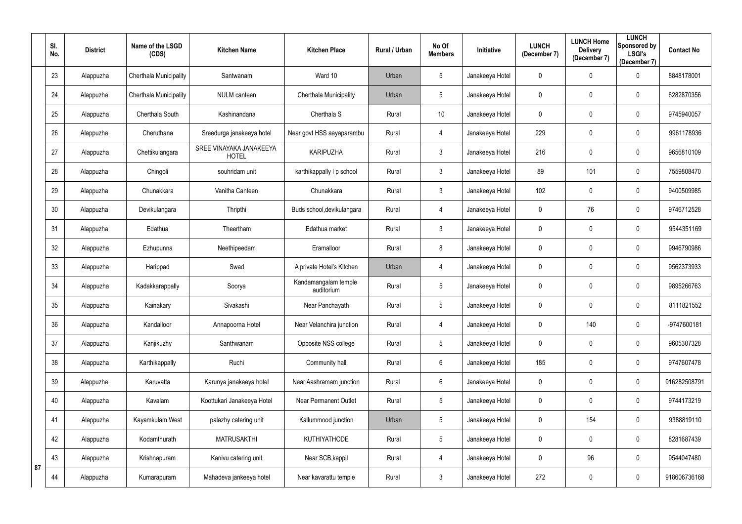| Sl. No. | District | Name of the LSGD (CDS) | Kitchen Name | Kitchen Place | Rural / Urban | No Of Members | Initiative | LUNCH (December 7) | LUNCH Home Delivery (December 7) | LUNCH Sponsored by LSGI's (December 7) | Contact No |
|---|---|---|---|---|---|---|---|---|---|---|---|
| 23 | Alappuzha | Cherthala Municipality | Santwanam | Ward 10 | Urban | 5 | Janakeeya Hotel | 0 | 0 | 0 | 8848178001 |
| 24 | Alappuzha | Cherthala Municipality | NULM canteen | Cherthala Municipality | Urban | 5 | Janakeeya Hotel | 0 | 0 | 0 | 6282870356 |
| 25 | Alappuzha | Cherthala South | Kashinandana | Cherthala S | Rural | 10 | Janakeeya Hotel | 0 | 0 | 0 | 9745940057 |
| 26 | Alappuzha | Cheruthana | Sreedurga janakeeya hotel | Near govt HSS aayaparambu | Rural | 4 | Janakeeya Hotel | 229 | 0 | 0 | 9961178936 |
| 27 | Alappuzha | Chettikulangara | SREE VINAYAKA JANAKEEYA HOTEL | KARIPUZHA | Rural | 3 | Janakeeya Hotel | 216 | 0 | 0 | 9656810109 |
| 28 | Alappuzha | Chingoli | souhridam unit | karthikappally l p school | Rural | 3 | Janakeeya Hotel | 89 | 101 | 0 | 7559808470 |
| 29 | Alappuzha | Chunakkara | Vanitha Canteen | Chunakkara | Rural | 3 | Janakeeya Hotel | 102 | 0 | 0 | 9400509985 |
| 30 | Alappuzha | Devikulangara | Thripthi | Buds school,devikulangara | Rural | 4 | Janakeeya Hotel | 0 | 76 | 0 | 9746712528 |
| 31 | Alappuzha | Edathua | Theertham | Edathua market | Rural | 3 | Janakeeya Hotel | 0 | 0 | 0 | 9544351169 |
| 32 | Alappuzha | Ezhupunna | Neethipeedam | Eramalloor | Rural | 8 | Janakeeya Hotel | 0 | 0 | 0 | 9946790986 |
| 33 | Alappuzha | Harippad | Swad | A private Hotel's Kitchen | Urban | 4 | Janakeeya Hotel | 0 | 0 | 0 | 9562373933 |
| 34 | Alappuzha | Kadakkarappally | Soorya | Kandamangalam temple auditorium | Rural | 5 | Janakeeya Hotel | 0 | 0 | 0 | 9895266763 |
| 35 | Alappuzha | Kainakary | Sivakashi | Near Panchayath | Rural | 5 | Janakeeya Hotel | 0 | 0 | 0 | 8111821552 |
| 36 | Alappuzha | Kandalloor | Annapoorna Hotel | Near Velanchira junction | Rural | 4 | Janakeeya Hotel | 0 | 140 | 0 | -9747600181 |
| 37 | Alappuzha | Kanjikuzhy | Santhwanam | Opposite NSS college | Rural | 5 | Janakeeya Hotel | 0 | 0 | 0 | 9605307328 |
| 38 | Alappuzha | Karthikappally | Ruchi | Community hall | Rural | 6 | Janakeeya Hotel | 185 | 0 | 0 | 9747607478 |
| 39 | Alappuzha | Karuvatta | Karunya janakeeya hotel | Near Aashramam junction | Rural | 6 | Janakeeya Hotel | 0 | 0 | 0 | 916282508791 |
| 40 | Alappuzha | Kavalam | Koottukari Janakeeya Hotel | Near Permanent Outlet | Rural | 5 | Janakeeya Hotel | 0 | 0 | 0 | 9744173219 |
| 41 | Alappuzha | Kayamkulam West | palazhy catering unit | Kallummood junction | Urban | 5 | Janakeeya Hotel | 0 | 154 | 0 | 9388819110 |
| 42 | Alappuzha | Kodamthurath | MATRUSAKTHI | KUTHIYATHODE | Rural | 5 | Janakeeya Hotel | 0 | 0 | 0 | 8281687439 |
| 43 | Alappuzha | Krishnapuram | Kanivu catering unit | Near SCB,kappil | Rural | 4 | Janakeeya Hotel | 0 | 96 | 0 | 9544047480 |
| 44 | Alappuzha | Kumarapuram | Mahadeva jankeeya hotel | Near kavarattu temple | Rural | 3 | Janakeeya Hotel | 272 | 0 | 0 | 918606736168 |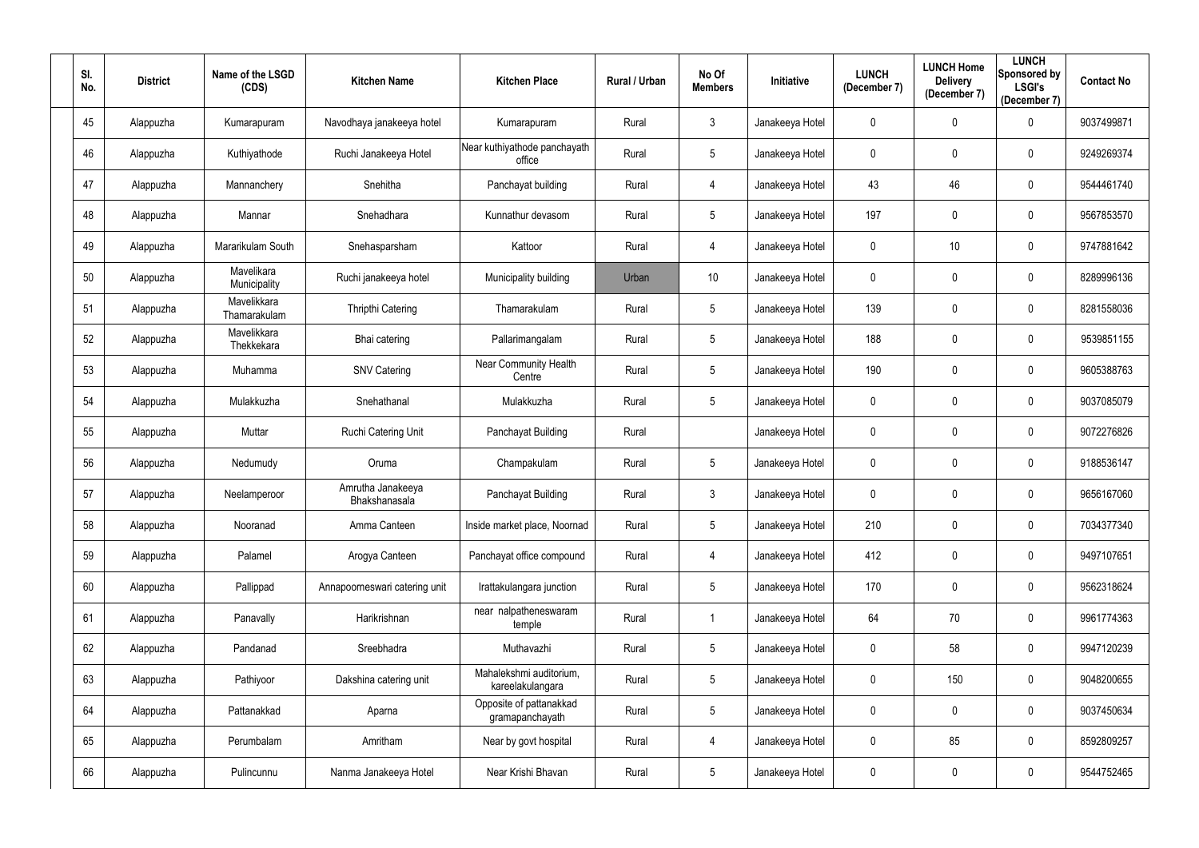| Sl. No. | District | Name of the LSGD (CDS) | Kitchen Name | Kitchen Place | Rural / Urban | No Of Members | Initiative | LUNCH (December 7) | LUNCH Home Delivery (December 7) | LUNCH Sponsored by LSGI's (December 7) | Contact No |
|---|---|---|---|---|---|---|---|---|---|---|---|
| 45 | Alappuzha | Kumarapuram | Navodhaya janakeeya hotel | Kumarapuram | Rural | 3 | Janakeeya Hotel | 0 | 0 | 0 | 9037499871 |
| 46 | Alappuzha | Kuthiyathode | Ruchi Janakeeya Hotel | Near kuthiyathode panchayath office | Rural | 5 | Janakeeya Hotel | 0 | 0 | 0 | 9249269374 |
| 47 | Alappuzha | Mannanchery | Snehitha | Panchayat building | Rural | 4 | Janakeeya Hotel | 43 | 46 | 0 | 9544461740 |
| 48 | Alappuzha | Mannar | Snehadhara | Kunnathur devasom | Rural | 5 | Janakeeya Hotel | 197 | 0 | 0 | 9567853570 |
| 49 | Alappuzha | Mararikulam South | Snehasparsham | Kattoor | Rural | 4 | Janakeeya Hotel | 0 | 10 | 0 | 9747881642 |
| 50 | Alappuzha | Mavelikara Municipality | Ruchi janakeeya hotel | Municipality building | Urban | 10 | Janakeeya Hotel | 0 | 0 | 0 | 8289996136 |
| 51 | Alappuzha | Mavelikkara Thamarakulam | Thripthi Catering | Thamarakulam | Rural | 5 | Janakeeya Hotel | 139 | 0 | 0 | 8281558036 |
| 52 | Alappuzha | Mavelikkara Thekkekara | Bhai catering | Pallarimangalam | Rural | 5 | Janakeeya Hotel | 188 | 0 | 0 | 9539851155 |
| 53 | Alappuzha | Muhamma | SNV Catering | Near Community Health Centre | Rural | 5 | Janakeeya Hotel | 190 | 0 | 0 | 9605388763 |
| 54 | Alappuzha | Mulakkuzha | Snehathanal | Mulakkuzha | Rural | 5 | Janakeeya Hotel | 0 | 0 | 0 | 9037085079 |
| 55 | Alappuzha | Muttar | Ruchi Catering Unit | Panchayat Building | Rural | | Janakeeya Hotel | 0 | 0 | 0 | 9072276826 |
| 56 | Alappuzha | Nedumudy | Oruma | Champakulam | Rural | 5 | Janakeeya Hotel | 0 | 0 | 0 | 9188536147 |
| 57 | Alappuzha | Neelamperoor | Amrutha Janakeeya Bhakshanasala | Panchayat Building | Rural | 3 | Janakeeya Hotel | 0 | 0 | 0 | 9656167060 |
| 58 | Alappuzha | Nooranad | Amma Canteen | Inside market place, Noornad | Rural | 5 | Janakeeya Hotel | 210 | 0 | 0 | 7034377340 |
| 59 | Alappuzha | Palamel | Arogya Canteen | Panchayat office compound | Rural | 4 | Janakeeya Hotel | 412 | 0 | 0 | 9497107651 |
| 60 | Alappuzha | Pallippad | Annapoorneswari catering unit | Irattakulangara junction | Rural | 5 | Janakeeya Hotel | 170 | 0 | 0 | 9562318624 |
| 61 | Alappuzha | Panavally | Harikrishnan | near nalpatheneswaram temple | Rural | 1 | Janakeeya Hotel | 64 | 70 | 0 | 9961774363 |
| 62 | Alappuzha | Pandanad | Sreebhadra | Muthavazhi | Rural | 5 | Janakeeya Hotel | 0 | 58 | 0 | 9947120239 |
| 63 | Alappuzha | Pathiyoor | Dakshina catering unit | Mahalekshmi auditorium, kareelakulangara | Rural | 5 | Janakeeya Hotel | 0 | 150 | 0 | 9048200655 |
| 64 | Alappuzha | Pattanakkad | Aparna | Opposite of pattanakkad gramapanchayath | Rural | 5 | Janakeeya Hotel | 0 | 0 | 0 | 9037450634 |
| 65 | Alappuzha | Perumbalam | Amritham | Near by govt hospital | Rural | 4 | Janakeeya Hotel | 0 | 85 | 0 | 8592809257 |
| 66 | Alappuzha | Pulincunnu | Nanma Janakeeya Hotel | Near Krishi Bhavan | Rural | 5 | Janakeeya Hotel | 0 | 0 | 0 | 9544752465 |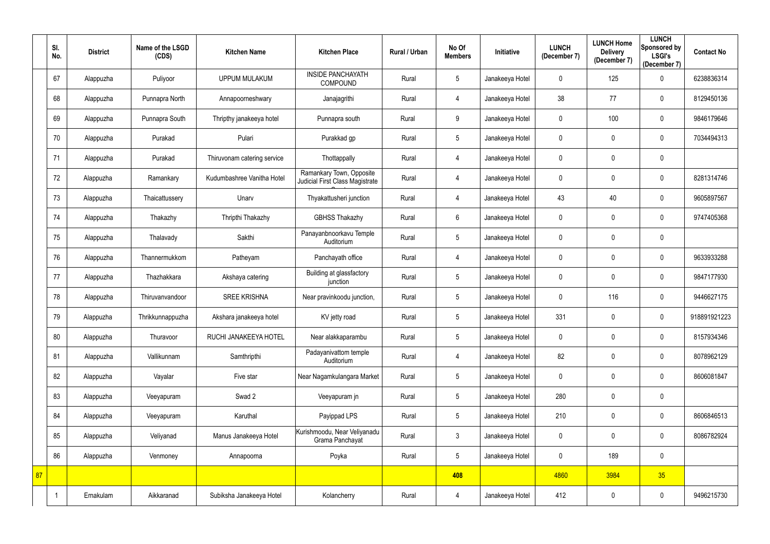| | Sl. No. | District | Name of the LSGD (CDS) | Kitchen Name | Kitchen Place | Rural / Urban | No Of Members | Initiative | LUNCH (December 7) | LUNCH Home Delivery (December 7) | LUNCH Sponsored by LSGI's (December 7) | Contact No |
|---|---|---|---|---|---|---|---|---|---|---|---|---|
| | 67 | Alappuzha | Puliyoor | UPPUM MULAKUM | INSIDE PANCHAYATH COMPOUND | Rural | 5 | Janakeeya Hotel | 0 | 125 | 0 | 6238836314 |
| | 68 | Alappuzha | Punnapra North | Annapoorneshwary | Janajagrithi | Rural | 4 | Janakeeya Hotel | 38 | 77 | 0 | 8129450136 |
| | 69 | Alappuzha | Punnapra South | Thripthy janakeeya hotel | Punnapra south | Rural | 9 | Janakeeya Hotel | 0 | 100 | 0 | 9846179646 |
| | 70 | Alappuzha | Purakad | Pulari | Purakkad gp | Rural | 5 | Janakeeya Hotel | 0 | 0 | 0 | 7034494313 |
| | 71 | Alappuzha | Purakad | Thiruvonam catering service | Thottappally | Rural | 4 | Janakeeya Hotel | 0 | 0 | 0 | |
| | 72 | Alappuzha | Ramankary | Kudumbashree Vanitha Hotel | Ramankary Town, Opposite Judicial First Class Magistrate Court | Rural | 4 | Janakeeya Hotel | 0 | 0 | 0 | 8281314746 |
| | 73 | Alappuzha | Thaicattussery | Unarv | Thyakattusheri junction | Rural | 4 | Janakeeya Hotel | 43 | 40 | 0 | 9605897567 |
| | 74 | Alappuzha | Thakazhy | Thripthi Thakazhy | GBHSS Thakazhy | Rural | 6 | Janakeeya Hotel | 0 | 0 | 0 | 9747405368 |
| | 75 | Alappuzha | Thalavady | Sakthi | Panayanbnoorkavu Temple Auditorium | Rural | 5 | Janakeeya Hotel | 0 | 0 | 0 | |
| | 76 | Alappuzha | Thannermukkom | Patheyam | Panchayath office | Rural | 4 | Janakeeya Hotel | 0 | 0 | 0 | 9633933288 |
| | 77 | Alappuzha | Thazhakkara | Akshaya catering | Building at glassfactory junction | Rural | 5 | Janakeeya Hotel | 0 | 0 | 0 | 9847177930 |
| | 78 | Alappuzha | Thiruvanvandoor | SREE KRISHNA | Near pravinkoodu junction, | Rural | 5 | Janakeeya Hotel | 0 | 116 | 0 | 9446627175 |
| | 79 | Alappuzha | Thrikkunnappuzha | Akshara janakeeya hotel | KV jetty road | Rural | 5 | Janakeeya Hotel | 331 | 0 | 0 | 918891921223 |
| | 80 | Alappuzha | Thuravoor | RUCHI JANAKEEYA HOTEL | Near alakkaparambu | Rural | 5 | Janakeeya Hotel | 0 | 0 | 0 | 8157934346 |
| | 81 | Alappuzha | Vallikunnam | Samthripthi | Padayanivattom temple Auditorium | Rural | 4 | Janakeeya Hotel | 82 | 0 | 0 | 8078962129 |
| | 82 | Alappuzha | Vayalar | Five star | Near Nagamkulangara Market | Rural | 5 | Janakeeya Hotel | 0 | 0 | 0 | 8606081847 |
| | 83 | Alappuzha | Veeyapuram | Swad 2 | Veeyapuram jn | Rural | 5 | Janakeeya Hotel | 280 | 0 | 0 | |
| | 84 | Alappuzha | Veeyapuram | Karuthal | Payippad LPS | Rural | 5 | Janakeeya Hotel | 210 | 0 | 0 | 8606846513 |
| | 85 | Alappuzha | Veliyanad | Manus Janakeeya Hotel | Kurishmoodu, Near Veliyanadu Grama Panchayat | Rural | 3 | Janakeeya Hotel | 0 | 0 | 0 | 8086782924 |
| | 86 | Alappuzha | Venmoney | Annapoorna | Poyka | Rural | 5 | Janakeeya Hotel | 0 | 189 | 0 | |
| 87 | | | | | | | **408** | | 4860 | 3984 | 35 | |
| | 1 | Ernakulam | Aikkaranad | Subiksha Janakeeya Hotel | Kolancherry | Rural | 4 | Janakeeya Hotel | 412 | 0 | 0 | 9496215730 |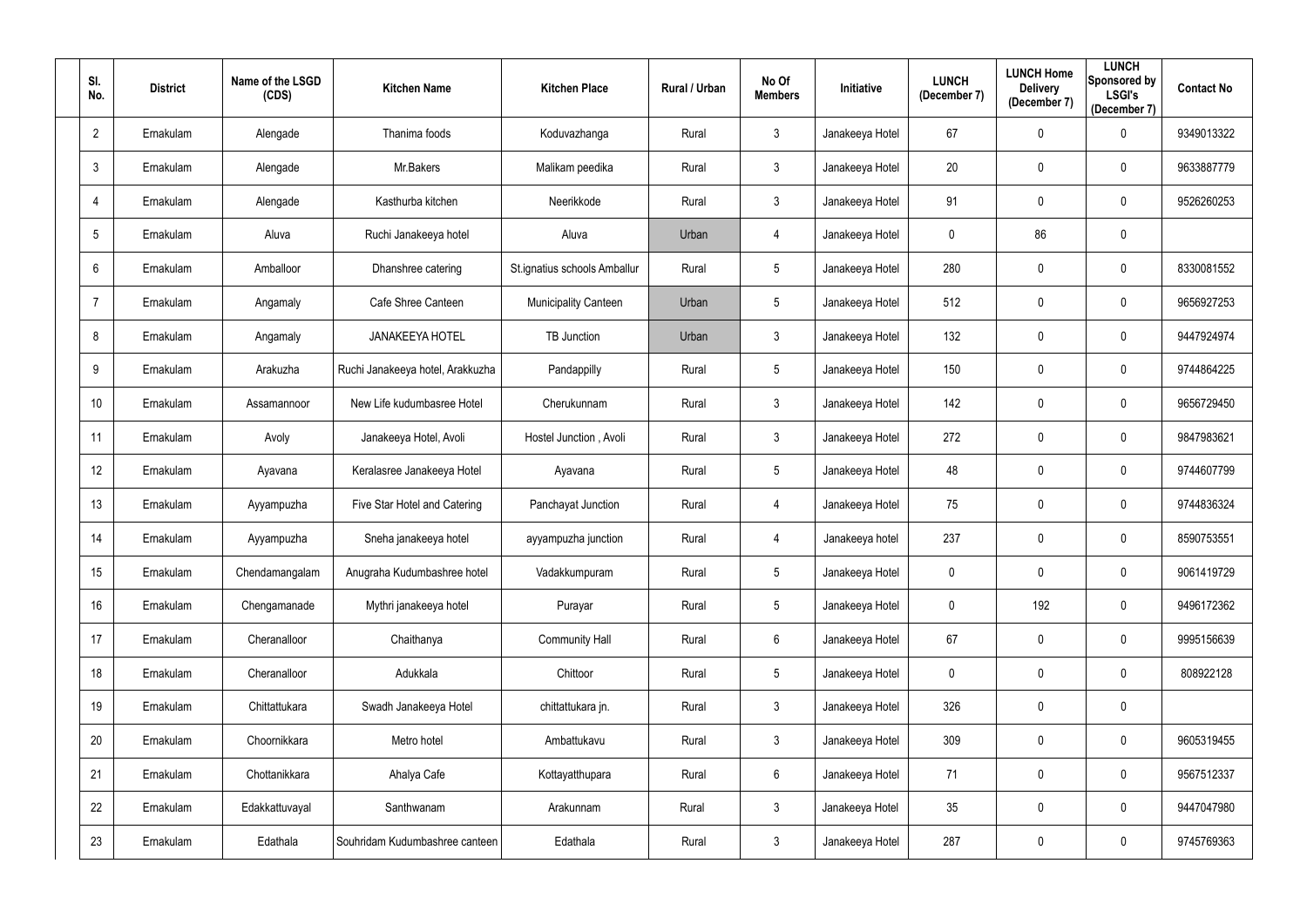| Sl. No. | District | Name of the LSGD (CDS) | Kitchen Name | Kitchen Place | Rural / Urban | No Of Members | Initiative | LUNCH (December 7) | LUNCH Home Delivery (December 7) | LUNCH Sponsored by LSGI's (December 7) | Contact No |
|---|---|---|---|---|---|---|---|---|---|---|---|
| 2 | Ernakulam | Alengade | Thanima foods | Koduvazhanga | Rural | 3 | Janakeeya Hotel | 67 | 0 | 0 | 9349013322 |
| 3 | Ernakulam | Alengade | Mr.Bakers | Malikam peedika | Rural | 3 | Janakeeya Hotel | 20 | 0 | 0 | 9633887779 |
| 4 | Ernakulam | Alengade | Kasthurba kitchen | Neerikkode | Rural | 3 | Janakeeya Hotel | 91 | 0 | 0 | 9526260253 |
| 5 | Ernakulam | Aluva | Ruchi Janakeeya hotel | Aluva | Urban | 4 | Janakeeya Hotel | 0 | 86 | 0 | |
| 6 | Ernakulam | Amballoor | Dhanshree catering | St.ignatius schools Amballur | Rural | 5 | Janakeeya Hotel | 280 | 0 | 0 | 8330081552 |
| 7 | Ernakulam | Angamaly | Cafe Shree Canteen | Municipality Canteen | Urban | 5 | Janakeeya Hotel | 512 | 0 | 0 | 9656927253 |
| 8 | Ernakulam | Angamaly | JANAKEEYA HOTEL | TB Junction | Urban | 3 | Janakeeya Hotel | 132 | 0 | 0 | 9447924974 |
| 9 | Ernakulam | Arakuzha | Ruchi Janakeeya hotel, Arakkuzha | Pandappilly | Rural | 5 | Janakeeya Hotel | 150 | 0 | 0 | 9744864225 |
| 10 | Ernakulam | Assamannoor | New Life kudumbasree Hotel | Cherukunnam | Rural | 3 | Janakeeya Hotel | 142 | 0 | 0 | 9656729450 |
| 11 | Ernakulam | Avoly | Janakeeya Hotel, Avoli | Hostel Junction , Avoli | Rural | 3 | Janakeeya Hotel | 272 | 0 | 0 | 9847983621 |
| 12 | Ernakulam | Ayavana | Keralasree Janakeeya Hotel | Ayavana | Rural | 5 | Janakeeya Hotel | 48 | 0 | 0 | 9744607799 |
| 13 | Ernakulam | Ayyampuzha | Five Star Hotel and Catering | Panchayat Junction | Rural | 4 | Janakeeya Hotel | 75 | 0 | 0 | 9744836324 |
| 14 | Ernakulam | Ayyampuzha | Sneha janakeeya hotel | ayyampuzha junction | Rural | 4 | Janakeeya hotel | 237 | 0 | 0 | 8590753551 |
| 15 | Ernakulam | Chendamangalam | Anugraha Kudumbashree hotel | Vadakkumpuram | Rural | 5 | Janakeeya Hotel | 0 | 0 | 0 | 9061419729 |
| 16 | Ernakulam | Chengamanade | Mythri janakeeya hotel | Purayar | Rural | 5 | Janakeeya Hotel | 0 | 192 | 0 | 9496172362 |
| 17 | Ernakulam | Cheranalloor | Chaithanya | Community Hall | Rural | 6 | Janakeeya Hotel | 67 | 0 | 0 | 9995156639 |
| 18 | Ernakulam | Cheranalloor | Adukkala | Chittoor | Rural | 5 | Janakeeya Hotel | 0 | 0 | 0 | 808922128 |
| 19 | Ernakulam | Chittattukara | Swadh Janakeeya Hotel | chittattukara jn. | Rural | 3 | Janakeeya Hotel | 326 | 0 | 0 | |
| 20 | Ernakulam | Choornikkara | Metro hotel | Ambattukavu | Rural | 3 | Janakeeya Hotel | 309 | 0 | 0 | 9605319455 |
| 21 | Ernakulam | Chottanikkara | Ahalya Cafe | Kottayatthupara | Rural | 6 | Janakeeya Hotel | 71 | 0 | 0 | 9567512337 |
| 22 | Ernakulam | Edakkattuvayal | Santhwanam | Arakunnam | Rural | 3 | Janakeeya Hotel | 35 | 0 | 0 | 9447047980 |
| 23 | Ernakulam | Edathala | Souhridam Kudumbashree canteen | Edathala | Rural | 3 | Janakeeya Hotel | 287 | 0 | 0 | 9745769363 |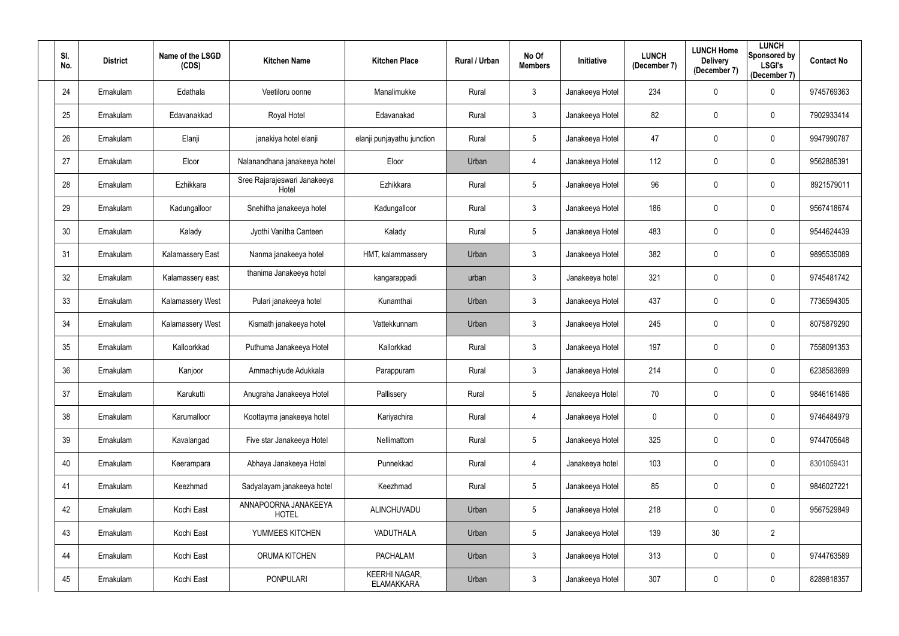| Sl. No. | District | Name of the LSGD (CDS) | Kitchen Name | Kitchen Place | Rural / Urban | No Of Members | Initiative | LUNCH (December 7) | LUNCH Home Delivery (December 7) | LUNCH Sponsored by LSGI's (December 7) | Contact No |
|---|---|---|---|---|---|---|---|---|---|---|---|
| 24 | Ernakulam | Edathala | Veetiloru oonne | Manalimukke | Rural | 3 | Janakeeya Hotel | 234 | 0 | 0 | 9745769363 |
| 25 | Ernakulam | Edavanakkad | Royal Hotel | Edavanakad | Rural | 3 | Janakeeya Hotel | 82 | 0 | 0 | 7902933414 |
| 26 | Ernakulam | Elanji | janakiya hotel elanji | elanji punjayathu junction | Rural | 5 | Janakeeya Hotel | 47 | 0 | 0 | 9947990787 |
| 27 | Ernakulam | Eloor | Nalanandhana janakeeya hotel | Eloor | Urban | 4 | Janakeeya Hotel | 112 | 0 | 0 | 9562885391 |
| 28 | Ernakulam | Ezhikkara | Sree Rajarajeswari Janakeeya Hotel | Ezhikkara | Rural | 5 | Janakeeya Hotel | 96 | 0 | 0 | 8921579011 |
| 29 | Ernakulam | Kadungalloor | Snehitha janakeeya hotel | Kadungalloor | Rural | 3 | Janakeeya Hotel | 186 | 0 | 0 | 9567418674 |
| 30 | Ernakulam | Kalady | Jyothi Vanitha Canteen | Kalady | Rural | 5 | Janakeeya Hotel | 483 | 0 | 0 | 9544624439 |
| 31 | Ernakulam | Kalamassery East | Nanma janakeeya hotel | HMT, kalammassery | Urban | 3 | Janakeeya Hotel | 382 | 0 | 0 | 9895535089 |
| 32 | Ernakulam | Kalamassery east | thanima Janakeeya hotel | kangarappadi | urban | 3 | Janakeeya hotel | 321 | 0 | 0 | 9745481742 |
| 33 | Ernakulam | Kalamassery West | Pulari janakeeya hotel | Kunamthai | Urban | 3 | Janakeeya Hotel | 437 | 0 | 0 | 7736594305 |
| 34 | Ernakulam | Kalamassery West | Kismath janakeeya hotel | Vattekkunnam | Urban | 3 | Janakeeya Hotel | 245 | 0 | 0 | 8075879290 |
| 35 | Ernakulam | Kalloorkkad | Puthuma Janakeeya Hotel | Kallorkkad | Rural | 3 | Janakeeya Hotel | 197 | 0 | 0 | 7558091353 |
| 36 | Ernakulam | Kanjoor | Ammachiyude Adukkala | Parappuram | Rural | 3 | Janakeeya Hotel | 214 | 0 | 0 | 6238583699 |
| 37 | Ernakulam | Karukutti | Anugraha Janakeeya Hotel | Pallissery | Rural | 5 | Janakeeya Hotel | 70 | 0 | 0 | 9846161486 |
| 38 | Ernakulam | Karumalloor | Koottayma janakeeya hotel | Kariyachira | Rural | 4 | Janakeeya Hotel | 0 | 0 | 0 | 9746484979 |
| 39 | Ernakulam | Kavalangad | Five star Janakeeya Hotel | Nellimattom | Rural | 5 | Janakeeya Hotel | 325 | 0 | 0 | 9744705648 |
| 40 | Ernakulam | Keerampara | Abhaya Janakeeya Hotel | Punnekkad | Rural | 4 | Janakeeya hotel | 103 | 0 | 0 | 8301059431 |
| 41 | Ernakulam | Keezhmad | Sadyalayam janakeeya hotel | Keezhmad | Rural | 5 | Janakeeya Hotel | 85 | 0 | 0 | 9846027221 |
| 42 | Ernakulam | Kochi East | ANNAPOORNA JANAKEEYA HOTEL | ALINCHUVADU | Urban | 5 | Janakeeya Hotel | 218 | 0 | 0 | 9567529849 |
| 43 | Ernakulam | Kochi East | YUMMEES KITCHEN | VADUTHALA | Urban | 5 | Janakeeya Hotel | 139 | 30 | 2 | |
| 44 | Ernakulam | Kochi East | ORUMA KITCHEN | PACHALAM | Urban | 3 | Janakeeya Hotel | 313 | 0 | 0 | 9744763589 |
| 45 | Ernakulam | Kochi East | PONPULARI | KEERHI NAGAR, ELAMAKKARA | Urban | 3 | Janakeeya Hotel | 307 | 0 | 0 | 8289818357 |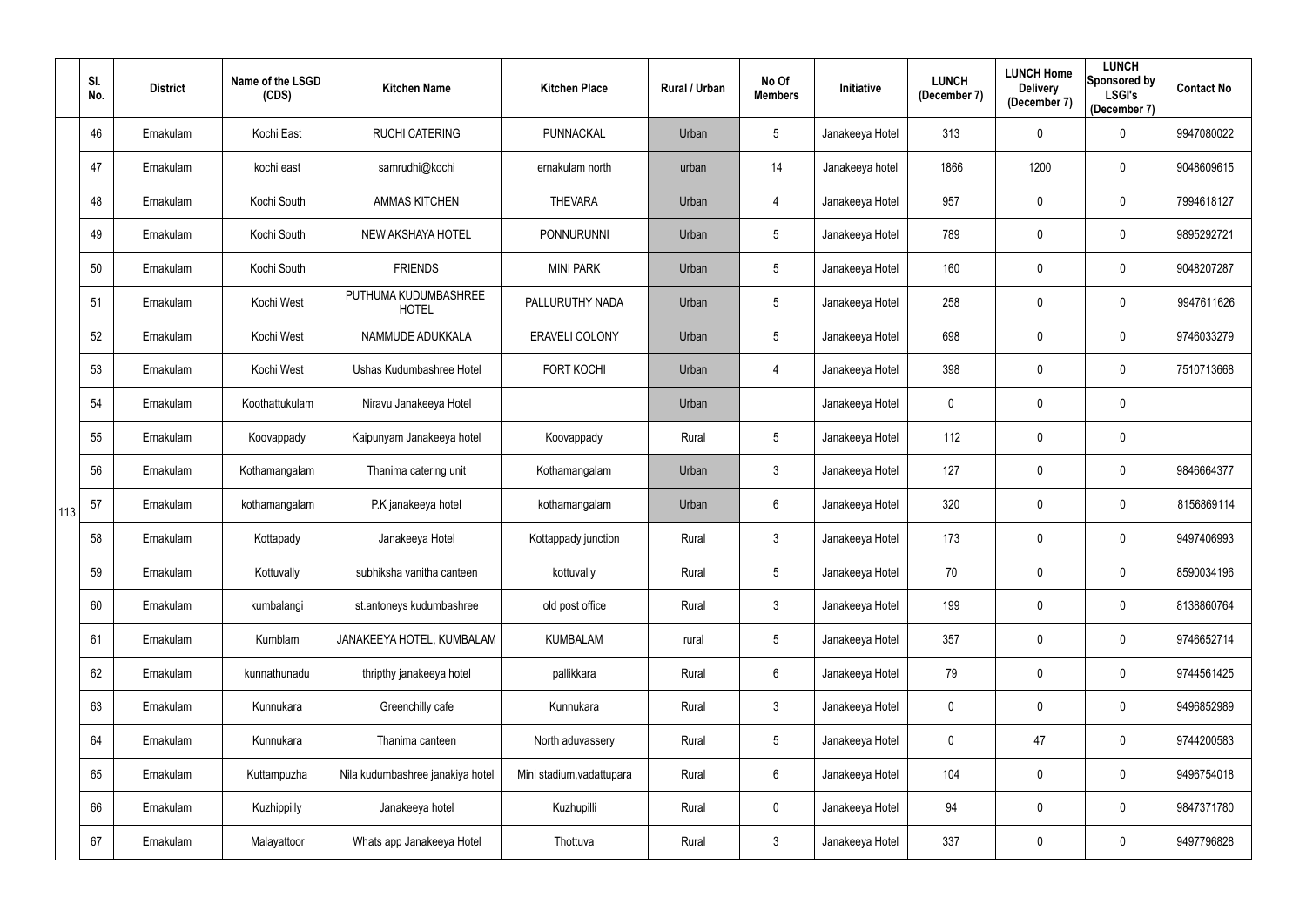| | Sl. No. | District | Name of the LSGD (CDS) | Kitchen Name | Kitchen Place | Rural / Urban | No Of Members | Initiative | LUNCH (December 7) | LUNCH Home Delivery (December 7) | LUNCH Sponsored by LSGI's (December 7) | Contact No |
|---|---|---|---|---|---|---|---|---|---|---|---|---|
| 113 | 46 | Ernakulam | Kochi East | RUCHI CATERING | PUNNACKAL | Urban | 5 | Janakeeya Hotel | 313 | 0 | 0 | 9947080022 |
| | 47 | Ernakulam | kochi east | samrudhi@kochi | ernakulam north | urban | 14 | Janakeeya hotel | 1866 | 1200 | 0 | 9048609615 |
| | 48 | Ernakulam | Kochi South | AMMAS KITCHEN | THEVARA | Urban | 4 | Janakeeya Hotel | 957 | 0 | 0 | 7994618127 |
| | 49 | Ernakulam | Kochi South | NEW AKSHAYA HOTEL | PONNURUNNI | Urban | 5 | Janakeeya Hotel | 789 | 0 | 0 | 9895292721 |
| | 50 | Ernakulam | Kochi South | FRIENDS | MINI PARK | Urban | 5 | Janakeeya Hotel | 160 | 0 | 0 | 9048207287 |
| | 51 | Ernakulam | Kochi West | PUTHUMA KUDUMBASHREE HOTEL | PALLURUTHY NADA | Urban | 5 | Janakeeya Hotel | 258 | 0 | 0 | 9947611626 |
| | 52 | Ernakulam | Kochi West | NAMMUDE ADUKKALA | ERAVELI COLONY | Urban | 5 | Janakeeya Hotel | 698 | 0 | 0 | 9746033279 |
| | 53 | Ernakulam | Kochi West | Ushas Kudumbashree Hotel | FORT KOCHI | Urban | 4 | Janakeeya Hotel | 398 | 0 | 0 | 7510713668 |
| | 54 | Ernakulam | Koothattukulam | Niravu Janakeeya Hotel | | Urban | | Janakeeya Hotel | 0 | 0 | 0 | |
| | 55 | Ernakulam | Koovappady | Kaipunyam Janakeeya hotel | Koovappady | Rural | 5 | Janakeeya Hotel | 112 | 0 | 0 | |
| | 56 | Ernakulam | Kothamangalam | Thanima catering unit | Kothamangalam | Urban | 3 | Janakeeya Hotel | 127 | 0 | 0 | 9846664377 |
| | 57 | Ernakulam | kothamangalam | P.K janakeeya hotel | kothamangalam | Urban | 6 | Janakeeya Hotel | 320 | 0 | 0 | 8156869114 |
| | 58 | Ernakulam | Kottapady | Janakeeya Hotel | Kottappady junction | Rural | 3 | Janakeeya Hotel | 173 | 0 | 0 | 9497406993 |
| | 59 | Ernakulam | Kottuvally | subhiksha vanitha canteen | kottuvally | Rural | 5 | Janakeeya Hotel | 70 | 0 | 0 | 8590034196 |
| | 60 | Ernakulam | kumbalangi | st.antoneys kudumbashree | old post office | Rural | 3 | Janakeeya Hotel | 199 | 0 | 0 | 8138860764 |
| | 61 | Ernakulam | Kumblam | JANAKEEYA HOTEL, KUMBALAM | KUMBALAM | rural | 5 | Janakeeya Hotel | 357 | 0 | 0 | 9746652714 |
| | 62 | Ernakulam | kunnathunadu | thripthy janakeeya hotel | pallikkara | Rural | 6 | Janakeeya Hotel | 79 | 0 | 0 | 9744561425 |
| | 63 | Ernakulam | Kunnukara | Greenchilly cafe | Kunnukara | Rural | 3 | Janakeeya Hotel | 0 | 0 | 0 | 9496852989 |
| | 64 | Ernakulam | Kunnukara | Thanima canteen | North aduvassery | Rural | 5 | Janakeeya Hotel | 0 | 47 | 0 | 9744200583 |
| | 65 | Ernakulam | Kuttampuzha | Nila kudumbashree janakiya hotel | Mini stadium,vadattupara | Rural | 6 | Janakeeya Hotel | 104 | 0 | 0 | 9496754018 |
| | 66 | Ernakulam | Kuzhippilly | Janakeeya hotel | Kuzhupilli | Rural | 0 | Janakeeya Hotel | 94 | 0 | 0 | 9847371780 |
| | 67 | Ernakulam | Malayattoor | Whats app Janakeeya Hotel | Thottuva | Rural | 3 | Janakeeya Hotel | 337 | 0 | 0 | 9497796828 |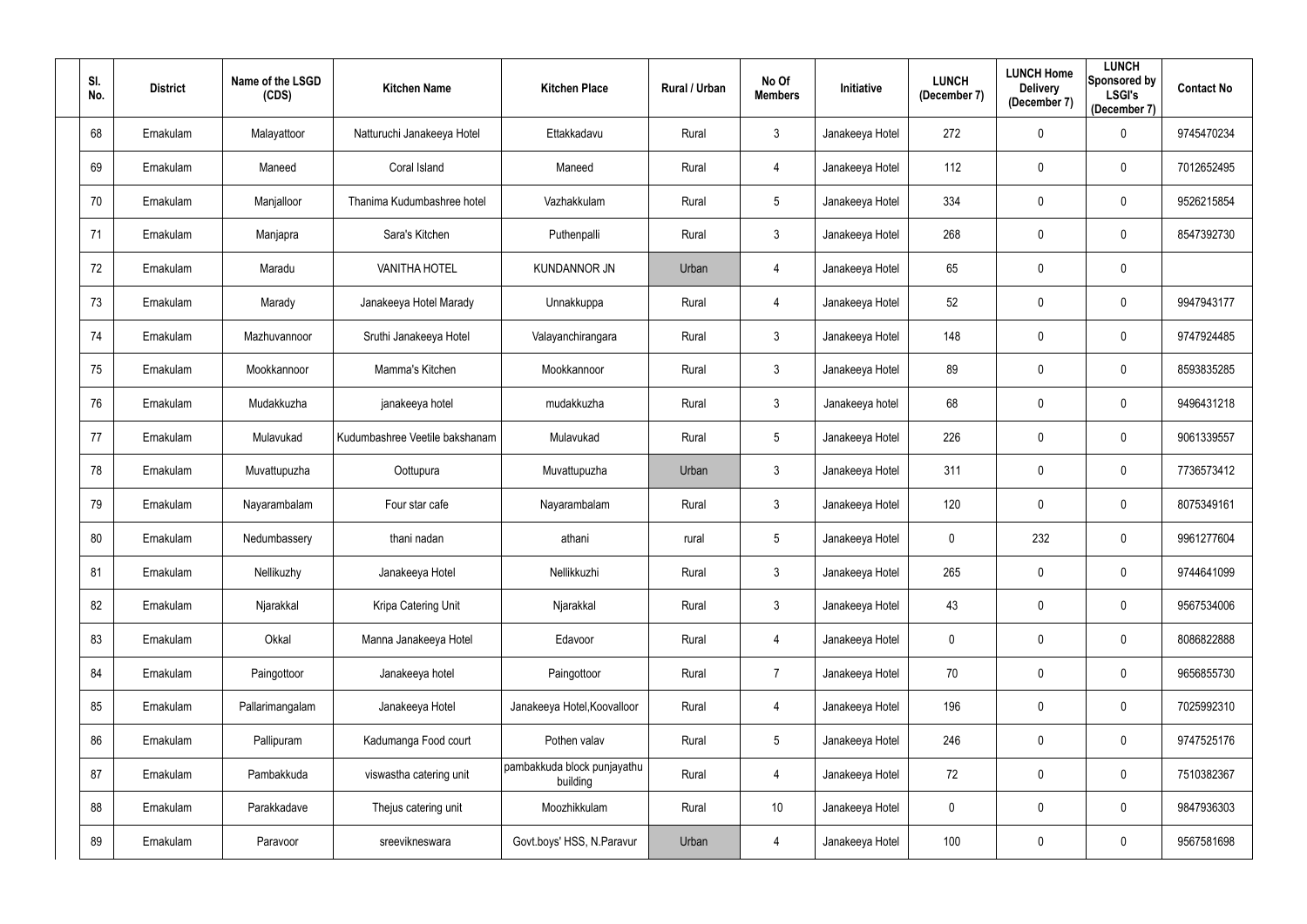| Sl. No. | District | Name of the LSGD (CDS) | Kitchen Name | Kitchen Place | Rural / Urban | No Of Members | Initiative | LUNCH (December 7) | LUNCH Home Delivery (December 7) | LUNCH Sponsored by LSGI's (December 7) | Contact No |
|---|---|---|---|---|---|---|---|---|---|---|---|
| 68 | Ernakulam | Malayattoor | Natturuchi Janakeeya Hotel | Ettakkadavu | Rural | 3 | Janakeeya Hotel | 272 | 0 | 0 | 9745470234 |
| 69 | Ernakulam | Maneed | Coral Island | Maneed | Rural | 4 | Janakeeya Hotel | 112 | 0 | 0 | 7012652495 |
| 70 | Ernakulam | Manjalloor | Thanima Kudumbashree hotel | Vazhakkulam | Rural | 5 | Janakeeya Hotel | 334 | 0 | 0 | 9526215854 |
| 71 | Ernakulam | Manjapra | Sara's Kitchen | Puthenpalli | Rural | 3 | Janakeeya Hotel | 268 | 0 | 0 | 8547392730 |
| 72 | Ernakulam | Maradu | VANITHA HOTEL | KUNDANNOR JN | Urban | 4 | Janakeeya Hotel | 65 | 0 | 0 | |
| 73 | Ernakulam | Marady | Janakeeya Hotel Marady | Unnakkuppa | Rural | 4 | Janakeeya Hotel | 52 | 0 | 0 | 9947943177 |
| 74 | Ernakulam | Mazhuvannoor | Sruthi Janakeeya Hotel | Valayanchirangara | Rural | 3 | Janakeeya Hotel | 148 | 0 | 0 | 9747924485 |
| 75 | Ernakulam | Mookkannoor | Mamma's Kitchen | Mookkannoor | Rural | 3 | Janakeeya Hotel | 89 | 0 | 0 | 8593835285 |
| 76 | Ernakulam | Mudakkuzha | janakeeya hotel | mudakkuzha | Rural | 3 | Janakeeya hotel | 68 | 0 | 0 | 9496431218 |
| 77 | Ernakulam | Mulavukad | Kudumbashree Veetile bakshanam | Mulavukad | Rural | 5 | Janakeeya Hotel | 226 | 0 | 0 | 9061339557 |
| 78 | Ernakulam | Muvattupuzha | Oottupura | Muvattupuzha | Urban | 3 | Janakeeya Hotel | 311 | 0 | 0 | 7736573412 |
| 79 | Ernakulam | Nayarambalam | Four star cafe | Nayarambalam | Rural | 3 | Janakeeya Hotel | 120 | 0 | 0 | 8075349161 |
| 80 | Ernakulam | Nedumbassery | thani nadan | athani | rural | 5 | Janakeeya Hotel | 0 | 232 | 0 | 9961277604 |
| 81 | Ernakulam | Nellikuzhy | Janakeeya Hotel | Nellikkuzhi | Rural | 3 | Janakeeya Hotel | 265 | 0 | 0 | 9744641099 |
| 82 | Ernakulam | Njarakkal | Kripa Catering Unit | Njarakkal | Rural | 3 | Janakeeya Hotel | 43 | 0 | 0 | 9567534006 |
| 83 | Ernakulam | Okkal | Manna Janakeeya Hotel | Edavoor | Rural | 4 | Janakeeya Hotel | 0 | 0 | 0 | 8086822888 |
| 84 | Ernakulam | Paingottoor | Janakeeya hotel | Paingottoor | Rural | 7 | Janakeeya Hotel | 70 | 0 | 0 | 9656855730 |
| 85 | Ernakulam | Pallarimangalam | Janakeeya Hotel | Janakeeya Hotel,Koovalloor | Rural | 4 | Janakeeya Hotel | 196 | 0 | 0 | 7025992310 |
| 86 | Ernakulam | Pallipuram | Kadumanga Food court | Pothen valav | Rural | 5 | Janakeeya Hotel | 246 | 0 | 0 | 9747525176 |
| 87 | Ernakulam | Pambakkuda | viswastha catering unit | pambakkuda block punjayathu building | Rural | 4 | Janakeeya Hotel | 72 | 0 | 0 | 7510382367 |
| 88 | Ernakulam | Parakkadave | Thejus catering unit | Moozhikkulam | Rural | 10 | Janakeeya Hotel | 0 | 0 | 0 | 9847936303 |
| 89 | Ernakulam | Paravoor | sreevikneswara | Govt.boys' HSS, N.Paravur | Urban | 4 | Janakeeya Hotel | 100 | 0 | 0 | 9567581698 |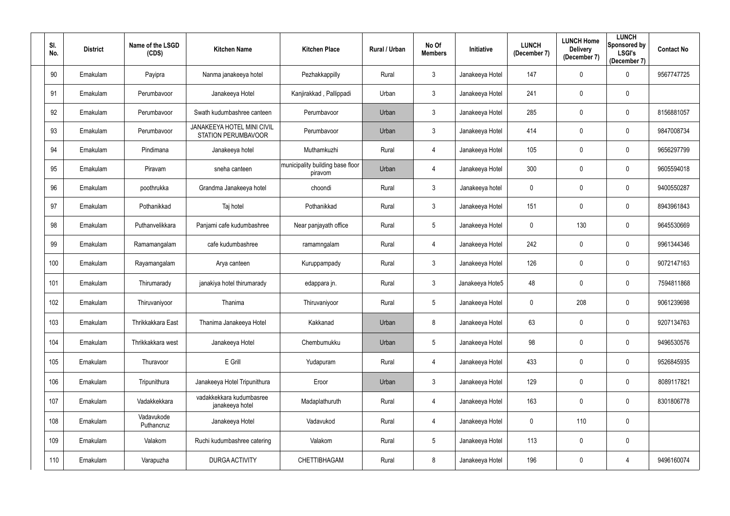| Sl. No. | District | Name of the LSGD (CDS) | Kitchen Name | Kitchen Place | Rural / Urban | No Of Members | Initiative | LUNCH (December 7) | LUNCH Home Delivery (December 7) | LUNCH Sponsored by LSGI's (December 7) | Contact No |
|---|---|---|---|---|---|---|---|---|---|---|---|
| 90 | Ernakulam | Payipra | Nanma janakeeya hotel | Pezhakkappilly | Rural | 3 | Janakeeya Hotel | 147 | 0 | 0 | 9567747725 |
| 91 | Ernakulam | Perumbavoor | Janakeeya Hotel | Kanjirakkad , Pallippadi | Urban | 3 | Janakeeya Hotel | 241 | 0 | 0 | |
| 92 | Ernakulam | Perumbavoor | Swath kudumbashree canteen | Perumbavoor | Urban | 3 | Janakeeya Hotel | 285 | 0 | 0 | 8156881057 |
| 93 | Ernakulam | Perumbavoor | JANAKEEYA HOTEL MINI CIVIL STATION PERUMBAVOOR | Perumbavoor | Urban | 3 | Janakeeya Hotel | 414 | 0 | 0 | 9847008734 |
| 94 | Ernakulam | Pindimana | Janakeeya hotel | Muthamkuzhi | Rural | 4 | Janakeeya Hotel | 105 | 0 | 0 | 9656297799 |
| 95 | Ernakulam | Piravam | sneha canteen | municipality building base floor piravom | Urban | 4 | Janakeeya Hotel | 300 | 0 | 0 | 9605594018 |
| 96 | Ernakulam | poothrukka | Grandma Janakeeya hotel | choondi | Rural | 3 | Janakeeya hotel | 0 | 0 | 0 | 9400550287 |
| 97 | Ernakulam | Pothanikkad | Taj hotel | Pothanikkad | Rural | 3 | Janakeeya Hotel | 151 | 0 | 0 | 8943961843 |
| 98 | Ernakulam | Puthanvelikkara | Panjami cafe kudumbashree | Near panjayath office | Rural | 5 | Janakeeya Hotel | 0 | 130 | 0 | 9645530669 |
| 99 | Ernakulam | Ramamangalam | cafe kudumbashree | ramamngalam | Rural | 4 | Janakeeya Hotel | 242 | 0 | 0 | 9961344346 |
| 100 | Ernakulam | Rayamangalam | Arya canteen | Kuruppampady | Rural | 3 | Janakeeya Hotel | 126 | 0 | 0 | 9072147163 |
| 101 | Ernakulam | Thirumarady | janakiya hotel thirumarady | edappara jn. | Rural | 3 | Janakeeya Hote5 | 48 | 0 | 0 | 7594811868 |
| 102 | Ernakulam | Thiruvaniyoor | Thanima | Thiruvaniyoor | Rural | 5 | Janakeeya Hotel | 0 | 208 | 0 | 9061239698 |
| 103 | Ernakulam | Thrikkakkara East | Thanima Janakeeya Hotel | Kakkanad | Urban | 8 | Janakeeya Hotel | 63 | 0 | 0 | 9207134763 |
| 104 | Ernakulam | Thrikkakkara west | Janakeeya Hotel | Chembumukku | Urban | 5 | Janakeeya Hotel | 98 | 0 | 0 | 9496530576 |
| 105 | Ernakulam | Thuravoor | E Grill | Yudapuram | Rural | 4 | Janakeeya Hotel | 433 | 0 | 0 | 9526845935 |
| 106 | Ernakulam | Tripunithura | Janakeeya Hotel Tripunithura | Eroor | Urban | 3 | Janakeeya Hotel | 129 | 0 | 0 | 8089117821 |
| 107 | Ernakulam | Vadakkekkara | vadakkekkara kudumbasree janakeeya hotel | Madaplathuruth | Rural | 4 | Janakeeya Hotel | 163 | 0 | 0 | 8301806778 |
| 108 | Ernakulam | Vadavukode Puthancruz | Janakeeya Hotel | Vadavukod | Rural | 4 | Janakeeya Hotel | 0 | 110 | 0 | |
| 109 | Ernakulam | Valakom | Ruchi kudumbashree catering | Valakom | Rural | 5 | Janakeeya Hotel | 113 | 0 | 0 | |
| 110 | Ernakulam | Varapuzha | DURGA ACTIVITY | CHETTIBHAGAM | Rural | 8 | Janakeeya Hotel | 196 | 0 | 4 | 9496160074 |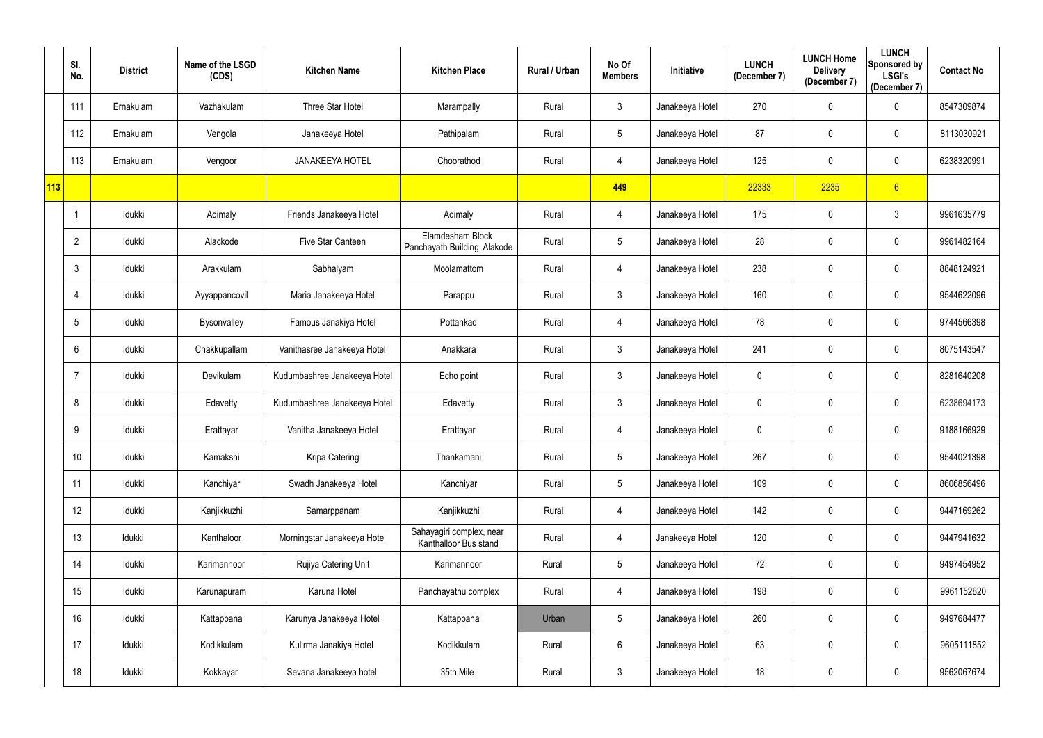|  | Sl. No. | District | Name of the LSGD (CDS) | Kitchen Name | Kitchen Place | Rural / Urban | No Of Members | Initiative | LUNCH (December 7) | LUNCH Home Delivery (December 7) | LUNCH Sponsored by LSGI's (December 7) | Contact No |
|---|---|---|---|---|---|---|---|---|---|---|---|---|
|  | 111 | Ernakulam | Vazhakulam | Three Star Hotel | Marampally | Rural | 3 | Janakeeya Hotel | 270 | 0 | 0 | 8547309874 |
|  | 112 | Ernakulam | Vengola | Janakeeya Hotel | Pathipalam | Rural | 5 | Janakeeya Hotel | 87 | 0 | 0 | 8113030921 |
|  | 113 | Ernakulam | Vengoor | JANAKEEYA HOTEL | Choorathod | Rural | 4 | Janakeeya Hotel | 125 | 0 | 0 | 6238320991 |
| 113 |  |  |  |  |  |  | 449 |  | 22333 | 2235 | 6 |  |
|  | 1 | Idukki | Adimaly | Friends Janakeeya Hotel | Adimaly | Rural | 4 | Janakeeya Hotel | 175 | 0 | 3 | 9961635779 |
|  | 2 | Idukki | Alackode | Five Star Canteen | Elamdesham Block Panchayath Building, Alakode | Rural | 5 | Janakeeya Hotel | 28 | 0 | 0 | 9961482164 |
|  | 3 | Idukki | Arakkulam | Sabhalyam | Moolamattom | Rural | 4 | Janakeeya Hotel | 238 | 0 | 0 | 8848124921 |
|  | 4 | Idukki | Ayyappancovil | Maria Janakeeya Hotel | Parappu | Rural | 3 | Janakeeya Hotel | 160 | 0 | 0 | 9544622096 |
|  | 5 | Idukki | Bysonvalley | Famous Janakiya Hotel | Pottankad | Rural | 4 | Janakeeya Hotel | 78 | 0 | 0 | 9744566398 |
|  | 6 | Idukki | Chakkupallam | Vanithasree Janakeeya Hotel | Anakkara | Rural | 3 | Janakeeya Hotel | 241 | 0 | 0 | 8075143547 |
|  | 7 | Idukki | Devikulam | Kudumbashree Janakeeya Hotel | Echo point | Rural | 3 | Janakeeya Hotel | 0 | 0 | 0 | 8281640208 |
|  | 8 | Idukki | Edavetty | Kudumbashree Janakeeya Hotel | Edavetty | Rural | 3 | Janakeeya Hotel | 0 | 0 | 0 | 6238694173 |
|  | 9 | Idukki | Erattayar | Vanitha Janakeeya Hotel | Erattayar | Rural | 4 | Janakeeya Hotel | 0 | 0 | 0 | 9188166929 |
|  | 10 | Idukki | Kamakshi | Kripa Catering | Thankamani | Rural | 5 | Janakeeya Hotel | 267 | 0 | 0 | 9544021398 |
|  | 11 | Idukki | Kanchiyar | Swadh Janakeeya Hotel | Kanchiyar | Rural | 5 | Janakeeya Hotel | 109 | 0 | 0 | 8606856496 |
|  | 12 | Idukki | Kanjikkuzhi | Samarppanam | Kanjikkuzhi | Rural | 4 | Janakeeya Hotel | 142 | 0 | 0 | 9447169262 |
|  | 13 | Idukki | Kanthaloor | Morningstar Janakeeya Hotel | Sahayagiri complex, near Kanthalloor Bus stand | Rural | 4 | Janakeeya Hotel | 120 | 0 | 0 | 9447941632 |
|  | 14 | Idukki | Karimannoor | Rujiya Catering Unit | Karimannoor | Rural | 5 | Janakeeya Hotel | 72 | 0 | 0 | 9497454952 |
|  | 15 | Idukki | Karunapuram | Karuna Hotel | Panchayathu complex | Rural | 4 | Janakeeya Hotel | 198 | 0 | 0 | 9961152820 |
|  | 16 | Idukki | Kattappana | Karunya Janakeeya Hotel | Kattappana | Urban | 5 | Janakeeya Hotel | 260 | 0 | 0 | 9497684477 |
|  | 17 | Idukki | Kodikkulam | Kulirma Janakiya Hotel | Kodikkulam | Rural | 6 | Janakeeya Hotel | 63 | 0 | 0 | 9605111852 |
|  | 18 | Idukki | Kokkayar | Sevana Janakeeya hotel | 35th Mile | Rural | 3 | Janakeeya Hotel | 18 | 0 | 0 | 9562067674 |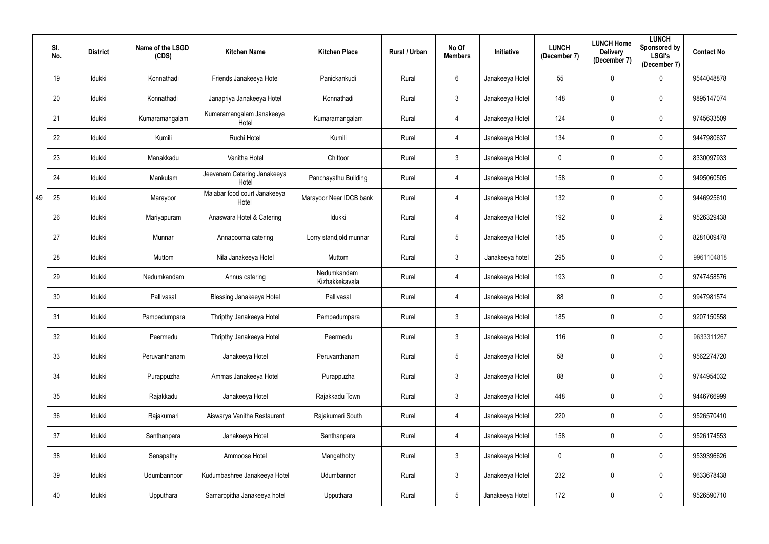|  | Sl. No. | District | Name of the LSGD (CDS) | Kitchen Name | Kitchen Place | Rural / Urban | No Of Members | Initiative | LUNCH (December 7) | LUNCH Home Delivery (December 7) | LUNCH Sponsored by LSGI's (December 7) | Contact No |
|---|---|---|---|---|---|---|---|---|---|---|---|---|
| 49 | 19 | Idukki | Konnathadi | Friends Janakeeya Hotel | Panickankudi | Rural | 6 | Janakeeya Hotel | 55 | 0 | 0 | 9544048878 |
|  | 20 | Idukki | Konnathadi | Janapriya Janakeeya Hotel | Konnathadi | Rural | 3 | Janakeeya Hotel | 148 | 0 | 0 | 9895147074 |
|  | 21 | Idukki | Kumaramangalam | Kumaramangalam Janakeeya Hotel | Kumaramangalam | Rural | 4 | Janakeeya Hotel | 124 | 0 | 0 | 9745633509 |
|  | 22 | Idukki | Kumili | Ruchi Hotel | Kumili | Rural | 4 | Janakeeya Hotel | 134 | 0 | 0 | 9447980637 |
|  | 23 | Idukki | Manakkadu | Vanitha Hotel | Chittoor | Rural | 3 | Janakeeya Hotel | 0 | 0 | 0 | 8330097933 |
|  | 24 | Idukki | Mankulam | Jeevanam Catering Janakeeya Hotel | Panchayathu Building | Rural | 4 | Janakeeya Hotel | 158 | 0 | 0 | 9495060505 |
|  | 25 | Idukki | Marayoor | Malabar food court Janakeeya Hotel | Marayoor Near IDCB bank | Rural | 4 | Janakeeya Hotel | 132 | 0 | 0 | 9446925610 |
|  | 26 | Idukki | Mariyapuram | Anaswara Hotel & Catering | Idukki | Rural | 4 | Janakeeya Hotel | 192 | 0 | 2 | 9526329438 |
|  | 27 | Idukki | Munnar | Annapoorna catering | Lorry stand,old munnar | Rural | 5 | Janakeeya Hotel | 185 | 0 | 0 | 8281009478 |
|  | 28 | Idukki | Muttom | Nila Janakeeya Hotel | Muttom | Rural | 3 | Janakeeya hotel | 295 | 0 | 0 | 9961104818 |
|  | 29 | Idukki | Nedumkandam | Annus catering | Nedumkandam Kizhakkekavala | Rural | 4 | Janakeeya Hotel | 193 | 0 | 0 | 9747458576 |
|  | 30 | Idukki | Pallivasal | Blessing Janakeeya Hotel | Pallivasal | Rural | 4 | Janakeeya Hotel | 88 | 0 | 0 | 9947981574 |
|  | 31 | Idukki | Pampadumpara | Thripthy Janakeeya Hotel | Pampadumpara | Rural | 3 | Janakeeya Hotel | 185 | 0 | 0 | 9207150558 |
|  | 32 | Idukki | Peermedu | Thripthy Janakeeya Hotel | Peermedu | Rural | 3 | Janakeeya Hotel | 116 | 0 | 0 | 9633311267 |
|  | 33 | Idukki | Peruvanthanam | Janakeeya Hotel | Peruvanthanam | Rural | 5 | Janakeeya Hotel | 58 | 0 | 0 | 9562274720 |
|  | 34 | Idukki | Purappuzha | Ammas Janakeeya Hotel | Purappuzha | Rural | 3 | Janakeeya Hotel | 88 | 0 | 0 | 9744954032 |
|  | 35 | Idukki | Rajakkadu | Janakeeya Hotel | Rajakkadu Town | Rural | 3 | Janakeeya Hotel | 448 | 0 | 0 | 9446766999 |
|  | 36 | Idukki | Rajakumari | Aiswarya Vanitha Restaurent | Rajakumari South | Rural | 4 | Janakeeya Hotel | 220 | 0 | 0 | 9526570410 |
|  | 37 | Idukki | Santhanpara | Janakeeya Hotel | Santhanpara | Rural | 4 | Janakeeya Hotel | 158 | 0 | 0 | 9526174553 |
|  | 38 | Idukki | Senapathy | Ammoose Hotel | Mangathotty | Rural | 3 | Janakeeya Hotel | 0 | 0 | 0 | 9539396626 |
|  | 39 | Idukki | Udumbannoor | Kudumbashree Janakeeya Hotel | Udumbannor | Rural | 3 | Janakeeya Hotel | 232 | 0 | 0 | 9633678438 |
|  | 40 | Idukki | Upputhara | Samarppitha Janakeeya hotel | Upputhara | Rural | 5 | Janakeeya Hotel | 172 | 0 | 0 | 9526590710 |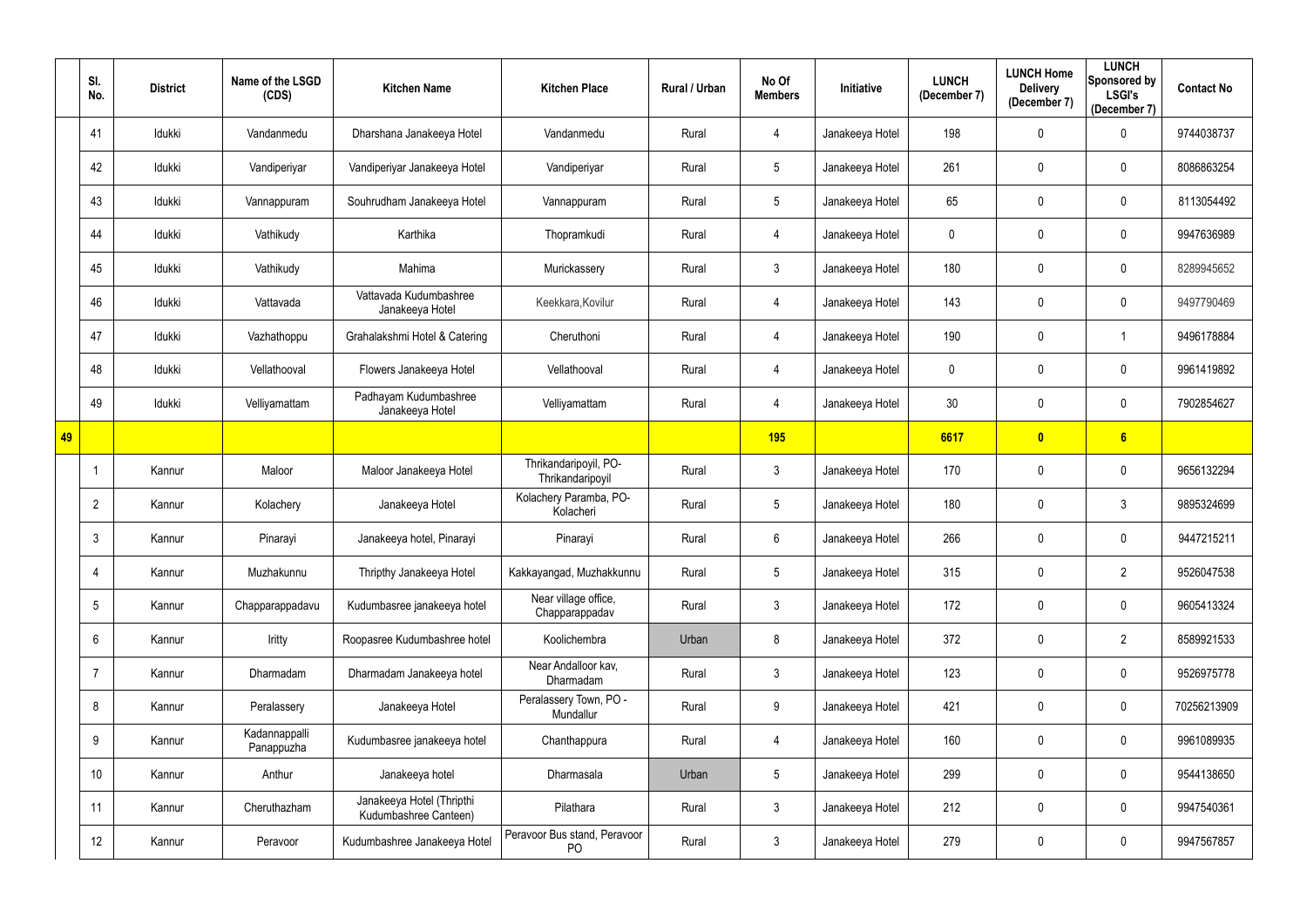| | Sl. No. | District | Name of the LSGD (CDS) | Kitchen Name | Kitchen Place | Rural / Urban | No Of Members | Initiative | LUNCH (December 7) | LUNCH Home Delivery (December 7) | LUNCH Sponsored by LSGI's (December 7) | Contact No |
|---|---|---|---|---|---|---|---|---|---|---|---|---|
| | 41 | Idukki | Vandanmedu | Dharshana Janakeeya Hotel | Vandanmedu | Rural | 4 | Janakeeya Hotel | 198 | 0 | 0 | 9744038737 |
| | 42 | Idukki | Vandiperiyar | Vandiperiyar Janakeeya Hotel | Vandiperiyar | Rural | 5 | Janakeeya Hotel | 261 | 0 | 0 | 8086863254 |
| | 43 | Idukki | Vannappuram | Souhrudham Janakeeya Hotel | Vannappuram | Rural | 5 | Janakeeya Hotel | 65 | 0 | 0 | 8113054492 |
| | 44 | Idukki | Vathikudy | Karthika | Thopramkudi | Rural | 4 | Janakeeya Hotel | 0 | 0 | 0 | 9947636989 |
| | 45 | Idukki | Vathikudy | Mahima | Murickassery | Rural | 3 | Janakeeya Hotel | 180 | 0 | 0 | 8289945652 |
| | 46 | Idukki | Vattavada | Vattavada Kudumbashree Janakeeya Hotel | Keekkara,Kovilur | Rural | 4 | Janakeeya Hotel | 143 | 0 | 0 | 9497790469 |
| | 47 | Idukki | Vazhathoppu | Grahalakshmi Hotel & Catering | Cheruthoni | Rural | 4 | Janakeeya Hotel | 190 | 0 | 1 | 9496178884 |
| | 48 | Idukki | Vellathooval | Flowers Janakeeya Hotel | Vellathooval | Rural | 4 | Janakeeya Hotel | 0 | 0 | 0 | 9961419892 |
| | 49 | Idukki | Velliyamattam | Padhayam Kudumbashree Janakeeya Hotel | Velliyamattam | Rural | 4 | Janakeeya Hotel | 30 | 0 | 0 | 7902854627 |
| **49** | | | | | | | **195** | | **6617** | **0** | **6** | |
| | 1 | Kannur | Maloor | Maloor Janakeeya Hotel | Thrikandaripoyil, PO-Thrikandaripoyil | Rural | 3 | Janakeeya Hotel | 170 | 0 | 0 | 9656132294 |
| | 2 | Kannur | Kolachery | Janakeeya Hotel | Kolachery Paramba, PO-Kolacheri | Rural | 5 | Janakeeya Hotel | 180 | 0 | 3 | 9895324699 |
| | 3 | Kannur | Pinarayi | Janakeeya hotel, Pinarayi | Pinarayi | Rural | 6 | Janakeeya Hotel | 266 | 0 | 0 | 9447215211 |
| | 4 | Kannur | Muzhakunnu | Thripthy Janakeeya Hotel | Kakkayangad, Muzhakkunnu | Rural | 5 | Janakeeya Hotel | 315 | 0 | 2 | 9526047538 |
| | 5 | Kannur | Chapparappadavu | Kudumbasree janakeeya hotel | Near village office, Chapparappadav | Rural | 3 | Janakeeya Hotel | 172 | 0 | 0 | 9605413324 |
| | 6 | Kannur | Iritty | Roopasree Kudumbashree hotel | Koolichembra | Urban | 8 | Janakeeya Hotel | 372 | 0 | 2 | 8589921533 |
| | 7 | Kannur | Dharmadam | Dharmadam Janakeeya hotel | Near Andalloor kav, Dharmadam | Rural | 3 | Janakeeya Hotel | 123 | 0 | 0 | 9526975778 |
| | 8 | Kannur | Peralassery | Janakeeya Hotel | Peralassery Town, PO - Mundallur | Rural | 9 | Janakeeya Hotel | 421 | 0 | 0 | 70256213909 |
| | 9 | Kannur | Kadannappalli Panappuzha | Kudumbasree janakeeya hotel | Chanthappura | Rural | 4 | Janakeeya Hotel | 160 | 0 | 0 | 9961089935 |
| | 10 | Kannur | Anthur | Janakeeya hotel | Dharmasala | Urban | 5 | Janakeeya Hotel | 299 | 0 | 0 | 9544138650 |
| | 11 | Kannur | Cheruthazham | Janakeeya Hotel (Thripthi Kudumbashree Canteen) | Pilathara | Rural | 3 | Janakeeya Hotel | 212 | 0 | 0 | 9947540361 |
| | 12 | Kannur | Peravoor | Kudumbashree Janakeeya Hotel | Peravoor Bus stand, Peravoor PO | Rural | 3 | Janakeeya Hotel | 279 | 0 | 0 | 9947567857 |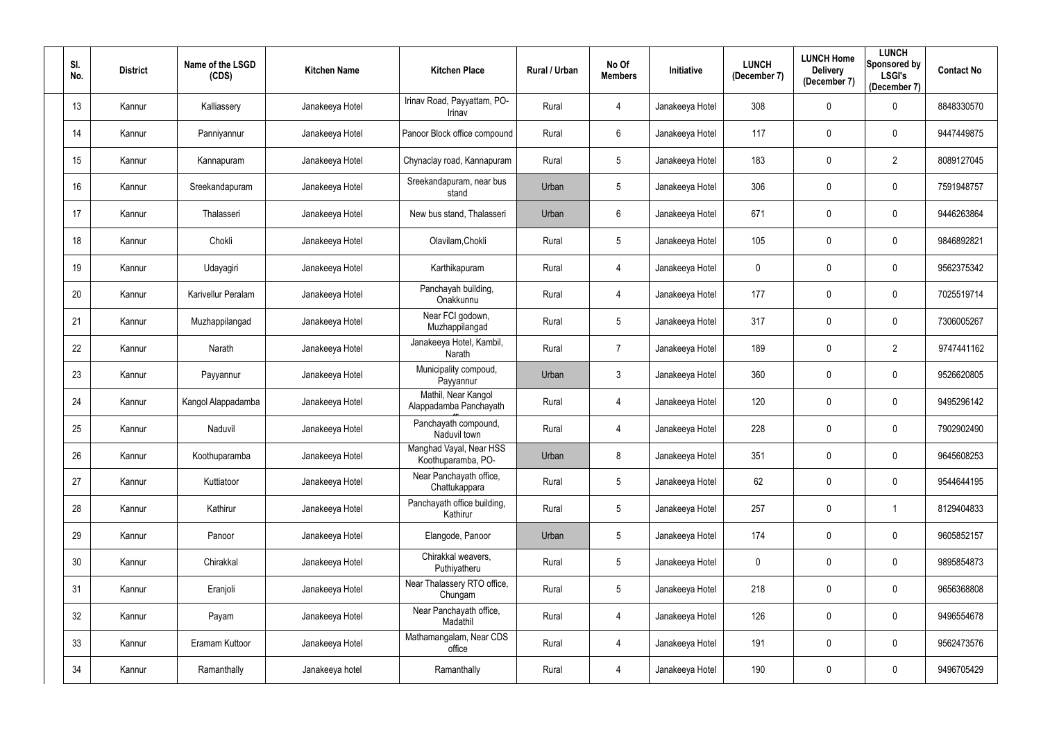| Sl. No. | District | Name of the LSGD (CDS) | Kitchen Name | Kitchen Place | Rural / Urban | No Of Members | Initiative | LUNCH (December 7) | LUNCH Home Delivery (December 7) | LUNCH Sponsored by LSGI's (December 7) | Contact No |
|---|---|---|---|---|---|---|---|---|---|---|---|
| 13 | Kannur | Kalliassery | Janakeeya Hotel | Irinav Road, Payyattam, PO-Irinav | Rural | 4 | Janakeeya Hotel | 308 | 0 | 0 | 8848330570 |
| 14 | Kannur | Panniyannur | Janakeeya Hotel | Panoor Block office compound | Rural | 6 | Janakeeya Hotel | 117 | 0 | 0 | 9447449875 |
| 15 | Kannur | Kannapuram | Janakeeya Hotel | Chynaclay road, Kannapuram | Rural | 5 | Janakeeya Hotel | 183 | 0 | 2 | 8089127045 |
| 16 | Kannur | Sreekandapuram | Janakeeya Hotel | Sreekandapuram, near bus stand | Urban | 5 | Janakeeya Hotel | 306 | 0 | 0 | 7591948757 |
| 17 | Kannur | Thalasseri | Janakeeya Hotel | New bus stand, Thalasseri | Urban | 6 | Janakeeya Hotel | 671 | 0 | 0 | 9446263864 |
| 18 | Kannur | Chokli | Janakeeya Hotel | Olavilam,Chokli | Rural | 5 | Janakeeya Hotel | 105 | 0 | 0 | 9846892821 |
| 19 | Kannur | Udayagiri | Janakeeya Hotel | Karthikapuram | Rural | 4 | Janakeeya Hotel | 0 | 0 | 0 | 9562375342 |
| 20 | Kannur | Karivellur Peralam | Janakeeya Hotel | Panchayah building, Onakkunnu | Rural | 4 | Janakeeya Hotel | 177 | 0 | 0 | 7025519714 |
| 21 | Kannur | Muzhappilangad | Janakeeya Hotel | Near FCI godown, Muzhappilangad | Rural | 5 | Janakeeya Hotel | 317 | 0 | 0 | 7306005267 |
| 22 | Kannur | Narath | Janakeeya Hotel | Janakeeya Hotel, Kambil, Narath | Rural | 7 | Janakeeya Hotel | 189 | 0 | 2 | 9747441162 |
| 23 | Kannur | Payyannur | Janakeeya Hotel | Municipality compoud, Payyannur | Urban | 3 | Janakeeya Hotel | 360 | 0 | 0 | 9526620805 |
| 24 | Kannur | Kangol Alappadamba | Janakeeya Hotel | Mathil, Near Kangol Alappadamba Panchayath | Rural | 4 | Janakeeya Hotel | 120 | 0 | 0 | 9495296142 |
| 25 | Kannur | Naduvil | Janakeeya Hotel | Panchayath compound, Naduvil town | Rural | 4 | Janakeeya Hotel | 228 | 0 | 0 | 7902902490 |
| 26 | Kannur | Koothuparamba | Janakeeya Hotel | Manghad Vayal, Near HSS Koothuparamba, PO- | Urban | 8 | Janakeeya Hotel | 351 | 0 | 0 | 9645608253 |
| 27 | Kannur | Kuttiatoor | Janakeeya Hotel | Near Panchayath office, Chattukappara | Rural | 5 | Janakeeya Hotel | 62 | 0 | 0 | 9544644195 |
| 28 | Kannur | Kathirur | Janakeeya Hotel | Panchayath office building, Kathirur | Rural | 5 | Janakeeya Hotel | 257 | 0 | 1 | 8129404833 |
| 29 | Kannur | Panoor | Janakeeya Hotel | Elangode, Panoor | Urban | 5 | Janakeeya Hotel | 174 | 0 | 0 | 9605852157 |
| 30 | Kannur | Chirakkal | Janakeeya Hotel | Chirakkal weavers, Puthiyatheru | Rural | 5 | Janakeeya Hotel | 0 | 0 | 0 | 9895854873 |
| 31 | Kannur | Eranjoli | Janakeeya Hotel | Near Thalassery RTO office, Chungam | Rural | 5 | Janakeeya Hotel | 218 | 0 | 0 | 9656368808 |
| 32 | Kannur | Payam | Janakeeya Hotel | Near Panchayath office, Madathil | Rural | 4 | Janakeeya Hotel | 126 | 0 | 0 | 9496554678 |
| 33 | Kannur | Eramam Kuttoor | Janakeeya Hotel | Mathamangalam, Near CDS office | Rural | 4 | Janakeeya Hotel | 191 | 0 | 0 | 9562473576 |
| 34 | Kannur | Ramanthally | Janakeeya hotel | Ramanthally | Rural | 4 | Janakeeya Hotel | 190 | 0 | 0 | 9496705429 |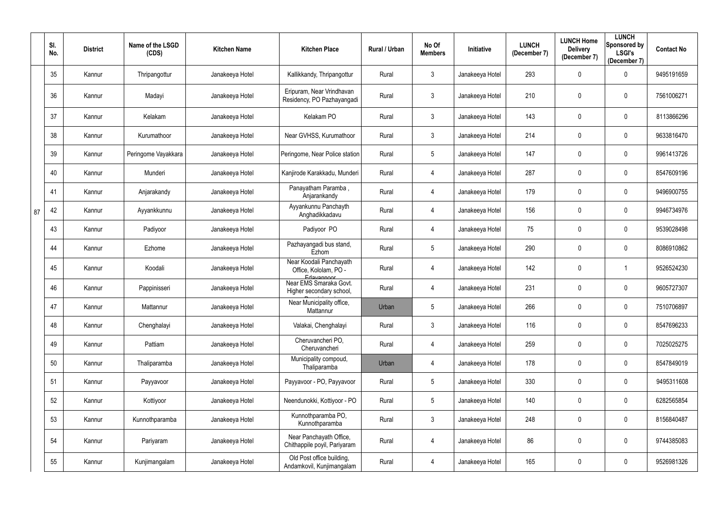|  | Sl. No. | District | Name of the LSGD (CDS) | Kitchen Name | Kitchen Place | Rural / Urban | No Of Members | Initiative | LUNCH (December 7) | LUNCH Home Delivery (December 7) | LUNCH Sponsored by LSGI's (December 7) | Contact No |
|---|---|---|---|---|---|---|---|---|---|---|---|---|
| 87 | 35 | Kannur | Thripangottur | Janakeeya Hotel | Kallikkandy, Thripangottur | Rural | 3 | Janakeeya Hotel | 293 | 0 | 0 | 9495191659 |
|  | 36 | Kannur | Madayi | Janakeeya Hotel | Eripuram, Near Vrindhavan Residency, PO Pazhayangadi | Rural | 3 | Janakeeya Hotel | 210 | 0 | 0 | 7561006271 |
|  | 37 | Kannur | Kelakam | Janakeeya Hotel | Kelakam PO | Rural | 3 | Janakeeya Hotel | 143 | 0 | 0 | 8113866296 |
|  | 38 | Kannur | Kurumathoor | Janakeeya Hotel | Near GVHSS, Kurumathoor | Rural | 3 | Janakeeya Hotel | 214 | 0 | 0 | 9633816470 |
|  | 39 | Kannur | Peringome Vayakkara | Janakeeya Hotel | Peringome, Near Police station | Rural | 5 | Janakeeya Hotel | 147 | 0 | 0 | 9961413726 |
|  | 40 | Kannur | Munderi | Janakeeya Hotel | Kanjirode Karakkadu, Munderi | Rural | 4 | Janakeeya Hotel | 287 | 0 | 0 | 8547609196 |
|  | 41 | Kannur | Anjarakandy | Janakeeya Hotel | Panayatham Paramba , Anjarankandy | Rural | 4 | Janakeeya Hotel | 179 | 0 | 0 | 9496900755 |
|  | 42 | Kannur | Ayyankkunnu | Janakeeya Hotel | Ayyankunnu Panchayth Anghadikkadavu | Rural | 4 | Janakeeya Hotel | 156 | 0 | 0 | 9946734976 |
|  | 43 | Kannur | Padiyoor | Janakeeya Hotel | Padiyoor PO | Rural | 4 | Janakeeya Hotel | 75 | 0 | 0 | 9539028498 |
|  | 44 | Kannur | Ezhome | Janakeeya Hotel | Pazhayangadi bus stand, Ezhom | Rural | 5 | Janakeeya Hotel | 290 | 0 | 0 | 8086910862 |
|  | 45 | Kannur | Koodali | Janakeeya Hotel | Near Koodali Panchayath Office, Kololam, PO - Edayannoor | Rural | 4 | Janakeeya Hotel | 142 | 0 | 1 | 9526524230 |
|  | 46 | Kannur | Pappinisseri | Janakeeya Hotel | Near EMS Smaraka Govt. Higher secondary school, | Rural | 4 | Janakeeya Hotel | 231 | 0 | 0 | 9605727307 |
|  | 47 | Kannur | Mattannur | Janakeeya Hotel | Near Municipality office, Mattannur | Urban | 5 | Janakeeya Hotel | 266 | 0 | 0 | 7510706897 |
|  | 48 | Kannur | Chenghalayi | Janakeeya Hotel | Valakai, Chenghalayi | Rural | 3 | Janakeeya Hotel | 116 | 0 | 0 | 8547696233 |
|  | 49 | Kannur | Pattiam | Janakeeya Hotel | Cheruvancheri PO, Cheruvancheri | Rural | 4 | Janakeeya Hotel | 259 | 0 | 0 | 7025025275 |
|  | 50 | Kannur | Thaliparamba | Janakeeya Hotel | Municipality compoud, Thaliparamba | Urban | 4 | Janakeeya Hotel | 178 | 0 | 0 | 8547849019 |
|  | 51 | Kannur | Payyavoor | Janakeeya Hotel | Payyavoor - PO, Payyavoor | Rural | 5 | Janakeeya Hotel | 330 | 0 | 0 | 9495311608 |
|  | 52 | Kannur | Kottiyoor | Janakeeya Hotel | Neendunokki, Kottiyoor - PO | Rural | 5 | Janakeeya Hotel | 140 | 0 | 0 | 6282565854 |
|  | 53 | Kannur | Kunnothparamba | Janakeeya Hotel | Kunnothparamba PO, Kunnothparamba | Rural | 3 | Janakeeya Hotel | 248 | 0 | 0 | 8156840487 |
|  | 54 | Kannur | Pariyaram | Janakeeya Hotel | Near Panchayath Office, Chithappile poyil, Pariyaram | Rural | 4 | Janakeeya Hotel | 86 | 0 | 0 | 9744385083 |
|  | 55 | Kannur | Kunjimangalam | Janakeeya Hotel | Old Post office building, Andamkovil, Kunjimangalam | Rural | 4 | Janakeeya Hotel | 165 | 0 | 0 | 9526981326 |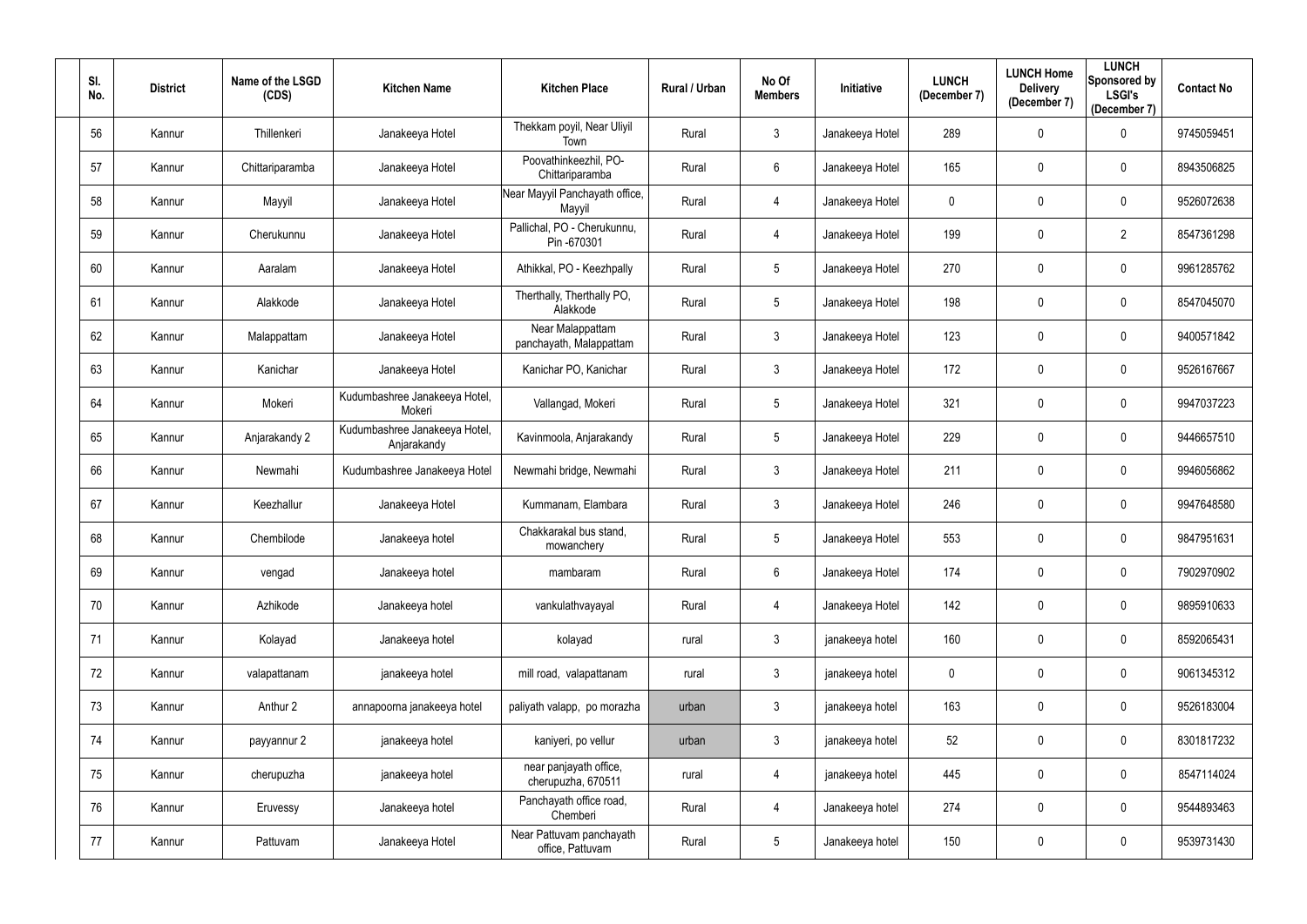| Sl. No. | District | Name of the LSGD (CDS) | Kitchen Name | Kitchen Place | Rural / Urban | No Of Members | Initiative | LUNCH (December 7) | LUNCH Home Delivery (December 7) | LUNCH Sponsored by LSGI's (December 7) | Contact No |
|---|---|---|---|---|---|---|---|---|---|---|---|
| 56 | Kannur | Thillenkeri | Janakeeya Hotel | Thekkam poyil, Near Uliyil Town | Rural | 3 | Janakeeya Hotel | 289 | 0 | 0 | 9745059451 |
| 57 | Kannur | Chittariparamba | Janakeeya Hotel | Poovathinkeezhil, PO-Chittariparamba | Rural | 6 | Janakeeya Hotel | 165 | 0 | 0 | 8943506825 |
| 58 | Kannur | Mayyil | Janakeeya Hotel | Near Mayyil Panchayath office, Mayyil | Rural | 4 | Janakeeya Hotel | 0 | 0 | 0 | 9526072638 |
| 59 | Kannur | Cherukunnu | Janakeeya Hotel | Pallichal, PO - Cherukunnu, Pin -670301 | Rural | 4 | Janakeeya Hotel | 199 | 0 | 2 | 8547361298 |
| 60 | Kannur | Aaralam | Janakeeya Hotel | Athikkal, PO - Keezhpally | Rural | 5 | Janakeeya Hotel | 270 | 0 | 0 | 9961285762 |
| 61 | Kannur | Alakkode | Janakeeya Hotel | Therthally, Therthally PO, Alakkode | Rural | 5 | Janakeeya Hotel | 198 | 0 | 0 | 8547045070 |
| 62 | Kannur | Malappattam | Janakeeya Hotel | Near Malappattam panchayath, Malappattam | Rural | 3 | Janakeeya Hotel | 123 | 0 | 0 | 9400571842 |
| 63 | Kannur | Kanichar | Janakeeya Hotel | Kanichar PO, Kanichar | Rural | 3 | Janakeeya Hotel | 172 | 0 | 0 | 9526167667 |
| 64 | Kannur | Mokeri | Kudumbashree Janakeeya Hotel, Mokeri | Vallangad, Mokeri | Rural | 5 | Janakeeya Hotel | 321 | 0 | 0 | 9947037223 |
| 65 | Kannur | Anjarakandy 2 | Kudumbashree Janakeeya Hotel, Anjarakandy | Kavinmoola, Anjarakandy | Rural | 5 | Janakeeya Hotel | 229 | 0 | 0 | 9446657510 |
| 66 | Kannur | Newmahi | Kudumbashree Janakeeya Hotel | Newmahi bridge, Newmahi | Rural | 3 | Janakeeya Hotel | 211 | 0 | 0 | 9946056862 |
| 67 | Kannur | Keezhallur | Janakeeya Hotel | Kummanam, Elambara | Rural | 3 | Janakeeya Hotel | 246 | 0 | 0 | 9947648580 |
| 68 | Kannur | Chembilode | Janakeeya hotel | Chakkarakal bus stand, mowanchery | Rural | 5 | Janakeeya Hotel | 553 | 0 | 0 | 9847951631 |
| 69 | Kannur | vengad | Janakeeya hotel | mambaram | Rural | 6 | Janakeeya Hotel | 174 | 0 | 0 | 7902970902 |
| 70 | Kannur | Azhikode | Janakeeya hotel | vankulathvayayal | Rural | 4 | Janakeeya Hotel | 142 | 0 | 0 | 9895910633 |
| 71 | Kannur | Kolayad | Janakeeya hotel | kolayad | rural | 3 | janakeeya hotel | 160 | 0 | 0 | 8592065431 |
| 72 | Kannur | valapattanam | janakeeya hotel | mill road, valapattanam | rural | 3 | janakeeya hotel | 0 | 0 | 0 | 9061345312 |
| 73 | Kannur | Anthur 2 | annapoorna janakeeya hotel | paliyath valapp, po morazha | urban | 3 | janakeeya hotel | 163 | 0 | 0 | 9526183004 |
| 74 | Kannur | payyannur 2 | janakeeya hotel | kaniyeri, po vellur | urban | 3 | janakeeya hotel | 52 | 0 | 0 | 8301817232 |
| 75 | Kannur | cherupuzha | janakeeya hotel | near panjayath office, cherupuzha, 670511 | rural | 4 | janakeeya hotel | 445 | 0 | 0 | 8547114024 |
| 76 | Kannur | Eruvessy | Janakeeya hotel | Panchayath office road, Chemberi | Rural | 4 | Janakeeya hotel | 274 | 0 | 0 | 9544893463 |
| 77 | Kannur | Pattuvam | Janakeeya Hotel | Near Pattuvam panchayath office, Pattuvam | Rural | 5 | Janakeeya hotel | 150 | 0 | 0 | 9539731430 |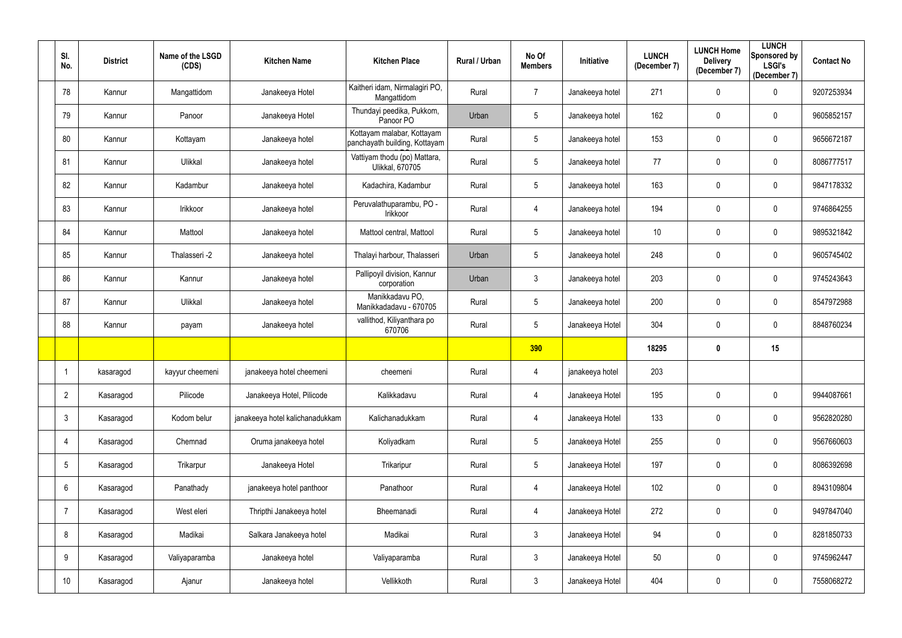| Sl. No. | District | Name of the LSGD (CDS) | Kitchen Name | Kitchen Place | Rural / Urban | No Of Members | Initiative | LUNCH (December 7) | LUNCH Home Delivery (December 7) | LUNCH Sponsored by LSGI's (December 7) | Contact No |
|---|---|---|---|---|---|---|---|---|---|---|---|
| 78 | Kannur | Mangattidom | Janakeeya Hotel | Kaitheri idam, Nirmalagiri PO, Mangattidom | Rural | 7 | Janakeeya hotel | 271 | 0 | 0 | 9207253934 |
| 79 | Kannur | Panoor | Janakeeya Hotel | Thundayi peedika, Pukkom, Panoor PO | Urban | 5 | Janakeeya hotel | 162 | 0 | 0 | 9605852157 |
| 80 | Kannur | Kottayam | Janakeeya hotel | Kottayam malabar, Kottayam panchayath building, Kottayam | Rural | 5 | Janakeeya hotel | 153 | 0 | 0 | 9656672187 |
| 81 | Kannur | Ulikkal | Janakeeya hotel | Vattiyam thodu (po) Mattara, Ulikkal, 670705 | Rural | 5 | Janakeeya hotel | 77 | 0 | 0 | 8086777517 |
| 82 | Kannur | Kadambur | Janakeeya hotel | Kadachira, Kadambur | Rural | 5 | Janakeeya hotel | 163 | 0 | 0 | 9847178332 |
| 83 | Kannur | Irikkoor | Janakeeya hotel | Peruvalathuparambu, PO - Irikkoor | Rural | 4 | Janakeeya hotel | 194 | 0 | 0 | 9746864255 |
| 84 | Kannur | Mattool | Janakeeya hotel | Mattool central, Mattool | Rural | 5 | Janakeeya hotel | 10 | 0 | 0 | 9895321842 |
| 85 | Kannur | Thalasseri -2 | Janakeeya hotel | Thalayi harbour, Thalasseri | Urban | 5 | Janakeeya hotel | 248 | 0 | 0 | 9605745402 |
| 86 | Kannur | Kannur | Janakeeya hotel | Pallipoyil division, Kannur corporation | Urban | 3 | Janakeeya hotel | 203 | 0 | 0 | 9745243643 |
| 87 | Kannur | Ulikkal | Janakeeya hotel | Manikkadavu PO, Manikkadadavu - 670705 | Rural | 5 | Janakeeya hotel | 200 | 0 | 0 | 8547972988 |
| 88 | Kannur | payam | Janakeeya hotel | vallithod, Kiliyanthara po 670706 | Rural | 5 | Janakeeya Hotel | 304 | 0 | 0 | 8848760234 |
| | | | | | | **390** | | **18295** | **0** | **15** | |
| 1 | kasaragod | kayyur cheemeni | janakeeya hotel cheemeni | cheemeni | Rural | 4 | janakeeya hotel | 203 | | | |
| 2 | Kasaragod | Pilicode | Janakeeya Hotel, Pilicode | Kalikkadavu | Rural | 4 | Janakeeya Hotel | 195 | 0 | 0 | 9944087661 |
| 3 | Kasaragod | Kodom belur | janakeeya hotel kalichanadukkam | Kalichanadukkam | Rural | 4 | Janakeeya Hotel | 133 | 0 | 0 | 9562820280 |
| 4 | Kasaragod | Chemnad | Oruma janakeeya hotel | Koliyadkam | Rural | 5 | Janakeeya Hotel | 255 | 0 | 0 | 9567660603 |
| 5 | Kasaragod | Trikarpur | Janakeeya Hotel | Trikaripur | Rural | 5 | Janakeeya Hotel | 197 | 0 | 0 | 8086392698 |
| 6 | Kasaragod | Panathady | janakeeya hotel panthoor | Panathoor | Rural | 4 | Janakeeya Hotel | 102 | 0 | 0 | 8943109804 |
| 7 | Kasaragod | West eleri | Thripthi Janakeeya hotel | Bheemanadi | Rural | 4 | Janakeeya Hotel | 272 | 0 | 0 | 9497847040 |
| 8 | Kasaragod | Madikai | Salkara Janakeeya hotel | Madikai | Rural | 3 | Janakeeya Hotel | 94 | 0 | 0 | 8281850733 |
| 9 | Kasaragod | Valiyaparamba | Janakeeya hotel | Valiyaparamba | Rural | 3 | Janakeeya Hotel | 50 | 0 | 0 | 9745962447 |
| 10 | Kasaragod | Ajanur | Janakeeya hotel | Vellikkoth | Rural | 3 | Janakeeya Hotel | 404 | 0 | 0 | 7558068272 |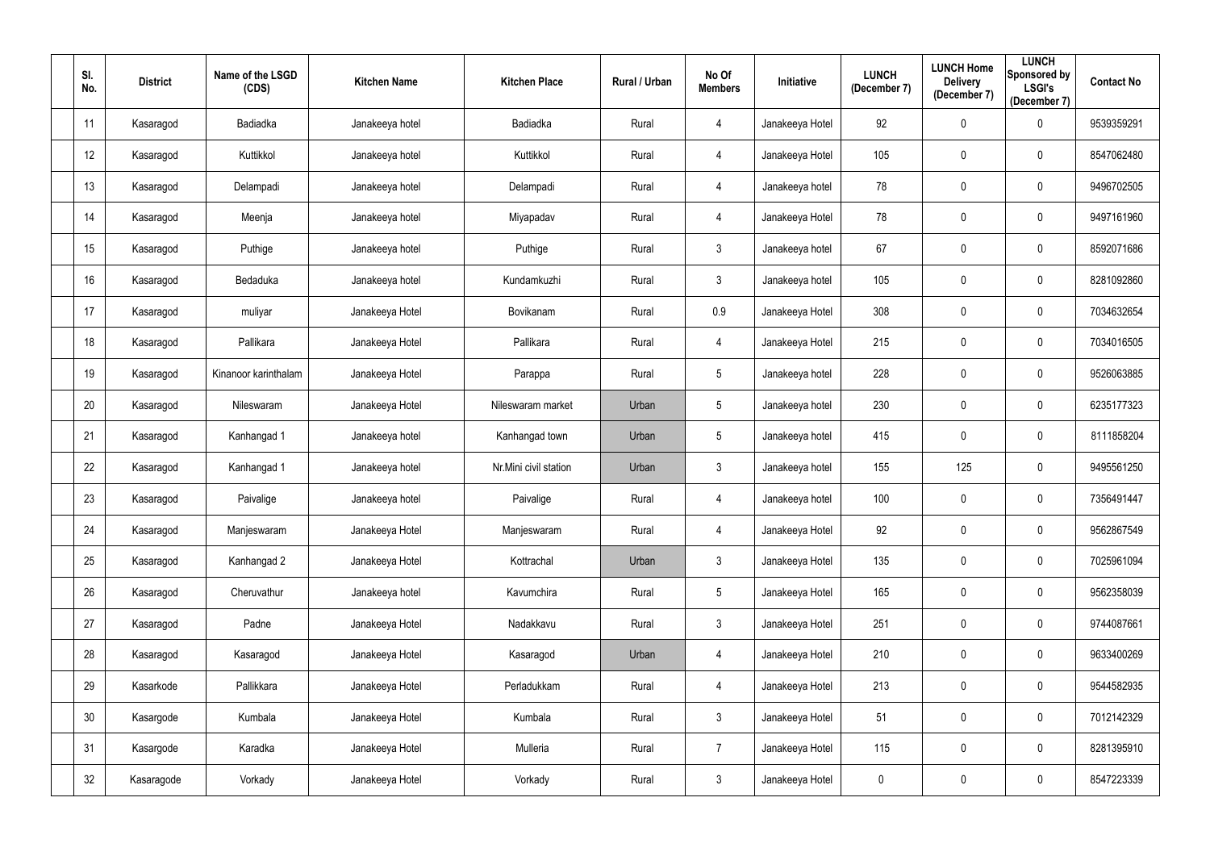| Sl. No. | District | Name of the LSGD (CDS) | Kitchen Name | Kitchen Place | Rural / Urban | No Of Members | Initiative | LUNCH (December 7) | LUNCH Home Delivery (December 7) | LUNCH Sponsored by LSGI's (December 7) | Contact No |
|---|---|---|---|---|---|---|---|---|---|---|---|
| 11 | Kasaragod | Badiadka | Janakeeya hotel | Badiadka | Rural | 4 | Janakeeya Hotel | 92 | 0 | 0 | 9539359291 |
| 12 | Kasaragod | Kuttikkol | Janakeeya hotel | Kuttikkol | Rural | 4 | Janakeeya Hotel | 105 | 0 | 0 | 8547062480 |
| 13 | Kasaragod | Delampadi | Janakeeya hotel | Delampadi | Rural | 4 | Janakeeya hotel | 78 | 0 | 0 | 9496702505 |
| 14 | Kasaragod | Meenja | Janakeeya hotel | Miyapadav | Rural | 4 | Janakeeya Hotel | 78 | 0 | 0 | 9497161960 |
| 15 | Kasaragod | Puthige | Janakeeya hotel | Puthige | Rural | 3 | Janakeeya hotel | 67 | 0 | 0 | 8592071686 |
| 16 | Kasaragod | Bedaduka | Janakeeya hotel | Kundamkuzhi | Rural | 3 | Janakeeya hotel | 105 | 0 | 0 | 8281092860 |
| 17 | Kasaragod | muliyar | Janakeeya Hotel | Bovikanam | Rural | 0.9 | Janakeeya Hotel | 308 | 0 | 0 | 7034632654 |
| 18 | Kasaragod | Pallikara | Janakeeya Hotel | Pallikara | Rural | 4 | Janakeeya Hotel | 215 | 0 | 0 | 7034016505 |
| 19 | Kasaragod | Kinanoor karinthalam | Janakeeya Hotel | Parappa | Rural | 5 | Janakeeya hotel | 228 | 0 | 0 | 9526063885 |
| 20 | Kasaragod | Nileswaram | Janakeeya Hotel | Nileswaram market | Urban | 5 | Janakeeya hotel | 230 | 0 | 0 | 6235177323 |
| 21 | Kasaragod | Kanhangad 1 | Janakeeya hotel | Kanhangad town | Urban | 5 | Janakeeya hotel | 415 | 0 | 0 | 8111858204 |
| 22 | Kasaragod | Kanhangad 1 | Janakeeya hotel | Nr.Mini civil station | Urban | 3 | Janakeeya hotel | 155 | 125 | 0 | 9495561250 |
| 23 | Kasaragod | Paivalige | Janakeeya hotel | Paivalige | Rural | 4 | Janakeeya hotel | 100 | 0 | 0 | 7356491447 |
| 24 | Kasaragod | Manjeswaram | Janakeeya Hotel | Manjeswaram | Rural | 4 | Janakeeya Hotel | 92 | 0 | 0 | 9562867549 |
| 25 | Kasaragod | Kanhangad 2 | Janakeeya Hotel | Kottrachal | Urban | 3 | Janakeeya Hotel | 135 | 0 | 0 | 7025961094 |
| 26 | Kasaragod | Cheruvathur | Janakeeya hotel | Kavumchira | Rural | 5 | Janakeeya Hotel | 165 | 0 | 0 | 9562358039 |
| 27 | Kasaragod | Padne | Janakeeya Hotel | Nadakkavu | Rural | 3 | Janakeeya Hotel | 251 | 0 | 0 | 9744087661 |
| 28 | Kasaragod | Kasaragod | Janakeeya Hotel | Kasaragod | Urban | 4 | Janakeeya Hotel | 210 | 0 | 0 | 9633400269 |
| 29 | Kasarkode | Pallikkara | Janakeeya Hotel | Perladukkam | Rural | 4 | Janakeeya Hotel | 213 | 0 | 0 | 9544582935 |
| 30 | Kasargode | Kumbala | Janakeeya Hotel | Kumbala | Rural | 3 | Janakeeya Hotel | 51 | 0 | 0 | 7012142329 |
| 31 | Kasargode | Karadka | Janakeeya Hotel | Mulleria | Rural | 7 | Janakeeya Hotel | 115 | 0 | 0 | 8281395910 |
| 32 | Kasaragode | Vorkady | Janakeeya Hotel | Vorkady | Rural | 3 | Janakeeya Hotel | 0 | 0 | 0 | 8547223339 |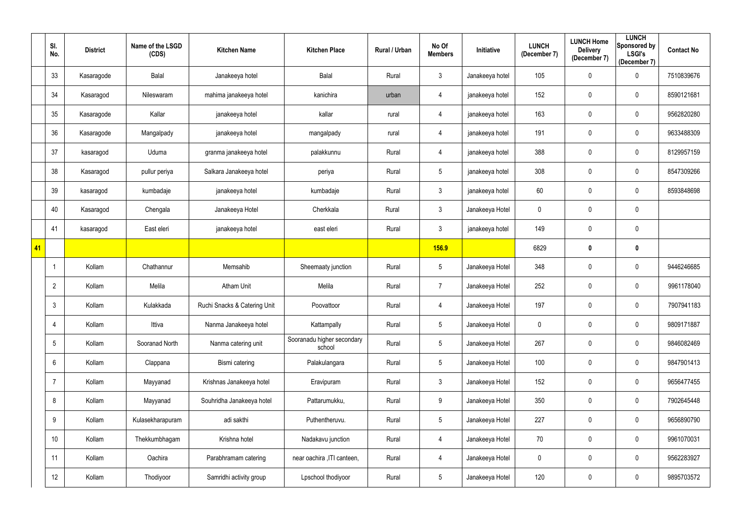| | Sl. No. | District | Name of the LSGD (CDS) | Kitchen Name | Kitchen Place | Rural / Urban | No Of Members | Initiative | LUNCH (December 7) | LUNCH Home Delivery (December 7) | LUNCH Sponsored by LSGI's (December 7) | Contact No |
|---|---|---|---|---|---|---|---|---|---|---|---|---|
| | 33 | Kasaragode | Balal | Janakeeya hotel | Balal | Rural | 3 | Janakeeya hotel | 105 | 0 | 0 | 7510839676 |
| | 34 | Kasaragod | Nileswaram | mahima janakeeya hotel | kanichira | urban | 4 | janakeeya hotel | 152 | 0 | 0 | 8590121681 |
| | 35 | Kasaragode | Kallar | janakeeya hotel | kallar | rural | 4 | janakeeya hotel | 163 | 0 | 0 | 9562820280 |
| | 36 | Kasaragode | Mangalpady | janakeeya hotel | mangalpady | rural | 4 | janakeeya hotel | 191 | 0 | 0 | 9633488309 |
| | 37 | kasaragod | Uduma | granma janakeeya hotel | palakkunnu | Rural | 4 | janakeeya hotel | 388 | 0 | 0 | 8129957159 |
| | 38 | Kasaragod | pullur periya | Salkara Janakeeya hotel | periya | Rural | 5 | janakeeya hotel | 308 | 0 | 0 | 8547309266 |
| | 39 | kasaragod | kumbadaje | janakeeya hotel | kumbadaje | Rural | 3 | janakeeya hotel | 60 | 0 | 0 | 8593848698 |
| | 40 | Kasaragod | Chengala | Janakeeya Hotel | Cherkkala | Rural | 3 | Janakeeya Hotel | 0 | 0 | 0 | |
| | 41 | kasaragod | East eleri | janakeeya hotel | east eleri | Rural | 3 | janakeeya hotel | 149 | 0 | 0 | |
| **41** | | | | | | | **156.9** | | 6829 | **0** | **0** | |
| | 1 | Kollam | Chathannur | Memsahib | Sheemaaty junction | Rural | 5 | Janakeeya Hotel | 348 | 0 | 0 | 9446246685 |
| | 2 | Kollam | Melila | Atham Unit | Melila | Rural | 7 | Janakeeya Hotel | 252 | 0 | 0 | 9961178040 |
| | 3 | Kollam | Kulakkada | Ruchi Snacks & Catering Unit | Poovattoor | Rural | 4 | Janakeeya Hotel | 197 | 0 | 0 | 7907941183 |
| | 4 | Kollam | Ittiva | Nanma Janakeeya hotel | Kattampally | Rural | 5 | Janakeeya Hotel | 0 | 0 | 0 | 9809171887 |
| | 5 | Kollam | Sooranad North | Nanma catering unit | Sooranadu higher secondary school | Rural | 5 | Janakeeya Hotel | 267 | 0 | 0 | 9846082469 |
| | 6 | Kollam | Clappana | Bismi catering | Palakulangara | Rural | 5 | Janakeeya Hotel | 100 | 0 | 0 | 9847901413 |
| | 7 | Kollam | Mayyanad | Krishnas Janakeeya hotel | Eravipuram | Rural | 3 | Janakeeya Hotel | 152 | 0 | 0 | 9656477455 |
| | 8 | Kollam | Mayyanad | Souhridha Janakeeya hotel | Pattarumukku, | Rural | 9 | Janakeeya Hotel | 350 | 0 | 0 | 7902645448 |
| | 9 | Kollam | Kulasekharapuram | adi sakthi | Puthentheruvu. | Rural | 5 | Janakeeya Hotel | 227 | 0 | 0 | 9656890790 |
| | 10 | Kollam | Thekkumbhagam | Krishna hotel | Nadakavu junction | Rural | 4 | Janakeeya Hotel | 70 | 0 | 0 | 9961070031 |
| | 11 | Kollam | Oachira | Parabhramam catering | near oachira ,ITI canteen, | Rural | 4 | Janakeeya Hotel | 0 | 0 | 0 | 9562283927 |
| | 12 | Kollam | Thodiyoor | Samridhi activity group | Lpschool thodiyoor | Rural | 5 | Janakeeya Hotel | 120 | 0 | 0 | 9895703572 |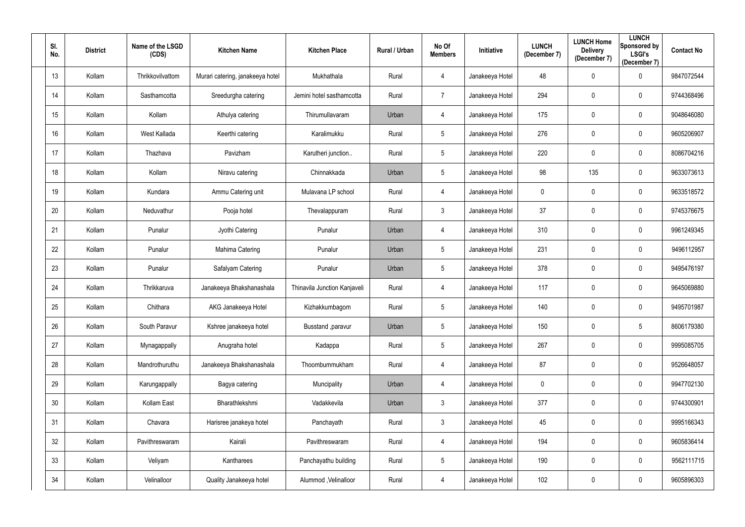| Sl. No. | District | Name of the LSGD (CDS) | Kitchen Name | Kitchen Place | Rural / Urban | No Of Members | Initiative | LUNCH (December 7) | LUNCH Home Delivery (December 7) | LUNCH Sponsored by LSGI's (December 7) | Contact No |
|---|---|---|---|---|---|---|---|---|---|---|---|
| 13 | Kollam | Thrikkovilvattom | Murari catering, janakeeya hotel | Mukhathala | Rural | 4 | Janakeeya Hotel | 48 | 0 | 0 | 9847072544 |
| 14 | Kollam | Sasthamcotta | Sreedurgha catering | Jemini hotel sasthamcotta | Rural | 7 | Janakeeya Hotel | 294 | 0 | 0 | 9744368496 |
| 15 | Kollam | Kollam | Athulya catering | Thirumullavaram | Urban | 4 | Janakeeya Hotel | 175 | 0 | 0 | 9048646080 |
| 16 | Kollam | West Kallada | Keerthi catering | Karalimukku | Rural | 5 | Janakeeya Hotel | 276 | 0 | 0 | 9605206907 |
| 17 | Kollam | Thazhava | Pavizham | Karutheri junction.. | Rural | 5 | Janakeeya Hotel | 220 | 0 | 0 | 8086704216 |
| 18 | Kollam | Kollam | Niravu catering | Chinnakkada | Urban | 5 | Janakeeya Hotel | 98 | 135 | 0 | 9633073613 |
| 19 | Kollam | Kundara | Ammu Catering unit | Mulavana LP school | Rural | 4 | Janakeeya Hotel | 0 | 0 | 0 | 9633518572 |
| 20 | Kollam | Neduvathur | Pooja hotel | Thevalappuram | Rural | 3 | Janakeeya Hotel | 37 | 0 | 0 | 9745376675 |
| 21 | Kollam | Punalur | Jyothi Catering | Punalur | Urban | 4 | Janakeeya Hotel | 310 | 0 | 0 | 9961249345 |
| 22 | Kollam | Punalur | Mahima Catering | Punalur | Urban | 5 | Janakeeya Hotel | 231 | 0 | 0 | 9496112957 |
| 23 | Kollam | Punalur | Safalyam Catering | Punalur | Urban | 5 | Janakeeya Hotel | 378 | 0 | 0 | 9495476197 |
| 24 | Kollam | Thrikkaruva | Janakeeya Bhakshanashala | Thinavila Junction Kanjaveli | Rural | 4 | Janakeeya Hotel | 117 | 0 | 0 | 9645069880 |
| 25 | Kollam | Chithara | AKG Janakeeya Hotel | Kizhakkumbagom | Rural | 5 | Janakeeya Hotel | 140 | 0 | 0 | 9495701987 |
| 26 | Kollam | South Paravur | Kshree janakeeya hotel | Busstand ,paravur | Urban | 5 | Janakeeya Hotel | 150 | 0 | 5 | 8606179380 |
| 27 | Kollam | Mynagappally | Anugraha hotel | Kadappa | Rural | 5 | Janakeeya Hotel | 267 | 0 | 0 | 9995085705 |
| 28 | Kollam | Mandrothuruthu | Janakeeya Bhakshanashala | Thoombummukham | Rural | 4 | Janakeeya Hotel | 87 | 0 | 0 | 9526648057 |
| 29 | Kollam | Karungappally | Bagya catering | Muncipality | Urban | 4 | Janakeeya Hotel | 0 | 0 | 0 | 9947702130 |
| 30 | Kollam | Kollam East | Bharathlekshmi | Vadakkevila | Urban | 3 | Janakeeya Hotel | 377 | 0 | 0 | 9744300901 |
| 31 | Kollam | Chavara | Harisree janakeya hotel | Panchayath | Rural | 3 | Janakeeya Hotel | 45 | 0 | 0 | 9995166343 |
| 32 | Kollam | Pavithreswaram | Kairali | Pavithreswaram | Rural | 4 | Janakeeya Hotel | 194 | 0 | 0 | 9605836414 |
| 33 | Kollam | Veliyam | Kantharees | Panchayathu building | Rural | 5 | Janakeeya Hotel | 190 | 0 | 0 | 9562111715 |
| 34 | Kollam | Velinalloor | Quality Janakeeya hotel | Alummod ,Velinalloor | Rural | 4 | Janakeeya Hotel | 102 | 0 | 0 | 9605896303 |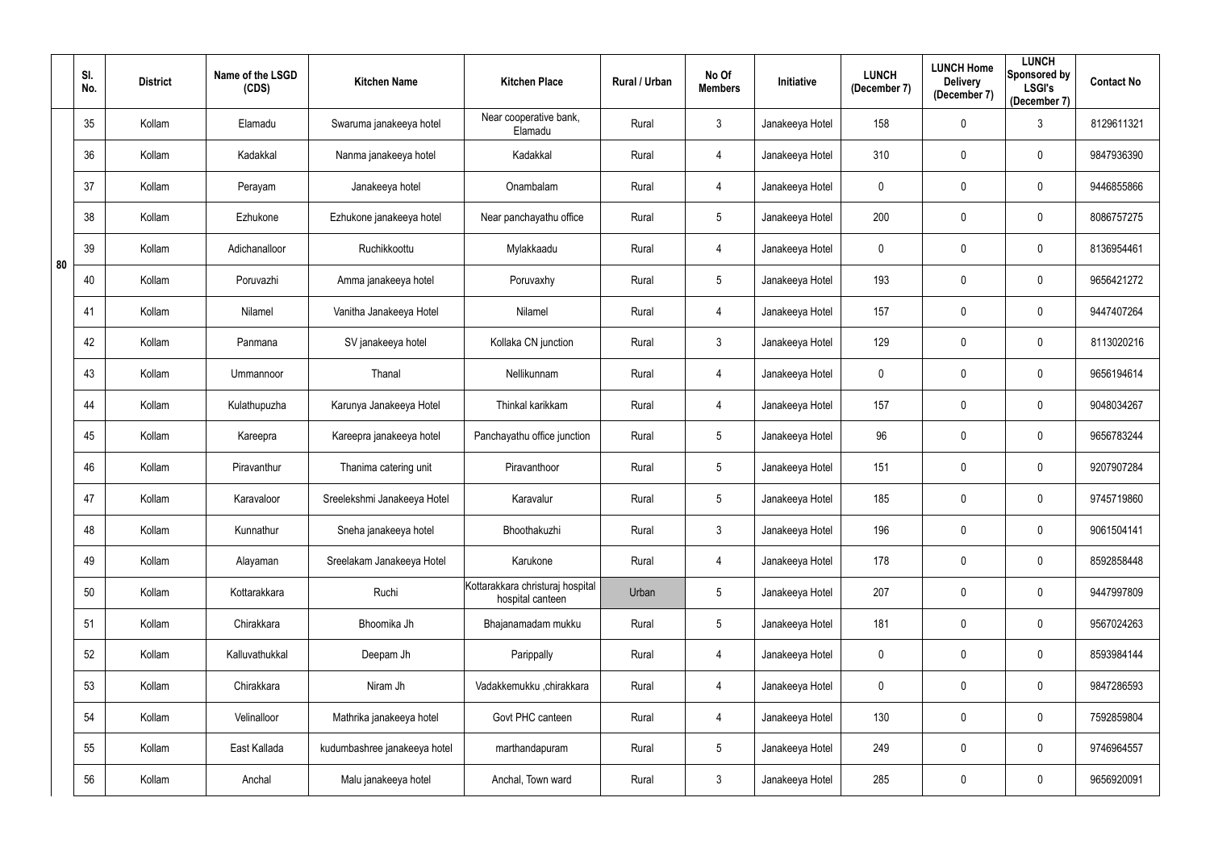| | Sl. No. | District | Name of the LSGD (CDS) | Kitchen Name | Kitchen Place | Rural / Urban | No Of Members | Initiative | LUNCH (December 7) | LUNCH Home Delivery (December 7) | LUNCH Sponsored by LSGI's (December 7) | Contact No |
|---|---|---|---|---|---|---|---|---|---|---|---|---|
| 80 | 35 | Kollam | Elamadu | Swaruma janakeeya hotel | Near cooperative bank, Elamadu | Rural | 3 | Janakeeya Hotel | 158 | 0 | 3 | 8129611321 |
| | 36 | Kollam | Kadakkal | Nanma janakeeya hotel | Kadakkal | Rural | 4 | Janakeeya Hotel | 310 | 0 | 0 | 9847936390 |
| | 37 | Kollam | Perayam | Janakeeya hotel | Onambalam | Rural | 4 | Janakeeya Hotel | 0 | 0 | 0 | 9446855866 |
| | 38 | Kollam | Ezhukone | Ezhukone janakeeya hotel | Near panchayathu office | Rural | 5 | Janakeeya Hotel | 200 | 0 | 0 | 8086757275 |
| | 39 | Kollam | Adichanalloor | Ruchikkoottu | Mylakkaadu | Rural | 4 | Janakeeya Hotel | 0 | 0 | 0 | 8136954461 |
| | 40 | Kollam | Poruvazhi | Amma janakeeya hotel | Poruvaxhy | Rural | 5 | Janakeeya Hotel | 193 | 0 | 0 | 9656421272 |
| | 41 | Kollam | Nilamel | Vanitha Janakeeya Hotel | Nilamel | Rural | 4 | Janakeeya Hotel | 157 | 0 | 0 | 9447407264 |
| | 42 | Kollam | Panmana | SV janakeeya hotel | Kollaka CN junction | Rural | 3 | Janakeeya Hotel | 129 | 0 | 0 | 8113020216 |
| | 43 | Kollam | Ummannoor | Thanal | Nellikunnam | Rural | 4 | Janakeeya Hotel | 0 | 0 | 0 | 9656194614 |
| | 44 | Kollam | Kulathupuzha | Karunya Janakeeya Hotel | Thinkal karikkam | Rural | 4 | Janakeeya Hotel | 157 | 0 | 0 | 9048034267 |
| | 45 | Kollam | Kareepra | Kareepra janakeeya hotel | Panchayathu office junction | Rural | 5 | Janakeeya Hotel | 96 | 0 | 0 | 9656783244 |
| | 46 | Kollam | Piravanthur | Thanima catering unit | Piravanthoor | Rural | 5 | Janakeeya Hotel | 151 | 0 | 0 | 9207907284 |
| | 47 | Kollam | Karavaloor | Sreelekshmi Janakeeya Hotel | Karavalur | Rural | 5 | Janakeeya Hotel | 185 | 0 | 0 | 9745719860 |
| | 48 | Kollam | Kunnathur | Sneha janakeeya hotel | Bhoothakuzhi | Rural | 3 | Janakeeya Hotel | 196 | 0 | 0 | 9061504141 |
| | 49 | Kollam | Alayaman | Sreelakam Janakeeya Hotel | Karukone | Rural | 4 | Janakeeya Hotel | 178 | 0 | 0 | 8592858448 |
| | 50 | Kollam | Kottarakkara | Ruchi | Kottarakkara christuraj hospital hospital canteen | Urban | 5 | Janakeeya Hotel | 207 | 0 | 0 | 9447997809 |
| | 51 | Kollam | Chirakkara | Bhoomika Jh | Bhajanamadam mukku | Rural | 5 | Janakeeya Hotel | 181 | 0 | 0 | 9567024263 |
| | 52 | Kollam | Kalluvathukkal | Deepam Jh | Parippally | Rural | 4 | Janakeeya Hotel | 0 | 0 | 0 | 8593984144 |
| | 53 | Kollam | Chirakkara | Niram Jh | Vadakkemukku ,chirakkara | Rural | 4 | Janakeeya Hotel | 0 | 0 | 0 | 9847286593 |
| | 54 | Kollam | Velinalloor | Mathrika janakeeya hotel | Govt PHC canteen | Rural | 4 | Janakeeya Hotel | 130 | 0 | 0 | 7592859804 |
| | 55 | Kollam | East Kallada | kudumbashree janakeeya hotel | marthandapuram | Rural | 5 | Janakeeya Hotel | 249 | 0 | 0 | 9746964557 |
| | 56 | Kollam | Anchal | Malu janakeeya hotel | Anchal, Town ward | Rural | 3 | Janakeeya Hotel | 285 | 0 | 0 | 9656920091 |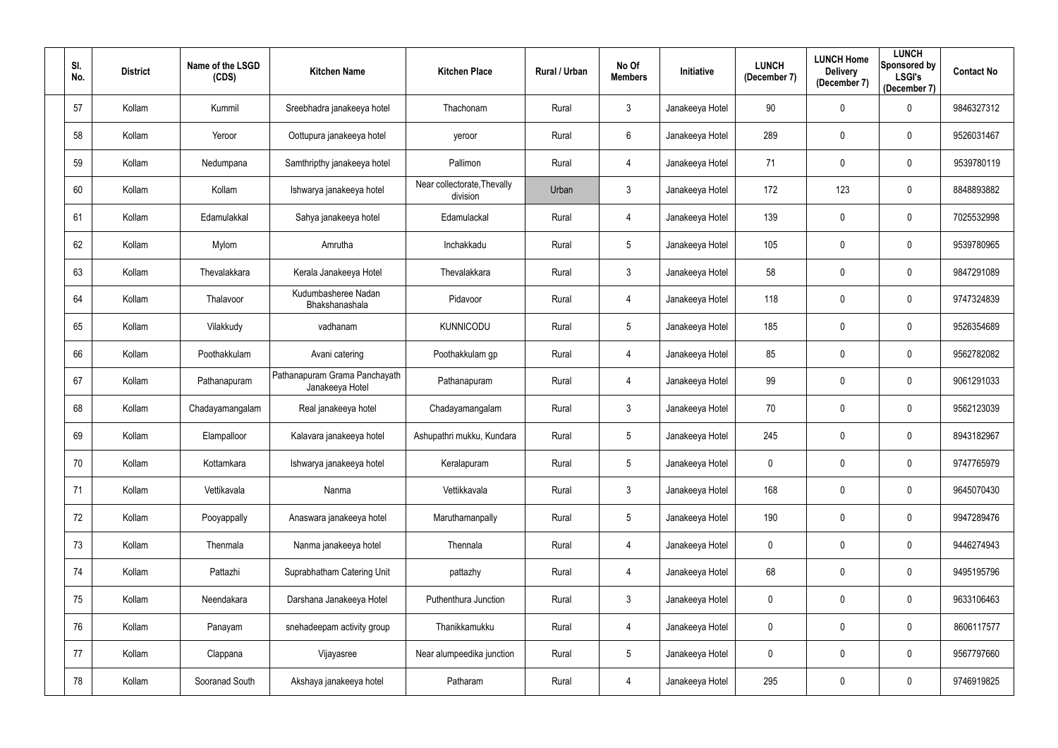| Sl. No. | District | Name of the LSGD (CDS) | Kitchen Name | Kitchen Place | Rural / Urban | No Of Members | Initiative | LUNCH (December 7) | LUNCH Home Delivery (December 7) | LUNCH Sponsored by LSGI's (December 7) | Contact No |
|---|---|---|---|---|---|---|---|---|---|---|---|
| 57 | Kollam | Kummil | Sreebhadra janakeeya hotel | Thachonam | Rural | 3 | Janakeeya Hotel | 90 | 0 | 0 | 9846327312 |
| 58 | Kollam | Yeroor | Oottupura janakeeya hotel | yeroor | Rural | 6 | Janakeeya Hotel | 289 | 0 | 0 | 9526031467 |
| 59 | Kollam | Nedumpana | Samthripthy janakeeya hotel | Pallimon | Rural | 4 | Janakeeya Hotel | 71 | 0 | 0 | 9539780119 |
| 60 | Kollam | Kollam | Ishwarya janakeeya hotel | Near collectorate,Thevally division | Urban | 3 | Janakeeya Hotel | 172 | 123 | 0 | 8848893882 |
| 61 | Kollam | Edamulakkal | Sahya janakeeya hotel | Edamulackal | Rural | 4 | Janakeeya Hotel | 139 | 0 | 0 | 7025532998 |
| 62 | Kollam | Mylom | Amrutha | Inchakkadu | Rural | 5 | Janakeeya Hotel | 105 | 0 | 0 | 9539780965 |
| 63 | Kollam | Thevalakkara | Kerala Janakeeya Hotel | Thevalakkara | Rural | 3 | Janakeeya Hotel | 58 | 0 | 0 | 9847291089 |
| 64 | Kollam | Thalavoor | Kudumbasheree Nadan Bhakshanashala | Pidavoor | Rural | 4 | Janakeeya Hotel | 118 | 0 | 0 | 9747324839 |
| 65 | Kollam | Vilakkudy | vadhanam | KUNNICODU | Rural | 5 | Janakeeya Hotel | 185 | 0 | 0 | 9526354689 |
| 66 | Kollam | Poothakkulam | Avani catering | Poothakkulam gp | Rural | 4 | Janakeeya Hotel | 85 | 0 | 0 | 9562782082 |
| 67 | Kollam | Pathanapuram | Pathanapuram Grama Panchayath Janakeeya Hotel | Pathanapuram | Rural | 4 | Janakeeya Hotel | 99 | 0 | 0 | 9061291033 |
| 68 | Kollam | Chadayamangalam | Real janakeeya hotel | Chadayamangalam | Rural | 3 | Janakeeya Hotel | 70 | 0 | 0 | 9562123039 |
| 69 | Kollam | Elampalloor | Kalavara janakeeya hotel | Ashupathri mukku, Kundara | Rural | 5 | Janakeeya Hotel | 245 | 0 | 0 | 8943182967 |
| 70 | Kollam | Kottamkara | Ishwarya janakeeya hotel | Keralapuram | Rural | 5 | Janakeeya Hotel | 0 | 0 | 0 | 9747765979 |
| 71 | Kollam | Vettikavala | Nanma | Vettikkavala | Rural | 3 | Janakeeya Hotel | 168 | 0 | 0 | 9645070430 |
| 72 | Kollam | Pooyappally | Anaswara janakeeya hotel | Maruthamanpally | Rural | 5 | Janakeeya Hotel | 190 | 0 | 0 | 9947289476 |
| 73 | Kollam | Thenmala | Nanma janakeeya hotel | Thennala | Rural | 4 | Janakeeya Hotel | 0 | 0 | 0 | 9446274943 |
| 74 | Kollam | Pattazhi | Suprabhatham Catering Unit | pattazhy | Rural | 4 | Janakeeya Hotel | 68 | 0 | 0 | 9495195796 |
| 75 | Kollam | Neendakara | Darshana Janakeeya Hotel | Puthenthura Junction | Rural | 3 | Janakeeya Hotel | 0 | 0 | 0 | 9633106463 |
| 76 | Kollam | Panayam | snehadeepam activity group | Thanikkamukku | Rural | 4 | Janakeeya Hotel | 0 | 0 | 0 | 8606117577 |
| 77 | Kollam | Clappana | Vijayasree | Near alumpeedika junction | Rural | 5 | Janakeeya Hotel | 0 | 0 | 0 | 9567797660 |
| 78 | Kollam | Sooranad South | Akshaya janakeeya hotel | Patharam | Rural | 4 | Janakeeya Hotel | 295 | 0 | 0 | 9746919825 |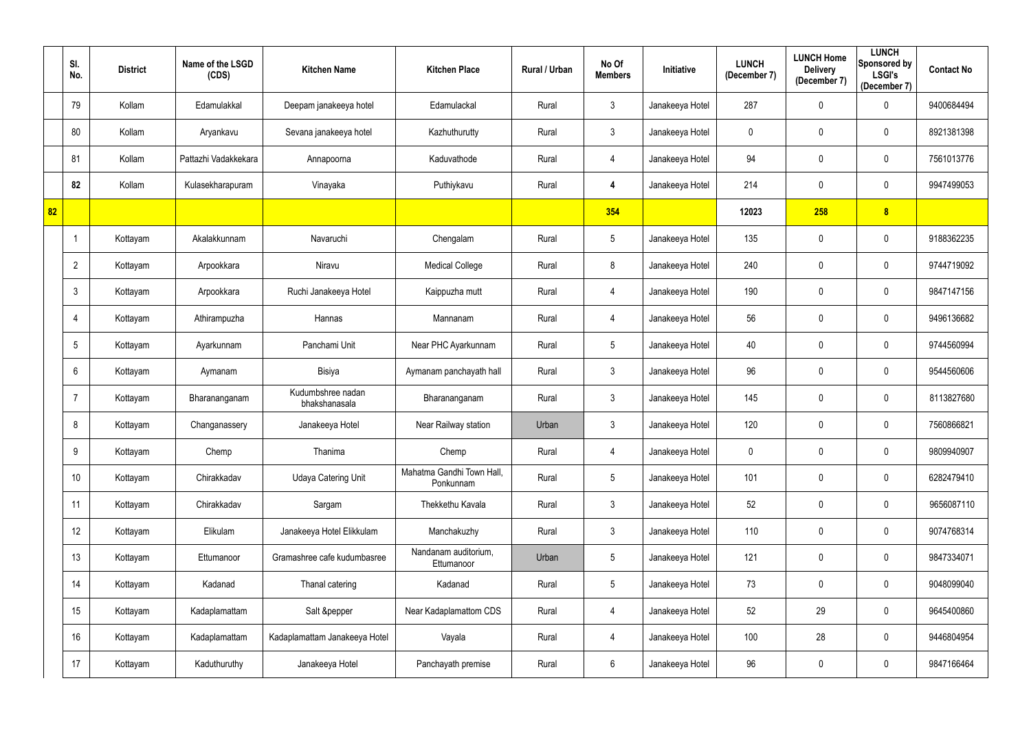|  | Sl. No. | District | Name of the LSGD (CDS) | Kitchen Name | Kitchen Place | Rural / Urban | No Of Members | Initiative | LUNCH (December 7) | LUNCH Home Delivery (December 7) | LUNCH Sponsored by LSGI's (December 7) | Contact No |
|---|---|---|---|---|---|---|---|---|---|---|---|---|
|  | 79 | Kollam | Edamulakkal | Deepam janakeeya hotel | Edamulackal | Rural | 3 | Janakeeya Hotel | 287 | 0 | 0 | 9400684494 |
|  | 80 | Kollam | Aryankavu | Sevana janakeeya hotel | Kazhuthurutty | Rural | 3 | Janakeeya Hotel | 0 | 0 | 0 | 8921381398 |
|  | 81 | Kollam | Pattazhi Vadakkekara | Annapoorna | Kaduvathode | Rural | 4 | Janakeeya Hotel | 94 | 0 | 0 | 7561013776 |
|  | 82 | Kollam | Kulasekharapuram | Vinayaka | Puthiykavu | Rural | 4 | Janakeeya Hotel | 214 | 0 | 0 | 9947499053 |
| 82 |  |  |  |  |  |  | 354 |  | 12023 | 258 | 8 |  |
|  | 1 | Kottayam | Akalakkunnam | Navaruchi | Chengalam | Rural | 5 | Janakeeya Hotel | 135 | 0 | 0 | 9188362235 |
|  | 2 | Kottayam | Arpookkara | Niravu | Medical College | Rural | 8 | Janakeeya Hotel | 240 | 0 | 0 | 9744719092 |
|  | 3 | Kottayam | Arpookkara | Ruchi Janakeeya Hotel | Kaippuzha mutt | Rural | 4 | Janakeeya Hotel | 190 | 0 | 0 | 9847147156 |
|  | 4 | Kottayam | Athirampuzha | Hannas | Mannanam | Rural | 4 | Janakeeya Hotel | 56 | 0 | 0 | 9496136682 |
|  | 5 | Kottayam | Ayarkunnam | Panchami Unit | Near PHC Ayarkunnam | Rural | 5 | Janakeeya Hotel | 40 | 0 | 0 | 9744560994 |
|  | 6 | Kottayam | Aymanam | Bisiya | Aymanam panchayath hall | Rural | 3 | Janakeeya Hotel | 96 | 0 | 0 | 9544560606 |
|  | 7 | Kottayam | Bharananganam | Kudumbshree nadan bhakshanasala | Bharananganam | Rural | 3 | Janakeeya Hotel | 145 | 0 | 0 | 8113827680 |
|  | 8 | Kottayam | Changanassery | Janakeeya Hotel | Near Railway station | Urban | 3 | Janakeeya Hotel | 120 | 0 | 0 | 7560866821 |
|  | 9 | Kottayam | Chemp | Thanima | Chemp | Rural | 4 | Janakeeya Hotel | 0 | 0 | 0 | 9809940907 |
|  | 10 | Kottayam | Chirakkadav | Udaya Catering Unit | Mahatma Gandhi Town Hall, Ponkunnam | Rural | 5 | Janakeeya Hotel | 101 | 0 | 0 | 6282479410 |
|  | 11 | Kottayam | Chirakkadav | Sargam | Thekkethu Kavala | Rural | 3 | Janakeeya Hotel | 52 | 0 | 0 | 9656087110 |
|  | 12 | Kottayam | Elikulam | Janakeeya Hotel Elikkulam | Manchakuzhy | Rural | 3 | Janakeeya Hotel | 110 | 0 | 0 | 9074768314 |
|  | 13 | Kottayam | Ettumanoor | Gramashree cafe kudumbasree | Nandanam auditorium, Ettumanoor | Urban | 5 | Janakeeya Hotel | 121 | 0 | 0 | 9847334071 |
|  | 14 | Kottayam | Kadanad | Thanal catering | Kadanad | Rural | 5 | Janakeeya Hotel | 73 | 0 | 0 | 9048099040 |
|  | 15 | Kottayam | Kadaplamattam | Salt &pepper | Near Kadaplamattom CDS | Rural | 4 | Janakeeya Hotel | 52 | 29 | 0 | 9645400860 |
|  | 16 | Kottayam | Kadaplamattam | Kadaplamattam Janakeeya Hotel | Vayala | Rural | 4 | Janakeeya Hotel | 100 | 28 | 0 | 9446804954 |
|  | 17 | Kottayam | Kaduthuruthy | Janakeeya Hotel | Panchayath premise | Rural | 6 | Janakeeya Hotel | 96 | 0 | 0 | 9847166464 |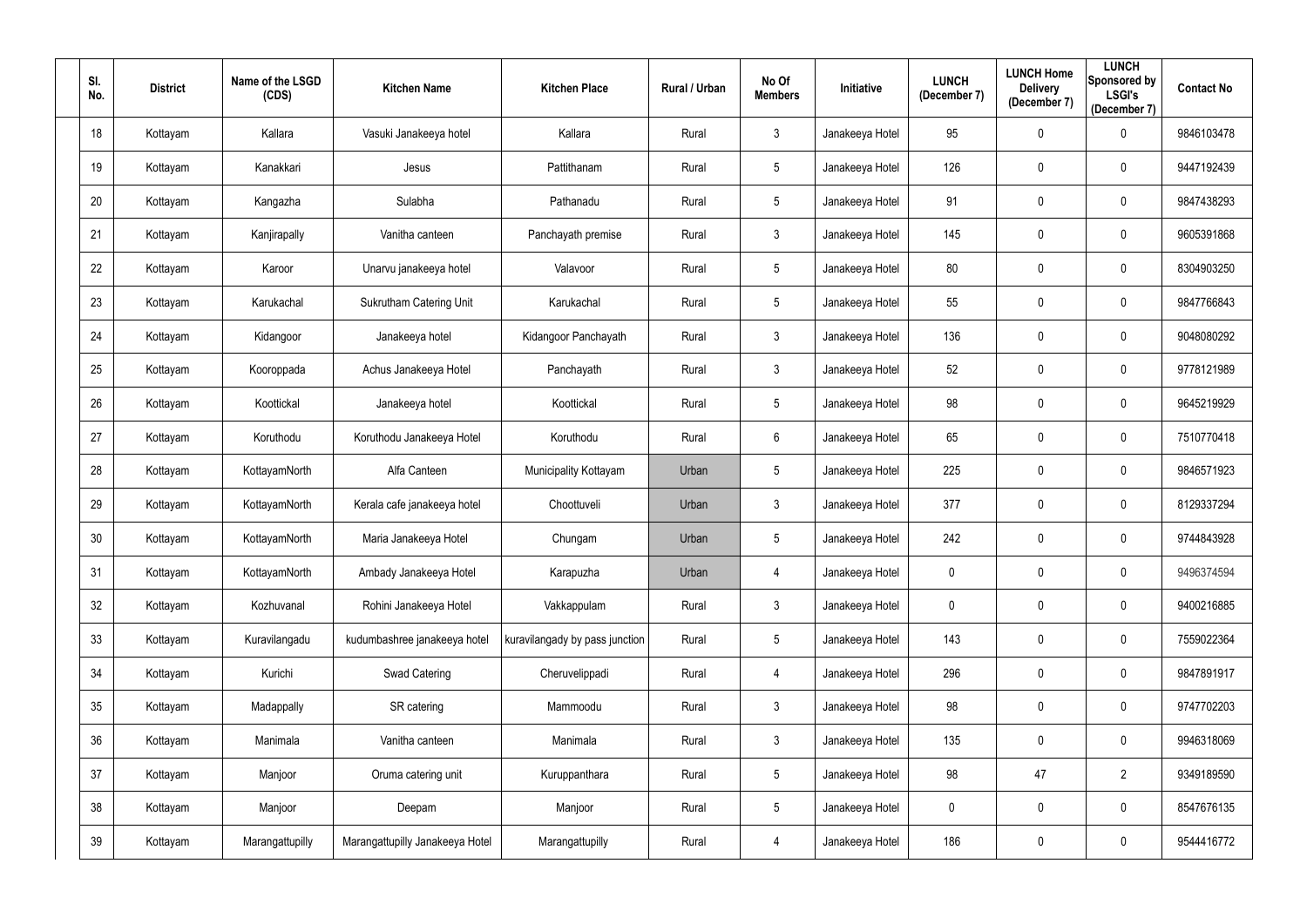| Sl. No. | District | Name of the LSGD (CDS) | Kitchen Name | Kitchen Place | Rural / Urban | No Of Members | Initiative | LUNCH (December 7) | LUNCH Home Delivery (December 7) | LUNCH Sponsored by LSGI's (December 7) | Contact No |
|---|---|---|---|---|---|---|---|---|---|---|---|
| 18 | Kottayam | Kallara | Vasuki Janakeeya hotel | Kallara | Rural | 3 | Janakeeya Hotel | 95 | 0 | 0 | 9846103478 |
| 19 | Kottayam | Kanakkari | Jesus | Pattithanam | Rural | 5 | Janakeeya Hotel | 126 | 0 | 0 | 9447192439 |
| 20 | Kottayam | Kangazha | Sulabha | Pathanadu | Rural | 5 | Janakeeya Hotel | 91 | 0 | 0 | 9847438293 |
| 21 | Kottayam | Kanjirapally | Vanitha canteen | Panchayath premise | Rural | 3 | Janakeeya Hotel | 145 | 0 | 0 | 9605391868 |
| 22 | Kottayam | Karoor | Unarvu janakeeya hotel | Valavoor | Rural | 5 | Janakeeya Hotel | 80 | 0 | 0 | 8304903250 |
| 23 | Kottayam | Karukachal | Sukrutham Catering Unit | Karukachal | Rural | 5 | Janakeeya Hotel | 55 | 0 | 0 | 9847766843 |
| 24 | Kottayam | Kidangoor | Janakeeya hotel | Kidangoor Panchayath | Rural | 3 | Janakeeya Hotel | 136 | 0 | 0 | 9048080292 |
| 25 | Kottayam | Kooroppada | Achus Janakeeya Hotel | Panchayath | Rural | 3 | Janakeeya Hotel | 52 | 0 | 0 | 9778121989 |
| 26 | Kottayam | Koottickal | Janakeeya hotel | Koottickal | Rural | 5 | Janakeeya Hotel | 98 | 0 | 0 | 9645219929 |
| 27 | Kottayam | Koruthodu | Koruthodu Janakeeya Hotel | Koruthodu | Rural | 6 | Janakeeya Hotel | 65 | 0 | 0 | 7510770418 |
| 28 | Kottayam | KottayamNorth | Alfa Canteen | Municipality Kottayam | Urban | 5 | Janakeeya Hotel | 225 | 0 | 0 | 9846571923 |
| 29 | Kottayam | KottayamNorth | Kerala cafe janakeeya hotel | Choottuveli | Urban | 3 | Janakeeya Hotel | 377 | 0 | 0 | 8129337294 |
| 30 | Kottayam | KottayamNorth | Maria Janakeeya Hotel | Chungam | Urban | 5 | Janakeeya Hotel | 242 | 0 | 0 | 9744843928 |
| 31 | Kottayam | KottayamNorth | Ambady Janakeeya Hotel | Karapuzha | Urban | 4 | Janakeeya Hotel | 0 | 0 | 0 | 9496374594 |
| 32 | Kottayam | Kozhuvanal | Rohini Janakeeya Hotel | Vakkappulam | Rural | 3 | Janakeeya Hotel | 0 | 0 | 0 | 9400216885 |
| 33 | Kottayam | Kuravilangadu | kudumbashree janakeeya hotel | kuravilangady by pass junction | Rural | 5 | Janakeeya Hotel | 143 | 0 | 0 | 7559022364 |
| 34 | Kottayam | Kurichi | Swad Catering | Cheruvelippadi | Rural | 4 | Janakeeya Hotel | 296 | 0 | 0 | 9847891917 |
| 35 | Kottayam | Madappally | SR catering | Mammoodu | Rural | 3 | Janakeeya Hotel | 98 | 0 | 0 | 9747702203 |
| 36 | Kottayam | Manimala | Vanitha canteen | Manimala | Rural | 3 | Janakeeya Hotel | 135 | 0 | 0 | 9946318069 |
| 37 | Kottayam | Manjoor | Oruma catering unit | Kuruppanthara | Rural | 5 | Janakeeya Hotel | 98 | 47 | 2 | 9349189590 |
| 38 | Kottayam | Manjoor | Deepam | Manjoor | Rural | 5 | Janakeeya Hotel | 0 | 0 | 0 | 8547676135 |
| 39 | Kottayam | Marangattupilly | Marangattupilly Janakeeya Hotel | Marangattupilly | Rural | 4 | Janakeeya Hotel | 186 | 0 | 0 | 9544416772 |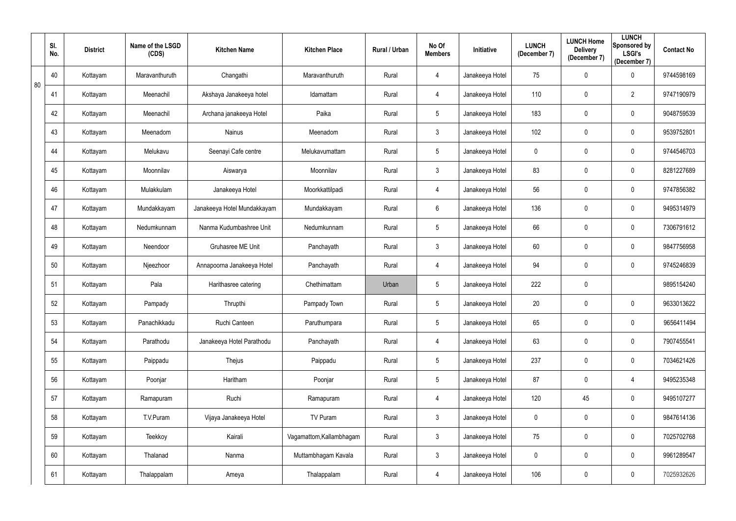| | Sl. No. | District | Name of the LSGD (CDS) | Kitchen Name | Kitchen Place | Rural / Urban | No Of Members | Initiative | LUNCH (December 7) | LUNCH Home Delivery (December 7) | LUNCH Sponsored by LSGI's (December 7) | Contact No |
|---|---|---|---|---|---|---|---|---|---|---|---|---|
| 80 | 40 | Kottayam | Maravanthuruth | Changathi | Maravanthuruth | Rural | 4 | Janakeeya Hotel | 75 | 0 | 0 | 9744598169 |
| | 41 | Kottayam | Meenachil | Akshaya Janakeeya hotel | Idamattam | Rural | 4 | Janakeeya Hotel | 110 | 0 | 2 | 9747190979 |
| | 42 | Kottayam | Meenachil | Archana janakeeya Hotel | Paika | Rural | 5 | Janakeeya Hotel | 183 | 0 | 0 | 9048759539 |
| | 43 | Kottayam | Meenadom | Nainus | Meenadom | Rural | 3 | Janakeeya Hotel | 102 | 0 | 0 | 9539752801 |
| | 44 | Kottayam | Melukavu | Seenayi Cafe centre | Melukavumattam | Rural | 5 | Janakeeya Hotel | 0 | 0 | 0 | 9744546703 |
| | 45 | Kottayam | Moonnilav | Aiswarya | Moonnilav | Rural | 3 | Janakeeya Hotel | 83 | 0 | 0 | 8281227689 |
| | 46 | Kottayam | Mulakkulam | Janakeeya Hotel | Moorkkattilpadi | Rural | 4 | Janakeeya Hotel | 56 | 0 | 0 | 9747856382 |
| | 47 | Kottayam | Mundakkayam | Janakeeya Hotel Mundakkayam | Mundakkayam | Rural | 6 | Janakeeya Hotel | 136 | 0 | 0 | 9495314979 |
| | 48 | Kottayam | Nedumkunnam | Nanma Kudumbashree Unit | Nedumkunnam | Rural | 5 | Janakeeya Hotel | 66 | 0 | 0 | 7306791612 |
| | 49 | Kottayam | Neendoor | Gruhasree ME Unit | Panchayath | Rural | 3 | Janakeeya Hotel | 60 | 0 | 0 | 9847756958 |
| | 50 | Kottayam | Njeezhoor | Annapoorna Janakeeya Hotel | Panchayath | Rural | 4 | Janakeeya Hotel | 94 | 0 | 0 | 9745246839 |
| | 51 | Kottayam | Pala | Harithasree catering | Chethimattam | Urban | 5 | Janakeeya Hotel | 222 | 0 | | 9895154240 |
| | 52 | Kottayam | Pampady | Thrupthi | Pampady Town | Rural | 5 | Janakeeya Hotel | 20 | 0 | 0 | 9633013622 |
| | 53 | Kottayam | Panachikkadu | Ruchi Canteen | Paruthumpara | Rural | 5 | Janakeeya Hotel | 65 | 0 | 0 | 9656411494 |
| | 54 | Kottayam | Parathodu | Janakeeya Hotel Parathodu | Panchayath | Rural | 4 | Janakeeya Hotel | 63 | 0 | 0 | 7907455541 |
| | 55 | Kottayam | Paippadu | Thejus | Paippadu | Rural | 5 | Janakeeya Hotel | 237 | 0 | 0 | 7034621426 |
| | 56 | Kottayam | Poonjar | Haritham | Poonjar | Rural | 5 | Janakeeya Hotel | 87 | 0 | 4 | 9495235348 |
| | 57 | Kottayam | Ramapuram | Ruchi | Ramapuram | Rural | 4 | Janakeeya Hotel | 120 | 45 | 0 | 9495107277 |
| | 58 | Kottayam | T.V.Puram | Vijaya Janakeeya Hotel | TV Puram | Rural | 3 | Janakeeya Hotel | 0 | 0 | 0 | 9847614136 |
| | 59 | Kottayam | Teekkoy | Kairali | Vagamattom,Kallambhagam | Rural | 3 | Janakeeya Hotel | 75 | 0 | 0 | 7025702768 |
| | 60 | Kottayam | Thalanad | Nanma | Muttambhagam Kavala | Rural | 3 | Janakeeya Hotel | 0 | 0 | 0 | 9961289547 |
| | 61 | Kottayam | Thalappalam | Ameya | Thalappalam | Rural | 4 | Janakeeya Hotel | 106 | 0 | 0 | 7025932626 |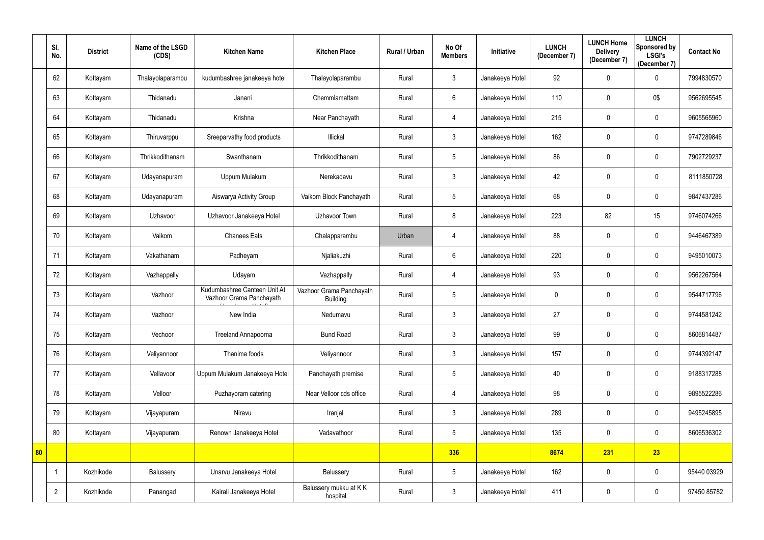| | Sl. No. | District | Name of the LSGD (CDS) | Kitchen Name | Kitchen Place | Rural / Urban | No Of Members | Initiative | LUNCH (December 7) | LUNCH Home Delivery (December 7) | LUNCH Sponsored by LSGI's (December 7) | Contact No |
|---|---|---|---|---|---|---|---|---|---|---|---|---|
| | 62 | Kottayam | Thalayolaparambu | kudumbashree janakeeya hotel | Thalayolaparambu | Rural | 3 | Janakeeya Hotel | 92 | 0 | 0 | 7994830570 |
| | 63 | Kottayam | Thidanadu | Janani | Chemmlamattam | Rural | 6 | Janakeeya Hotel | 110 | 0 | 0$ | 9562695545 |
| | 64 | Kottayam | Thidanadu | Krishna | Near Panchayath | Rural | 4 | Janakeeya Hotel | 215 | 0 | 0 | 9605565960 |
| | 65 | Kottayam | Thiruvarppu | Sreeparvathy food products | Illickal | Rural | 3 | Janakeeya Hotel | 162 | 0 | 0 | 9747289846 |
| | 66 | Kottayam | Thrikkodithanam | Swanthanam | Thrikkodithanam | Rural | 5 | Janakeeya Hotel | 86 | 0 | 0 | 7902729237 |
| | 67 | Kottayam | Udayanapuram | Uppum Mulakum | Nerekadavu | Rural | 3 | Janakeeya Hotel | 42 | 0 | 0 | 8111850728 |
| | 68 | Kottayam | Udayanapuram | Aiswarya Activity Group | Vaikom Block Panchayath | Rural | 5 | Janakeeya Hotel | 68 | 0 | 0 | 9847437286 |
| | 69 | Kottayam | Uzhavoor | Uzhavoor Janakeeya Hotel | Uzhavoor Town | Rural | 8 | Janakeeya Hotel | 223 | 82 | 15 | 9746074266 |
| | 70 | Kottayam | Vaikom | Chanees Eats | Chalapparambu | Urban | 4 | Janakeeya Hotel | 88 | 0 | 0 | 9446467389 |
| | 71 | Kottayam | Vakathanam | Padheyam | Njaliakuzhi | Rural | 6 | Janakeeya Hotel | 220 | 0 | 0 | 9495010073 |
| | 72 | Kottayam | Vazhappally | Udayam | Vazhappally | Rural | 4 | Janakeeya Hotel | 93 | 0 | 0 | 9562267564 |
| | 73 | Kottayam | Vazhoor | Kudumbashree Canteen Unit At Vazhoor Grama Panchayath | Vazhoor Grama Panchayath Building | Rural | 5 | Janakeeya Hotel | 0 | 0 | 0 | 9544717796 |
| | 74 | Kottayam | Vazhoor | New India | Nedumavu | Rural | 3 | Janakeeya Hotel | 27 | 0 | 0 | 9744581242 |
| | 75 | Kottayam | Vechoor | Treeland Annapoorna | Bund Road | Rural | 3 | Janakeeya Hotel | 99 | 0 | 0 | 8606814487 |
| | 76 | Kottayam | Veliyannoor | Thanima foods | Veliyannoor | Rural | 3 | Janakeeya Hotel | 157 | 0 | 0 | 9744392147 |
| | 77 | Kottayam | Vellavoor | Uppum Mulakum Janakeeya Hotel | Panchayath premise | Rural | 5 | Janakeeya Hotel | 40 | 0 | 0 | 9188317288 |
| | 78 | Kottayam | Velloor | Puzhayoram catering | Near Velloor cds office | Rural | 4 | Janakeeya Hotel | 98 | 0 | 0 | 9895522286 |
| | 79 | Kottayam | Vijayapuram | Niravu | Iranjal | Rural | 3 | Janakeeya Hotel | 289 | 0 | 0 | 9495245895 |
| | 80 | Kottayam | Vijayapuram | Renown Janakeeya Hotel | Vadavathoor | Rural | 5 | Janakeeya Hotel | 135 | 0 | 0 | 8606536302 |
| **80** | | | | | | | **336** | | **8674** | **231** | **23** | |
| | 1 | Kozhikode | Balussery | Unarvu Janakeeya Hotel | Balussery | Rural | 5 | Janakeeya Hotel | 162 | 0 | 0 | 95440 03929 |
| | 2 | Kozhikode | Panangad | Kairali Janakeeya Hotel | Balussery mukku at K K hospital | Rural | 3 | Janakeeya Hotel | 411 | 0 | 0 | 97450 85782 |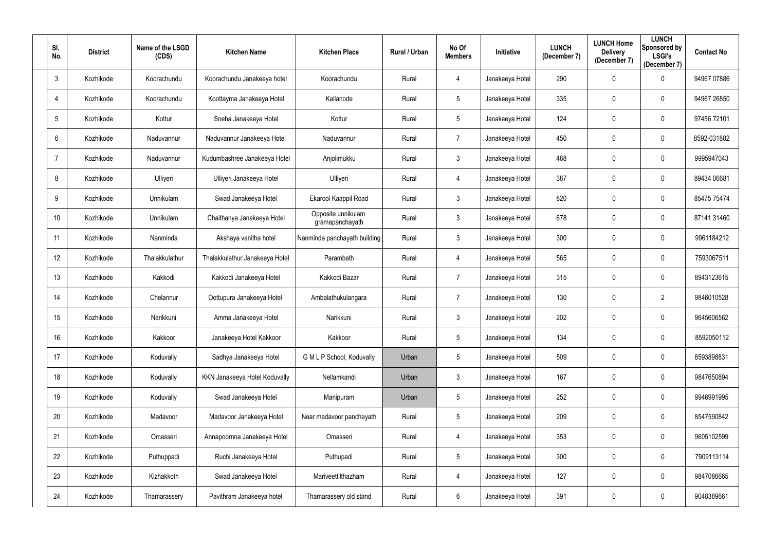| Sl. No. | District | Name of the LSGD (CDS) | Kitchen Name | Kitchen Place | Rural / Urban | No Of Members | Initiative | LUNCH (December 7) | LUNCH Home Delivery (December 7) | LUNCH Sponsored by LSGI's (December 7) | Contact No |
|---|---|---|---|---|---|---|---|---|---|---|---|
| 3 | Kozhikode | Koorachundu | Koorachundu Janakeeya hotel | Koorachundu | Rural | 4 | Janakeeya Hotel | 290 | 0 | 0 | 94967 07886 |
| 4 | Kozhikode | Koorachundu | Koottayma Janakeeya Hotel | Kallanode | Rural | 5 | Janakeeya Hotel | 335 | 0 | 0 | 94967 26850 |
| 5 | Kozhikode | Kottur | Sneha Janakeeya Hotel | Kottur | Rural | 5 | Janakeeya Hotel | 124 | 0 | 0 | 97456 72101 |
| 6 | Kozhikode | Naduvannur | Naduvannur Janakeeya Hotel | Naduvannur | Rural | 7 | Janakeeya Hotel | 450 | 0 | 0 | 8592-031802 |
| 7 | Kozhikode | Naduvannur | Kudumbashree Janakeeya Hotel | Anjolimukku | Rural | 3 | Janakeeya Hotel | 468 | 0 | 0 | 9995947043 |
| 8 | Kozhikode | Ulliyeri | Ulliyeri Janakeeya Hotel | Ulliyeri | Rural | 4 | Janakeeya Hotel | 387 | 0 | 0 | 89434 06681 |
| 9 | Kozhikode | Unnikulam | Swad Janakeeya Hotel | Ekarool Kaappil Road | Rural | 3 | Janakeeya Hotel | 820 | 0 | 0 | 85475 75474 |
| 10 | Kozhikode | Unnikulam | Chaithanya Janakeeya Hotel | Opposite unnikulam gramapanchayath | Rural | 3 | Janakeeya Hotel | 678 | 0 | 0 | 87141 31460 |
| 11 | Kozhikode | Nanminda | Akshaya vanitha hotel | Nanminda panchayath building | Rural | 3 | Janakeeya Hotel | 300 | 0 | 0 | 9961184212 |
| 12 | Kozhikode | Thalakkulathur | Thalakkulathur Janakeeya Hotel | Parambath | Rural | 4 | Janakeeya Hotel | 565 | 0 | 0 | 7593067511 |
| 13 | Kozhikode | Kakkodi | Kakkodi Janakeeya Hotel | Kakkodi Bazar | Rural | 7 | Janakeeya Hotel | 315 | 0 | 0 | 8943123615 |
| 14 | Kozhikode | Chelannur | Oottupura Janakeeya Hotel | Ambalathukulangara | Rural | 7 | Janakeeya Hotel | 130 | 0 | 2 | 9846010528 |
| 15 | Kozhikode | Narikkuni | Amma Janakeeya Hotel | Narikkuni | Rural | 3 | Janakeeya Hotel | 202 | 0 | 0 | 9645606562 |
| 16 | Kozhikode | Kakkoor | Janakeeya Hotel Kakkoor | Kakkoor | Rural | 5 | Janakeeya Hotel | 134 | 0 | 0 | 8592050112 |
| 17 | Kozhikode | Koduvally | Sadhya Janakeeya Hotel | G M L P School, Koduvally | Urban | 5 | Janakeeya Hotel | 509 | 0 | 0 | 8593898831 |
| 18 | Kozhikode | Koduvally | KKN Janakeeya Hotel Koduvally | Nellamkandi | Urban | 3 | Janakeeya Hotel | 167 | 0 | 0 | 9847650894 |
| 19 | Kozhikode | Koduvally | Swad Janakeeya Hotel | Manipuram | Urban | 5 | Janakeeya Hotel | 252 | 0 | 0 | 9946991995 |
| 20 | Kozhikode | Madavoor | Madavoor Janakeeya Hotel | Near madavoor panchayath | Rural | 5 | Janakeeya Hotel | 209 | 0 | 0 | 8547590842 |
| 21 | Kozhikode | Omasseri | Annapoornna Janakeeya Hotel | Omasseri | Rural | 4 | Janakeeya Hotel | 353 | 0 | 0 | 9605102599 |
| 22 | Kozhikode | Puthuppadi | Ruchi Janakeeya Hotel | Puthupadi | Rural | 5 | Janakeeya Hotel | 300 | 0 | 0 | 7909113114 |
| 23 | Kozhikode | Kizhakkoth | Swad Janakeeya Hotel | Mariveettilthazham | Rural | 4 | Janakeeya Hotel | 127 | 0 | 0 | 9847086665 |
| 24 | Kozhikode | Thamarassery | Pavithram Janakeeya hotel | Thamarassery old stand | Rural | 6 | Janakeeya Hotel | 391 | 0 | 0 | 9048389661 |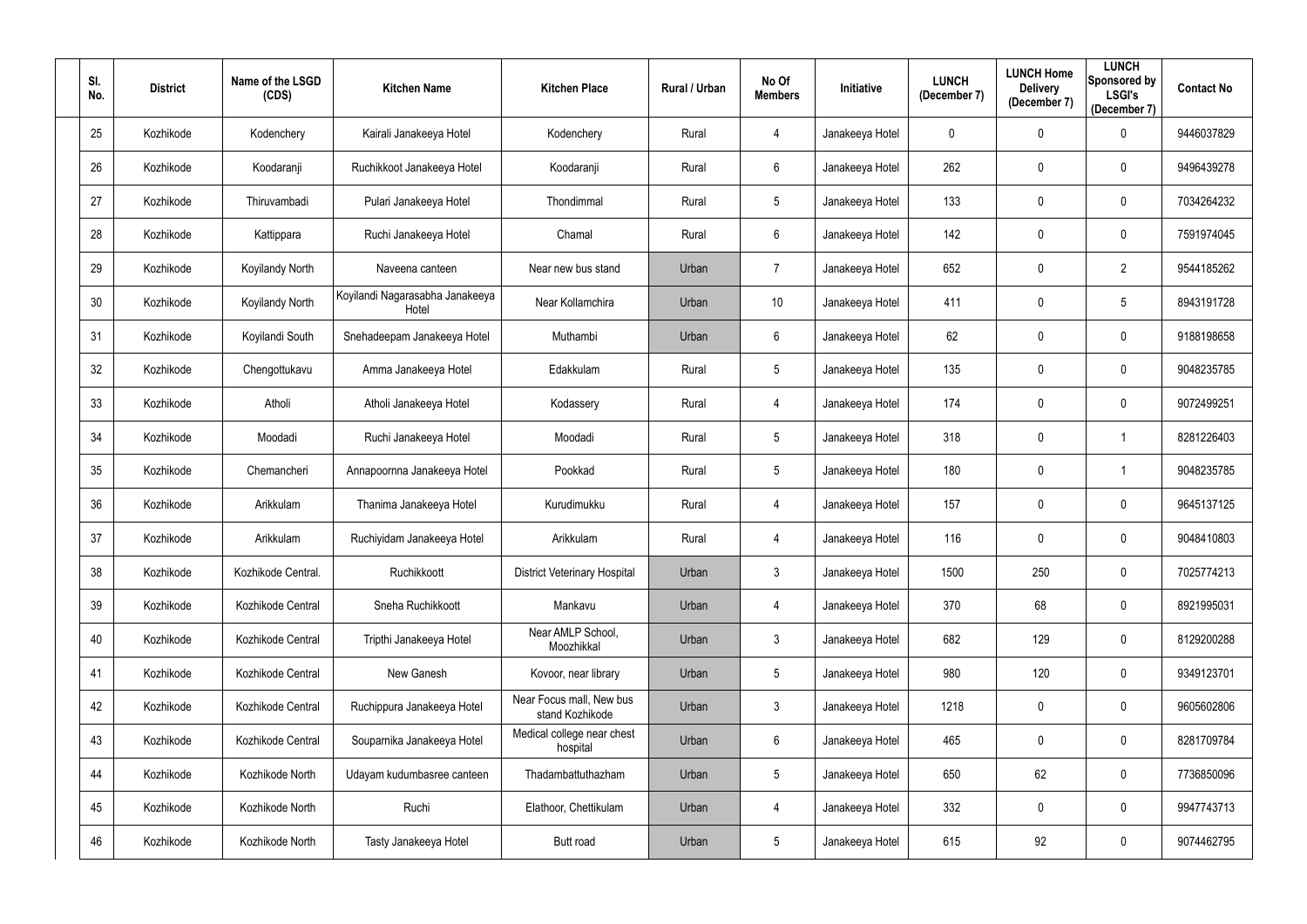| Sl. No. | District | Name of the LSGD (CDS) | Kitchen Name | Kitchen Place | Rural / Urban | No Of Members | Initiative | LUNCH (December 7) | LUNCH Home Delivery (December 7) | LUNCH Sponsored by LSGI's (December 7) | Contact No |
|---|---|---|---|---|---|---|---|---|---|---|---|
| 25 | Kozhikode | Kodenchery | Kairali Janakeeya Hotel | Kodenchery | Rural | 4 | Janakeeya Hotel | 0 | 0 | 0 | 9446037829 |
| 26 | Kozhikode | Koodaranji | Ruchikkoot Janakeeya Hotel | Koodaranji | Rural | 6 | Janakeeya Hotel | 262 | 0 | 0 | 9496439278 |
| 27 | Kozhikode | Thiruvambadi | Pulari Janakeeya Hotel | Thondimmal | Rural | 5 | Janakeeya Hotel | 133 | 0 | 0 | 7034264232 |
| 28 | Kozhikode | Kattippara | Ruchi Janakeeya Hotel | Chamal | Rural | 6 | Janakeeya Hotel | 142 | 0 | 0 | 7591974045 |
| 29 | Kozhikode | Koyilandy North | Naveena canteen | Near new bus stand | Urban | 7 | Janakeeya Hotel | 652 | 0 | 2 | 9544185262 |
| 30 | Kozhikode | Koyilandy North | Koyilandi Nagarasabha Janakeeya Hotel | Near Kollamchira | Urban | 10 | Janakeeya Hotel | 411 | 0 | 5 | 8943191728 |
| 31 | Kozhikode | Koyilandi South | Snehadeepam Janakeeya Hotel | Muthambi | Urban | 6 | Janakeeya Hotel | 62 | 0 | 0 | 9188198658 |
| 32 | Kozhikode | Chengottukavu | Amma Janakeeya Hotel | Edakkulam | Rural | 5 | Janakeeya Hotel | 135 | 0 | 0 | 9048235785 |
| 33 | Kozhikode | Atholi | Atholi Janakeeya Hotel | Kodassery | Rural | 4 | Janakeeya Hotel | 174 | 0 | 0 | 9072499251 |
| 34 | Kozhikode | Moodadi | Ruchi Janakeeya Hotel | Moodadi | Rural | 5 | Janakeeya Hotel | 318 | 0 | 1 | 8281226403 |
| 35 | Kozhikode | Chemancheri | Annapoornna Janakeeya Hotel | Pookkad | Rural | 5 | Janakeeya Hotel | 180 | 0 | 1 | 9048235785 |
| 36 | Kozhikode | Arikkulam | Thanima Janakeeya Hotel | Kurudimukku | Rural | 4 | Janakeeya Hotel | 157 | 0 | 0 | 9645137125 |
| 37 | Kozhikode | Arikkulam | Ruchiyidam Janakeeya Hotel | Arikkulam | Rural | 4 | Janakeeya Hotel | 116 | 0 | 0 | 9048410803 |
| 38 | Kozhikode | Kozhikode Central. | Ruchikkoott | District Veterinary Hospital | Urban | 3 | Janakeeya Hotel | 1500 | 250 | 0 | 7025774213 |
| 39 | Kozhikode | Kozhikode Central | Sneha Ruchikkoott | Mankavu | Urban | 4 | Janakeeya Hotel | 370 | 68 | 0 | 8921995031 |
| 40 | Kozhikode | Kozhikode Central | Tripthi Janakeeya Hotel | Near AMLP School, Moozhikkal | Urban | 3 | Janakeeya Hotel | 682 | 129 | 0 | 8129200288 |
| 41 | Kozhikode | Kozhikode Central | New Ganesh | Kovoor, near library | Urban | 5 | Janakeeya Hotel | 980 | 120 | 0 | 9349123701 |
| 42 | Kozhikode | Kozhikode Central | Ruchippura Janakeeya Hotel | Near Focus mall, New bus stand Kozhikode | Urban | 3 | Janakeeya Hotel | 1218 | 0 | 0 | 9605602806 |
| 43 | Kozhikode | Kozhikode Central | Souparnika Janakeeya Hotel | Medical college near chest hospital | Urban | 6 | Janakeeya Hotel | 465 | 0 | 0 | 8281709784 |
| 44 | Kozhikode | Kozhikode North | Udayam kudumbasree canteen | Thadambattuthazham | Urban | 5 | Janakeeya Hotel | 650 | 62 | 0 | 7736850096 |
| 45 | Kozhikode | Kozhikode North | Ruchi | Elathoor, Chettikulam | Urban | 4 | Janakeeya Hotel | 332 | 0 | 0 | 9947743713 |
| 46 | Kozhikode | Kozhikode North | Tasty Janakeeya Hotel | Butt road | Urban | 5 | Janakeeya Hotel | 615 | 92 | 0 | 9074462795 |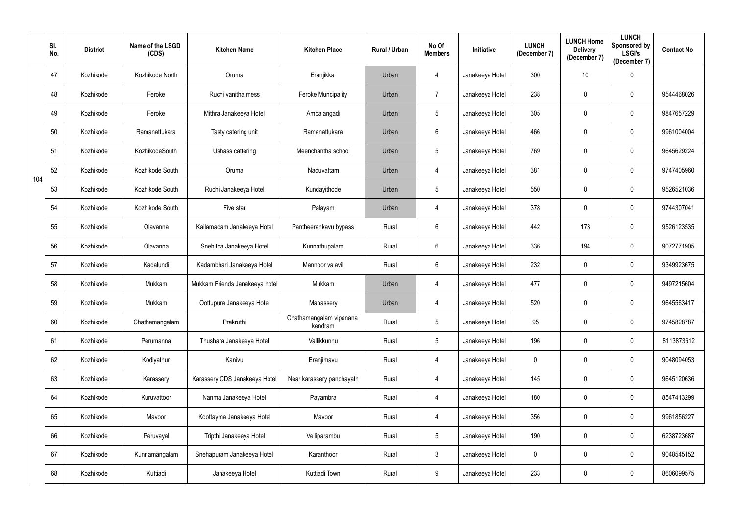| | Sl. No. | District | Name of the LSGD (CDS) | Kitchen Name | Kitchen Place | Rural / Urban | No Of Members | Initiative | LUNCH (December 7) | LUNCH Home Delivery (December 7) | LUNCH Sponsored by LSGI's (December 7) | Contact No |
|---|---|---|---|---|---|---|---|---|---|---|---|---|
| 104 | 47 | Kozhikode | Kozhikode North | Oruma | Eranjikkal | Urban | 4 | Janakeeya Hotel | 300 | 10 | 0 | |
| | 48 | Kozhikode | Feroke | Ruchi vanitha mess | Feroke Muncipality | Urban | 7 | Janakeeya Hotel | 238 | 0 | 0 | 9544468026 |
| | 49 | Kozhikode | Feroke | Mithra Janakeeya Hotel | Ambalangadi | Urban | 5 | Janakeeya Hotel | 305 | 0 | 0 | 9847657229 |
| | 50 | Kozhikode | Ramanattukara | Tasty catering unit | Ramanattukara | Urban | 6 | Janakeeya Hotel | 466 | 0 | 0 | 9961004004 |
| | 51 | Kozhikode | KozhikodeSouth | Ushass cattering | Meenchantha school | Urban | 5 | Janakeeya Hotel | 769 | 0 | 0 | 9645629224 |
| | 52 | Kozhikode | Kozhikode South | Oruma | Naduvattam | Urban | 4 | Janakeeya Hotel | 381 | 0 | 0 | 9747405960 |
| | 53 | Kozhikode | Kozhikode South | Ruchi Janakeeya Hotel | Kundayithode | Urban | 5 | Janakeeya Hotel | 550 | 0 | 0 | 9526521036 |
| | 54 | Kozhikode | Kozhikode South | Five star | Palayam | Urban | 4 | Janakeeya Hotel | 378 | 0 | 0 | 9744307041 |
| | 55 | Kozhikode | Olavanna | Kailamadam Janakeeya Hotel | Pantheerankavu bypass | Rural | 6 | Janakeeya Hotel | 442 | 173 | 0 | 9526123535 |
| | 56 | Kozhikode | Olavanna | Snehitha Janakeeya Hotel | Kunnathupalam | Rural | 6 | Janakeeya Hotel | 336 | 194 | 0 | 9072771905 |
| | 57 | Kozhikode | Kadalundi | Kadambhari Janakeeya Hotel | Mannoor valavil | Rural | 6 | Janakeeya Hotel | 232 | 0 | 0 | 9349923675 |
| | 58 | Kozhikode | Mukkam | Mukkam Friends Janakeeya hotel | Mukkam | Urban | 4 | Janakeeya Hotel | 477 | 0 | 0 | 9497215604 |
| | 59 | Kozhikode | Mukkam | Oottupura Janakeeya Hotel | Manassery | Urban | 4 | Janakeeya Hotel | 520 | 0 | 0 | 9645563417 |
| | 60 | Kozhikode | Chathamangalam | Prakruthi | Chathamangalam vipanana kendram | Rural | 5 | Janakeeya Hotel | 95 | 0 | 0 | 9745828787 |
| | 61 | Kozhikode | Perumanna | Thushara Janakeeya Hotel | Vallikkunnu | Rural | 5 | Janakeeya Hotel | 196 | 0 | 0 | 8113873612 |
| | 62 | Kozhikode | Kodiyathur | Kanivu | Eranjimavu | Rural | 4 | Janakeeya Hotel | 0 | 0 | 0 | 9048094053 |
| | 63 | Kozhikode | Karassery | Karassery CDS Janakeeya Hotel | Near karassery panchayath | Rural | 4 | Janakeeya Hotel | 145 | 0 | 0 | 9645120636 |
| | 64 | Kozhikode | Kuruvattoor | Nanma Janakeeya Hotel | Payambra | Rural | 4 | Janakeeya Hotel | 180 | 0 | 0 | 8547413299 |
| | 65 | Kozhikode | Mavoor | Koottayma Janakeeya Hotel | Mavoor | Rural | 4 | Janakeeya Hotel | 356 | 0 | 0 | 9961856227 |
| | 66 | Kozhikode | Peruvayal | Tripthi Janakeeya Hotel | Velliparambu | Rural | 5 | Janakeeya Hotel | 190 | 0 | 0 | 6238723687 |
| | 67 | Kozhikode | Kunnamangalam | Snehapuram Janakeeya Hotel | Karanthoor | Rural | 3 | Janakeeya Hotel | 0 | 0 | 0 | 9048545152 |
| | 68 | Kozhikode | Kuttiadi | Janakeeya Hotel | Kuttiadi Town | Rural | 9 | Janakeeya Hotel | 233 | 0 | 0 | 8606099575 |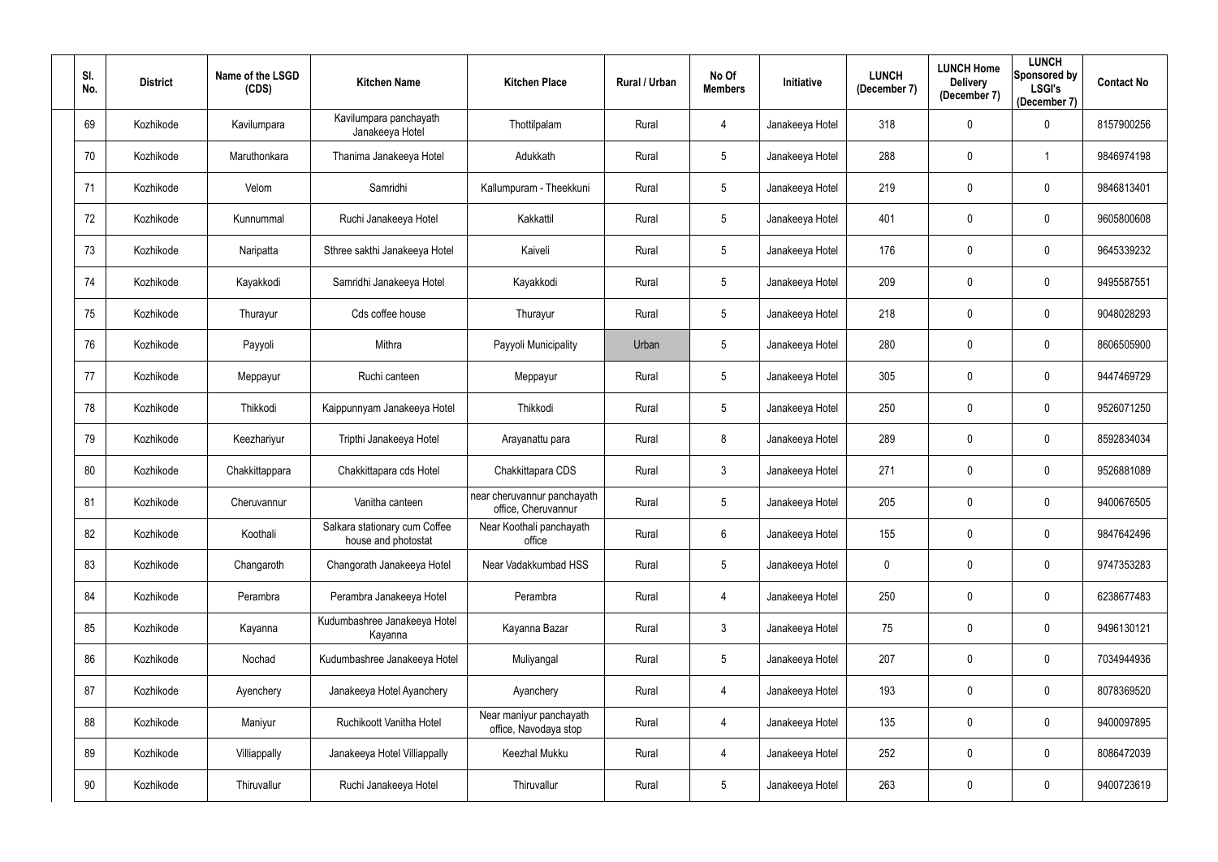| Sl. No. | District | Name of the LSGD (CDS) | Kitchen Name | Kitchen Place | Rural / Urban | No Of Members | Initiative | LUNCH (December 7) | LUNCH Home Delivery (December 7) | LUNCH Sponsored by LSGI's (December 7) | Contact No |
|---|---|---|---|---|---|---|---|---|---|---|---|
| 69 | Kozhikode | Kavilumpara | Kavilumpara panchayath Janakeeya Hotel | Thottilpalam | Rural | 4 | Janakeeya Hotel | 318 | 0 | 0 | 8157900256 |
| 70 | Kozhikode | Maruthonkara | Thanima Janakeeya Hotel | Adukkath | Rural | 5 | Janakeeya Hotel | 288 | 0 | 1 | 9846974198 |
| 71 | Kozhikode | Velom | Samridhi | Kallumpuram - Theekkuni | Rural | 5 | Janakeeya Hotel | 219 | 0 | 0 | 9846813401 |
| 72 | Kozhikode | Kunnummal | Ruchi Janakeeya Hotel | Kakkattil | Rural | 5 | Janakeeya Hotel | 401 | 0 | 0 | 9605800608 |
| 73 | Kozhikode | Naripatta | Sthree sakthi Janakeeya Hotel | Kaiveli | Rural | 5 | Janakeeya Hotel | 176 | 0 | 0 | 9645339232 |
| 74 | Kozhikode | Kayakkodi | Samridhi Janakeeya Hotel | Kayakkodi | Rural | 5 | Janakeeya Hotel | 209 | 0 | 0 | 9495587551 |
| 75 | Kozhikode | Thurayur | Cds coffee house | Thurayur | Rural | 5 | Janakeeya Hotel | 218 | 0 | 0 | 9048028293 |
| 76 | Kozhikode | Payyoli | Mithra | Payyoli Municipality | Urban | 5 | Janakeeya Hotel | 280 | 0 | 0 | 8606505900 |
| 77 | Kozhikode | Meppayur | Ruchi canteen | Meppayur | Rural | 5 | Janakeeya Hotel | 305 | 0 | 0 | 9447469729 |
| 78 | Kozhikode | Thikkodi | Kaippunnyam Janakeeya Hotel | Thikkodi | Rural | 5 | Janakeeya Hotel | 250 | 0 | 0 | 9526071250 |
| 79 | Kozhikode | Keezhariyur | Tripthi Janakeeya Hotel | Arayanattu para | Rural | 8 | Janakeeya Hotel | 289 | 0 | 0 | 8592834034 |
| 80 | Kozhikode | Chakkittappara | Chakkittapara cds Hotel | Chakkittapara CDS | Rural | 3 | Janakeeya Hotel | 271 | 0 | 0 | 9526881089 |
| 81 | Kozhikode | Cheruvannur | Vanitha canteen | near cheruvannur panchayath office, Cheruvannur | Rural | 5 | Janakeeya Hotel | 205 | 0 | 0 | 9400676505 |
| 82 | Kozhikode | Koothali | Salkara stationary cum Coffee house and photostat | Near Koothali panchayath office | Rural | 6 | Janakeeya Hotel | 155 | 0 | 0 | 9847642496 |
| 83 | Kozhikode | Changaroth | Changorath Janakeeya Hotel | Near Vadakkumbad HSS | Rural | 5 | Janakeeya Hotel | 0 | 0 | 0 | 9747353283 |
| 84 | Kozhikode | Perambra | Perambra Janakeeya Hotel | Perambra | Rural | 4 | Janakeeya Hotel | 250 | 0 | 0 | 6238677483 |
| 85 | Kozhikode | Kayanna | Kudumbashree Janakeeya Hotel Kayanna | Kayanna Bazar | Rural | 3 | Janakeeya Hotel | 75 | 0 | 0 | 9496130121 |
| 86 | Kozhikode | Nochad | Kudumbashree Janakeeya Hotel | Muliyangal | Rural | 5 | Janakeeya Hotel | 207 | 0 | 0 | 7034944936 |
| 87 | Kozhikode | Ayenchery | Janakeeya Hotel Ayanchery | Ayanchery | Rural | 4 | Janakeeya Hotel | 193 | 0 | 0 | 8078369520 |
| 88 | Kozhikode | Maniyur | Ruchikoott Vanitha Hotel | Near maniyur panchayath office, Navodaya stop | Rural | 4 | Janakeeya Hotel | 135 | 0 | 0 | 9400097895 |
| 89 | Kozhikode | Villiappally | Janakeeya Hotel Villiappally | Keezhal Mukku | Rural | 4 | Janakeeya Hotel | 252 | 0 | 0 | 8086472039 |
| 90 | Kozhikode | Thiruvallur | Ruchi Janakeeya Hotel | Thiruvallur | Rural | 5 | Janakeeya Hotel | 263 | 0 | 0 | 9400723619 |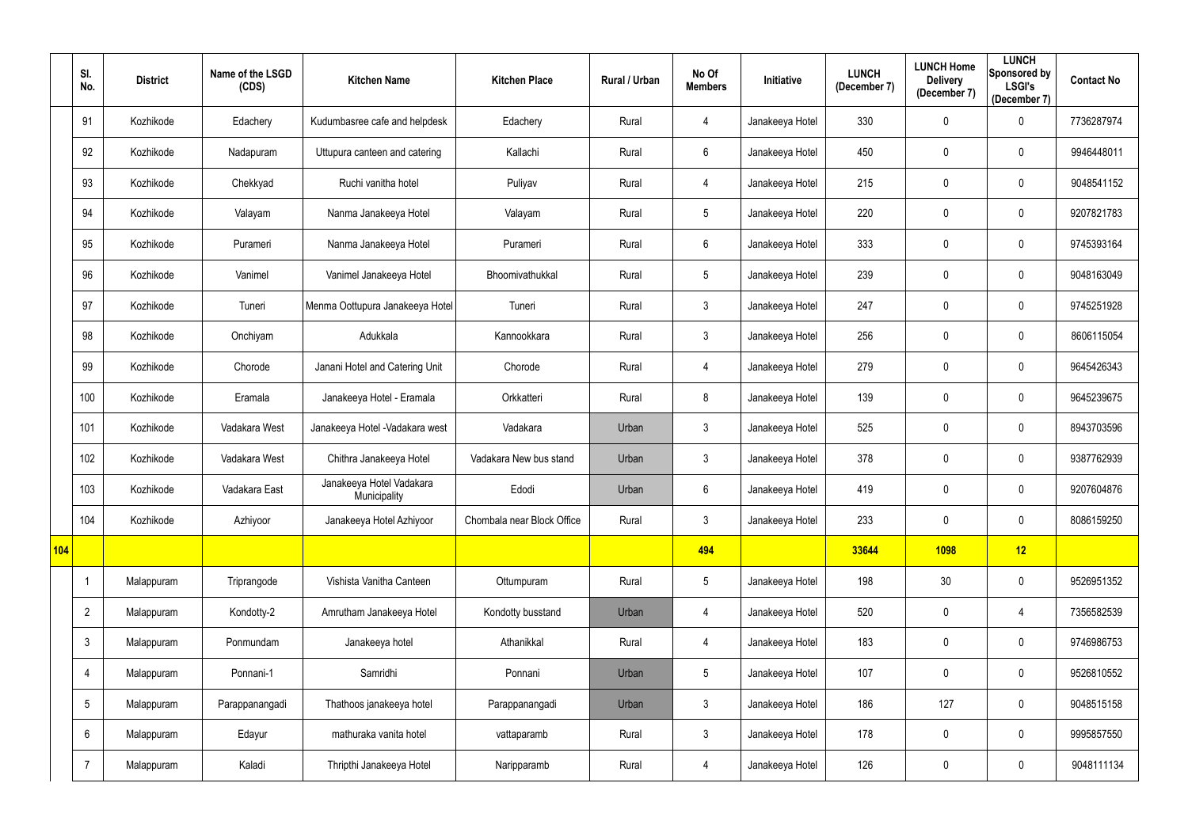| | Sl. No. | District | Name of the LSGD (CDS) | Kitchen Name | Kitchen Place | Rural / Urban | No Of Members | Initiative | LUNCH (December 7) | LUNCH Home Delivery (December 7) | LUNCH Sponsored by LSGI's (December 7) | Contact No |
|---|---|---|---|---|---|---|---|---|---|---|---|---|
| | 91 | Kozhikode | Edachery | Kudumbasree cafe and helpdesk | Edachery | Rural | 4 | Janakeeya Hotel | 330 | 0 | 0 | 7736287974 |
| | 92 | Kozhikode | Nadapuram | Uttupura canteen and catering | Kallachi | Rural | 6 | Janakeeya Hotel | 450 | 0 | 0 | 9946448011 |
| | 93 | Kozhikode | Chekkyad | Ruchi vanitha hotel | Puliyav | Rural | 4 | Janakeeya Hotel | 215 | 0 | 0 | 9048541152 |
| | 94 | Kozhikode | Valayam | Nanma Janakeeya Hotel | Valayam | Rural | 5 | Janakeeya Hotel | 220 | 0 | 0 | 9207821783 |
| | 95 | Kozhikode | Purameri | Nanma Janakeeya Hotel | Purameri | Rural | 6 | Janakeeya Hotel | 333 | 0 | 0 | 9745393164 |
| | 96 | Kozhikode | Vanimel | Vanimel Janakeeya Hotel | Bhoomivathukkal | Rural | 5 | Janakeeya Hotel | 239 | 0 | 0 | 9048163049 |
| | 97 | Kozhikode | Tuneri | Menma Oottupura Janakeeya Hotel | Tuneri | Rural | 3 | Janakeeya Hotel | 247 | 0 | 0 | 9745251928 |
| | 98 | Kozhikode | Onchiyam | Adukkala | Kannookkara | Rural | 3 | Janakeeya Hotel | 256 | 0 | 0 | 8606115054 |
| | 99 | Kozhikode | Chorode | Janani Hotel and Catering Unit | Chorode | Rural | 4 | Janakeeya Hotel | 279 | 0 | 0 | 9645426343 |
| | 100 | Kozhikode | Eramala | Janakeeya Hotel - Eramala | Orkkatteri | Rural | 8 | Janakeeya Hotel | 139 | 0 | 0 | 9645239675 |
| | 101 | Kozhikode | Vadakara West | Janakeeya Hotel -Vadakara west | Vadakara | Urban | 3 | Janakeeya Hotel | 525 | 0 | 0 | 8943703596 |
| | 102 | Kozhikode | Vadakara West | Chithra Janakeeya Hotel | Vadakara New bus stand | Urban | 3 | Janakeeya Hotel | 378 | 0 | 0 | 9387762939 |
| | 103 | Kozhikode | Vadakara East | Janakeeya Hotel Vadakara Municipality | Edodi | Urban | 6 | Janakeeya Hotel | 419 | 0 | 0 | 9207604876 |
| | 104 | Kozhikode | Azhiyoor | Janakeeya Hotel Azhiyoor | Chombala near Block Office | Rural | 3 | Janakeeya Hotel | 233 | 0 | 0 | 8086159250 |
| **104** | | | | | | | **494** | | **33644** | **1098** | **12** | |
| | 1 | Malappuram | Triprangode | Vishista Vanitha Canteen | Ottumpuram | Rural | 5 | Janakeeya Hotel | 198 | 30 | 0 | 9526951352 |
| | 2 | Malappuram | Kondotty-2 | Amrutham Janakeeya Hotel | Kondotty busstand | Urban | 4 | Janakeeya Hotel | 520 | 0 | 4 | 7356582539 |
| | 3 | Malappuram | Ponmundam | Janakeeya hotel | Athanikkal | Rural | 4 | Janakeeya Hotel | 183 | 0 | 0 | 9746986753 |
| | 4 | Malappuram | Ponnani-1 | Samridhi | Ponnani | Urban | 5 | Janakeeya Hotel | 107 | 0 | 0 | 9526810552 |
| | 5 | Malappuram | Parappanangadi | Thathoos janakeeya hotel | Parappanangadi | Urban | 3 | Janakeeya Hotel | 186 | 127 | 0 | 9048515158 |
| | 6 | Malappuram | Edayur | mathuraka vanita hotel | vattaparamb | Rural | 3 | Janakeeya Hotel | 178 | 0 | 0 | 9995857550 |
| | 7 | Malappuram | Kaladi | Thripthi Janakeeya Hotel | Naripparamb | Rural | 4 | Janakeeya Hotel | 126 | 0 | 0 | 9048111134 |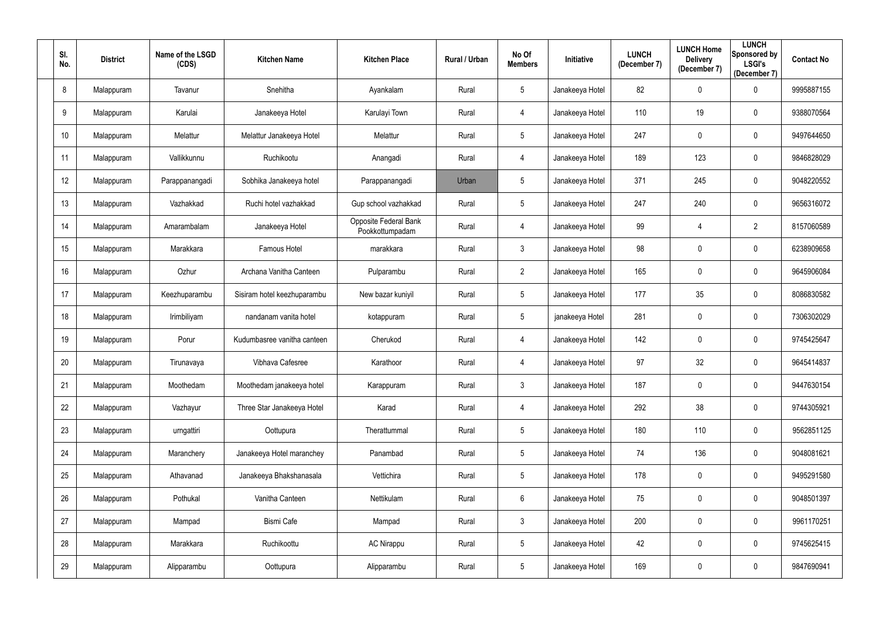| Sl. No. | District | Name of the LSGD (CDS) | Kitchen Name | Kitchen Place | Rural / Urban | No Of Members | Initiative | LUNCH (December 7) | LUNCH Home Delivery (December 7) | LUNCH Sponsored by LSGI's (December 7) | Contact No |
|---|---|---|---|---|---|---|---|---|---|---|---|
| 8 | Malappuram | Tavanur | Snehitha | Ayankalam | Rural | 5 | Janakeeya Hotel | 82 | 0 | 0 | 9995887155 |
| 9 | Malappuram | Karulai | Janakeeya Hotel | Karulayi Town | Rural | 4 | Janakeeya Hotel | 110 | 19 | 0 | 9388070564 |
| 10 | Malappuram | Melattur | Melattur Janakeeya Hotel | Melattur | Rural | 5 | Janakeeya Hotel | 247 | 0 | 0 | 9497644650 |
| 11 | Malappuram | Vallikkunnu | Ruchikootu | Anangadi | Rural | 4 | Janakeeya Hotel | 189 | 123 | 0 | 9846828029 |
| 12 | Malappuram | Parappanangadi | Sobhika Janakeeya hotel | Parappanangadi | Urban | 5 | Janakeeya Hotel | 371 | 245 | 0 | 9048220552 |
| 13 | Malappuram | Vazhakkad | Ruchi hotel vazhakkad | Gup school vazhakkad | Rural | 5 | Janakeeya Hotel | 247 | 240 | 0 | 9656316072 |
| 14 | Malappuram | Amarambalam | Janakeeya Hotel | Opposite Federal Bank Pookkottumpadam | Rural | 4 | Janakeeya Hotel | 99 | 4 | 2 | 8157060589 |
| 15 | Malappuram | Marakkara | Famous Hotel | marakkara | Rural | 3 | Janakeeya Hotel | 98 | 0 | 0 | 6238909658 |
| 16 | Malappuram | Ozhur | Archana Vanitha Canteen | Pulparambu | Rural | 2 | Janakeeya Hotel | 165 | 0 | 0 | 9645906084 |
| 17 | Malappuram | Keezhuparambu | Sisiram hotel keezhuparambu | New bazar kuniyil | Rural | 5 | Janakeeya Hotel | 177 | 35 | 0 | 8086830582 |
| 18 | Malappuram | Irimbiliyam | nandanam vanita hotel | kotappuram | Rural | 5 | janakeeya Hotel | 281 | 0 | 0 | 7306302029 |
| 19 | Malappuram | Porur | Kudumbasree vanitha canteen | Cherukod | Rural | 4 | Janakeeya Hotel | 142 | 0 | 0 | 9745425647 |
| 20 | Malappuram | Tirunavaya | Vibhava Cafesree | Karathoor | Rural | 4 | Janakeeya Hotel | 97 | 32 | 0 | 9645414837 |
| 21 | Malappuram | Moothedam | Moothedam janakeeya hotel | Karappuram | Rural | 3 | Janakeeya Hotel | 187 | 0 | 0 | 9447630154 |
| 22 | Malappuram | Vazhayur | Three Star Janakeeya Hotel | Karad | Rural | 4 | Janakeeya Hotel | 292 | 38 | 0 | 9744305921 |
| 23 | Malappuram | urngattiri | Oottupura | Therattummal | Rural | 5 | Janakeeya Hotel | 180 | 110 | 0 | 9562851125 |
| 24 | Malappuram | Maranchery | Janakeeya Hotel maranchey | Panambad | Rural | 5 | Janakeeya Hotel | 74 | 136 | 0 | 9048081621 |
| 25 | Malappuram | Athavanad | Janakeeya Bhakshanasala | Vettichira | Rural | 5 | Janakeeya Hotel | 178 | 0 | 0 | 9495291580 |
| 26 | Malappuram | Pothukal | Vanitha Canteen | Nettikulam | Rural | 6 | Janakeeya Hotel | 75 | 0 | 0 | 9048501397 |
| 27 | Malappuram | Mampad | Bismi Cafe | Mampad | Rural | 3 | Janakeeya Hotel | 200 | 0 | 0 | 9961170251 |
| 28 | Malappuram | Marakkara | Ruchikoottu | AC Nirappu | Rural | 5 | Janakeeya Hotel | 42 | 0 | 0 | 9745625415 |
| 29 | Malappuram | Alipparambu | Oottupura | Alipparambu | Rural | 5 | Janakeeya Hotel | 169 | 0 | 0 | 9847690941 |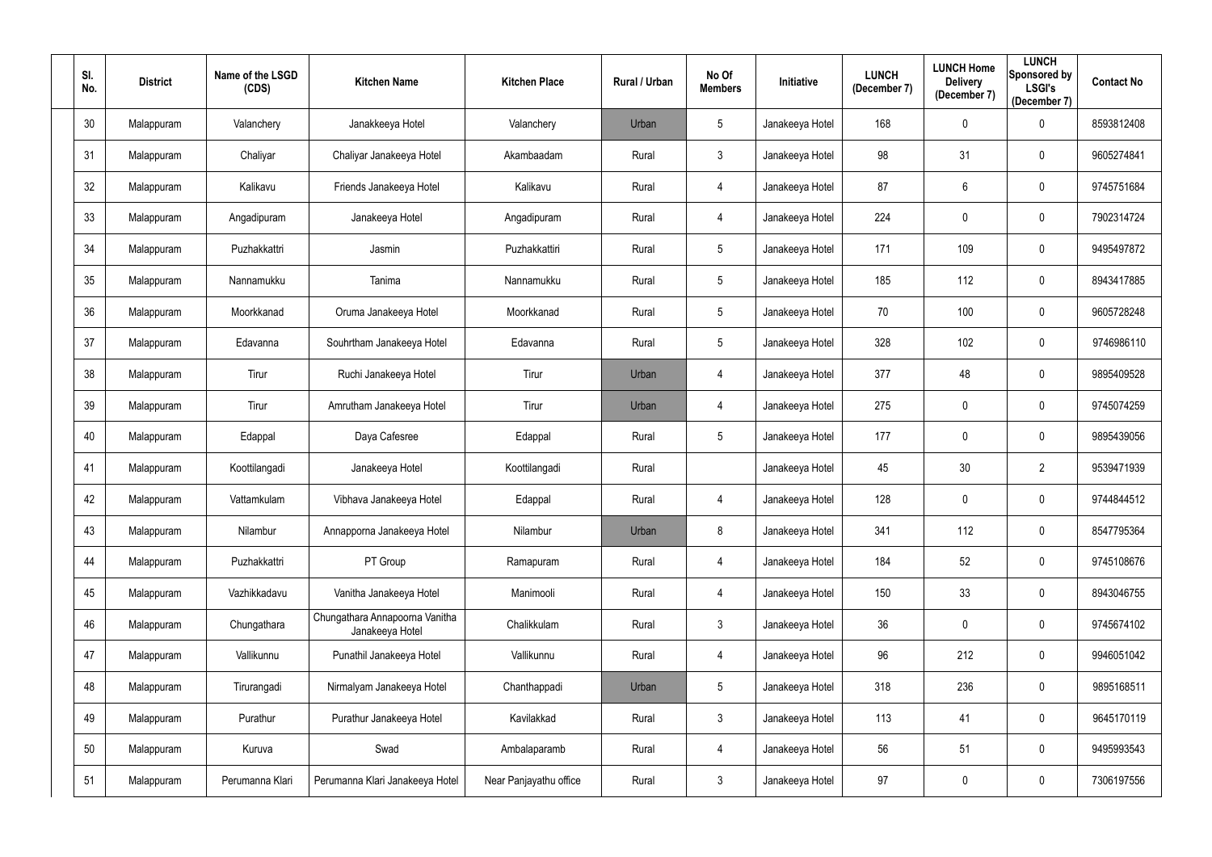| Sl. No. | District | Name of the LSGD (CDS) | Kitchen Name | Kitchen Place | Rural / Urban | No Of Members | Initiative | LUNCH (December 7) | LUNCH Home Delivery (December 7) | LUNCH Sponsored by LSGI's (December 7) | Contact No |
|---|---|---|---|---|---|---|---|---|---|---|---|
| 30 | Malappuram | Valanchery | Janakkeeya Hotel | Valanchery | Urban | 5 | Janakeeya Hotel | 168 | 0 | 0 | 8593812408 |
| 31 | Malappuram | Chaliyar | Chaliyar Janakeeya Hotel | Akambaadam | Rural | 3 | Janakeeya Hotel | 98 | 31 | 0 | 9605274841 |
| 32 | Malappuram | Kalikavu | Friends Janakeeya Hotel | Kalikavu | Rural | 4 | Janakeeya Hotel | 87 | 6 | 0 | 9745751684 |
| 33 | Malappuram | Angadipuram | Janakeeya Hotel | Angadipuram | Rural | 4 | Janakeeya Hotel | 224 | 0 | 0 | 7902314724 |
| 34 | Malappuram | Puzhakkattri | Jasmin | Puzhakkattiri | Rural | 5 | Janakeeya Hotel | 171 | 109 | 0 | 9495497872 |
| 35 | Malappuram | Nannamukku | Tanima | Nannamukku | Rural | 5 | Janakeeya Hotel | 185 | 112 | 0 | 8943417885 |
| 36 | Malappuram | Moorkkanad | Oruma Janakeeya Hotel | Moorkkanad | Rural | 5 | Janakeeya Hotel | 70 | 100 | 0 | 9605728248 |
| 37 | Malappuram | Edavanna | Souhrtham Janakeeya Hotel | Edavanna | Rural | 5 | Janakeeya Hotel | 328 | 102 | 0 | 9746986110 |
| 38 | Malappuram | Tirur | Ruchi Janakeeya Hotel | Tirur | Urban | 4 | Janakeeya Hotel | 377 | 48 | 0 | 9895409528 |
| 39 | Malappuram | Tirur | Amrutham Janakeeya Hotel | Tirur | Urban | 4 | Janakeeya Hotel | 275 | 0 | 0 | 9745074259 |
| 40 | Malappuram | Edappal | Daya Cafesree | Edappal | Rural | 5 | Janakeeya Hotel | 177 | 0 | 0 | 9895439056 |
| 41 | Malappuram | Koottilangadi | Janakeeya Hotel | Koottilangadi | Rural | | Janakeeya Hotel | 45 | 30 | 2 | 9539471939 |
| 42 | Malappuram | Vattamkulam | Vibhava Janakeeya Hotel | Edappal | Rural | 4 | Janakeeya Hotel | 128 | 0 | 0 | 9744844512 |
| 43 | Malappuram | Nilambur | Annapporna Janakeeya Hotel | Nilambur | Urban | 8 | Janakeeya Hotel | 341 | 112 | 0 | 8547795364 |
| 44 | Malappuram | Puzhakkattri | PT Group | Ramapuram | Rural | 4 | Janakeeya Hotel | 184 | 52 | 0 | 9745108676 |
| 45 | Malappuram | Vazhikkadavu | Vanitha Janakeeya Hotel | Manimooli | Rural | 4 | Janakeeya Hotel | 150 | 33 | 0 | 8943046755 |
| 46 | Malappuram | Chungathara | Chungathara Annapoorna Vanitha Janakeeya Hotel | Chalikkulam | Rural | 3 | Janakeeya Hotel | 36 | 0 | 0 | 9745674102 |
| 47 | Malappuram | Vallikunnu | Punathil Janakeeya Hotel | Vallikunnu | Rural | 4 | Janakeeya Hotel | 96 | 212 | 0 | 9946051042 |
| 48 | Malappuram | Tirurangadi | Nirmalyam Janakeeya Hotel | Chanthappadi | Urban | 5 | Janakeeya Hotel | 318 | 236 | 0 | 9895168511 |
| 49 | Malappuram | Purathur | Purathur Janakeeya Hotel | Kavilakkad | Rural | 3 | Janakeeya Hotel | 113 | 41 | 0 | 9645170119 |
| 50 | Malappuram | Kuruva | Swad | Ambalaparamb | Rural | 4 | Janakeeya Hotel | 56 | 51 | 0 | 9495993543 |
| 51 | Malappuram | Perumanna Klari | Perumanna Klari Janakeeya Hotel | Near Panjayathu office | Rural | 3 | Janakeeya Hotel | 97 | 0 | 0 | 7306197556 |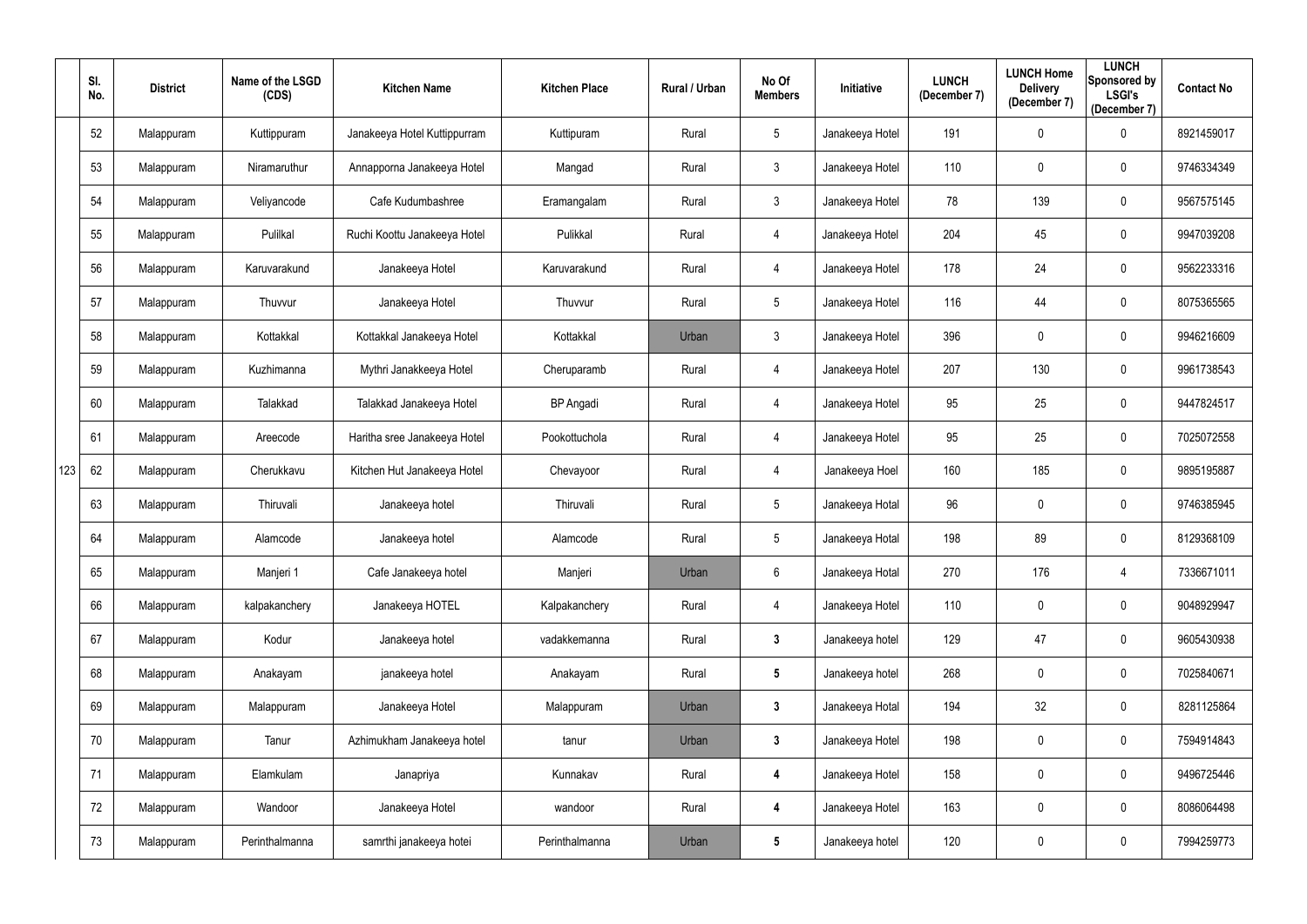| | Sl. No. | District | Name of the LSGD (CDS) | Kitchen Name | Kitchen Place | Rural / Urban | No Of Members | Initiative | LUNCH (December 7) | LUNCH Home Delivery (December 7) | LUNCH Sponsored by LSGI's (December 7) | Contact No |
|---|---|---|---|---|---|---|---|---|---|---|---|---|
| | 52 | Malappuram | Kuttippuram | Janakeeya Hotel Kuttippurram | Kuttipuram | Rural | 5 | Janakeeya Hotel | 191 | 0 | 0 | 8921459017 |
| | 53 | Malappuram | Niramaruthur | Annapporna Janakeeya Hotel | Mangad | Rural | 3 | Janakeeya Hotel | 110 | 0 | 0 | 9746334349 |
| | 54 | Malappuram | Veliyancode | Cafe Kudumbashree | Eramangalam | Rural | 3 | Janakeeya Hotel | 78 | 139 | 0 | 9567575145 |
| | 55 | Malappuram | Pulilkal | Ruchi Koottu Janakeeya Hotel | Pulikkal | Rural | 4 | Janakeeya Hotel | 204 | 45 | 0 | 9947039208 |
| | 56 | Malappuram | Karuvarakund | Janakeeya Hotel | Karuvarakund | Rural | 4 | Janakeeya Hotel | 178 | 24 | 0 | 9562233316 |
| | 57 | Malappuram | Thuvvur | Janakeeya Hotel | Thuvvur | Rural | 5 | Janakeeya Hotel | 116 | 44 | 0 | 8075365565 |
| | 58 | Malappuram | Kottakkal | Kottakkal Janakeeya Hotel | Kottakkal | Urban | 3 | Janakeeya Hotel | 396 | 0 | 0 | 9946216609 |
| | 59 | Malappuram | Kuzhimanna | Mythri Janakkeeya Hotel | Cheruparamb | Rural | 4 | Janakeeya Hotel | 207 | 130 | 0 | 9961738543 |
| | 60 | Malappuram | Talakkad | Talakkad Janakeeya Hotel | BP Angadi | Rural | 4 | Janakeeya Hotel | 95 | 25 | 0 | 9447824517 |
| | 61 | Malappuram | Areecode | Haritha sree Janakeeya Hotel | Pookottuchola | Rural | 4 | Janakeeya Hotel | 95 | 25 | 0 | 7025072558 |
| 123 | 62 | Malappuram | Cherukkavu | Kitchen Hut Janakeeya Hotel | Chevayoor | Rural | 4 | Janakeeya Hoel | 160 | 185 | 0 | 9895195887 |
| | 63 | Malappuram | Thiruvali | Janakeeya hotel | Thiruvali | Rural | 5 | Janakeeya Hotal | 96 | 0 | 0 | 9746385945 |
| | 64 | Malappuram | Alamcode | Janakeeya hotel | Alamcode | Rural | 5 | Janakeeya Hotal | 198 | 89 | 0 | 8129368109 |
| | 65 | Malappuram | Manjeri 1 | Cafe Janakeeya hotel | Manjeri | Urban | 6 | Janakeeya Hotal | 270 | 176 | 4 | 7336671011 |
| | 66 | Malappuram | kalpakanchery | Janakeeya HOTEL | Kalpakanchery | Rural | 4 | Janakeeya Hotel | 110 | 0 | 0 | 9048929947 |
| | 67 | Malappuram | Kodur | Janakeeya hotel | vadakkemanna | Rural | **3** | Janakeeya hotel | 129 | 47 | 0 | 9605430938 |
| | 68 | Malappuram | Anakayam | janakeeya hotel | Anakayam | Rural | **5** | Janakeeya hotel | 268 | 0 | 0 | 7025840671 |
| | 69 | Malappuram | Malappuram | Janakeeya Hotel | Malappuram | Urban | **3** | Janakeeya Hotal | 194 | 32 | 0 | 8281125864 |
| | 70 | Malappuram | Tanur | Azhimukham Janakeeya hotel | tanur | Urban | **3** | Janakeeya Hotel | 198 | 0 | 0 | 7594914843 |
| | 71 | Malappuram | Elamkulam | Janapriya | Kunnakav | Rural | **4** | Janakeeya Hotel | 158 | 0 | 0 | 9496725446 |
| | 72 | Malappuram | Wandoor | Janakeeya Hotel | wandoor | Rural | **4** | Janakeeya Hotel | 163 | 0 | 0 | 8086064498 |
| | 73 | Malappuram | Perinthalmanna | samrthi janakeeya hotei | Perinthalmanna | Urban | **5** | Janakeeya hotel | 120 | 0 | 0 | 7994259773 |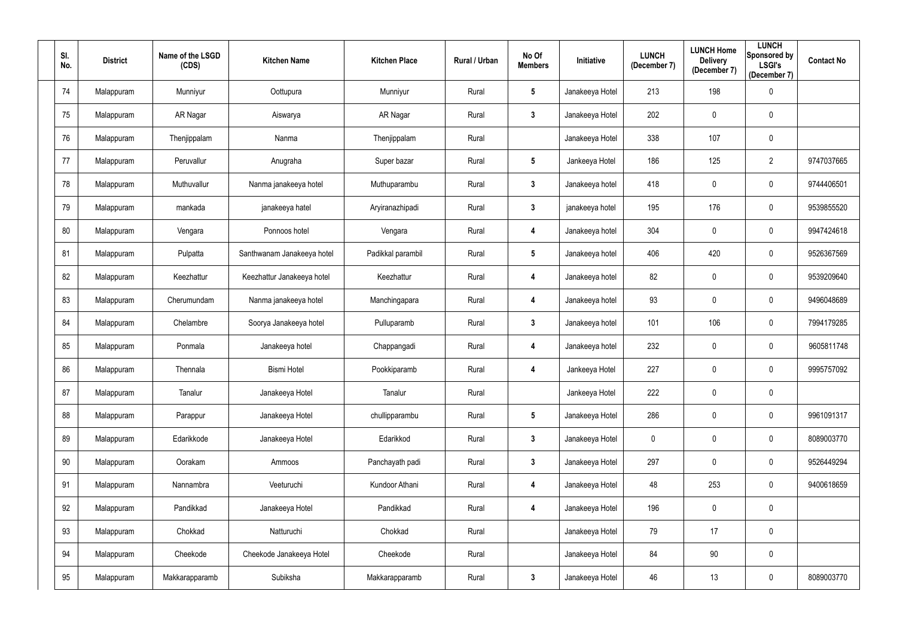| Sl. No. | District | Name of the LSGD (CDS) | Kitchen Name | Kitchen Place | Rural / Urban | No Of Members | Initiative | LUNCH (December 7) | LUNCH Home Delivery (December 7) | LUNCH Sponsored by LSGI's (December 7) | Contact No |
|---|---|---|---|---|---|---|---|---|---|---|---|
| 74 | Malappuram | Munniyur | Oottupura | Munniyur | Rural | 5 | Janakeeya Hotel | 213 | 198 | 0 | |
| 75 | Malappuram | AR Nagar | Aiswarya | AR Nagar | Rural | 3 | Janakeeya Hotel | 202 | 0 | 0 | |
| 76 | Malappuram | Thenjippalam | Nanma | Thenjippalam | Rural | | Janakeeya Hotel | 338 | 107 | 0 | |
| 77 | Malappuram | Peruvallur | Anugraha | Super bazar | Rural | 5 | Jankeeya Hotel | 186 | 125 | 2 | 9747037665 |
| 78 | Malappuram | Muthuvallur | Nanma janakeeya hotel | Muthuparambu | Rural | 3 | Janakeeya hotel | 418 | 0 | 0 | 9744406501 |
| 79 | Malappuram | mankada | janakeeya hatel | Aryiranazhipadi | Rural | 3 | janakeeya hotel | 195 | 176 | 0 | 9539855520 |
| 80 | Malappuram | Vengara | Ponnoos hotel | Vengara | Rural | 4 | Janakeeya hotel | 304 | 0 | 0 | 9947424618 |
| 81 | Malappuram | Pulpatta | Santhwanam Janakeeya hotel | Padikkal parambil | Rural | 5 | Janakeeya hotel | 406 | 420 | 0 | 9526367569 |
| 82 | Malappuram | Keezhattur | Keezhattur Janakeeya hotel | Keezhattur | Rural | 4 | Janakeeya hotel | 82 | 0 | 0 | 9539209640 |
| 83 | Malappuram | Cherumundam | Nanma janakeeya hotel | Manchingapara | Rural | 4 | Janakeeya hotel | 93 | 0 | 0 | 9496048689 |
| 84 | Malappuram | Chelambre | Soorya Janakeeya hotel | Pulluparamb | Rural | 3 | Janakeeya hotel | 101 | 106 | 0 | 7994179285 |
| 85 | Malappuram | Ponmala | Janakeeya hotel | Chappangadi | Rural | 4 | Janakeeya hotel | 232 | 0 | 0 | 9605811748 |
| 86 | Malappuram | Thennala | Bismi Hotel | Pookkiparamb | Rural | 4 | Jankeeya Hotel | 227 | 0 | 0 | 9995757092 |
| 87 | Malappuram | Tanalur | Janakeeya Hotel | Tanalur | Rural | | Jankeeya Hotel | 222 | 0 | 0 | |
| 88 | Malappuram | Parappur | Janakeeya Hotel | chullipparambu | Rural | 5 | Janakeeya Hotel | 286 | 0 | 0 | 9961091317 |
| 89 | Malappuram | Edarikkode | Janakeeya Hotel | Edarikkod | Rural | 3 | Janakeeya Hotel | 0 | 0 | 0 | 8089003770 |
| 90 | Malappuram | Oorakam | Ammoos | Panchayath padi | Rural | 3 | Janakeeya Hotel | 297 | 0 | 0 | 9526449294 |
| 91 | Malappuram | Nannambra | Veeturuchi | Kundoor Athani | Rural | 4 | Janakeeya Hotel | 48 | 253 | 0 | 9400618659 |
| 92 | Malappuram | Pandikkad | Janakeeya Hotel | Pandikkad | Rural | 4 | Janakeeya Hotel | 196 | 0 | 0 | |
| 93 | Malappuram | Chokkad | Natturuchi | Chokkad | Rural | | Janakeeya Hotel | 79 | 17 | 0 | |
| 94 | Malappuram | Cheekode | Cheekode Janakeeya Hotel | Cheekode | Rural | | Janakeeya Hotel | 84 | 90 | 0 | |
| 95 | Malappuram | Makkarapparamb | Subiksha | Makkarapparamb | Rural | 3 | Janakeeya Hotel | 46 | 13 | 0 | 8089003770 |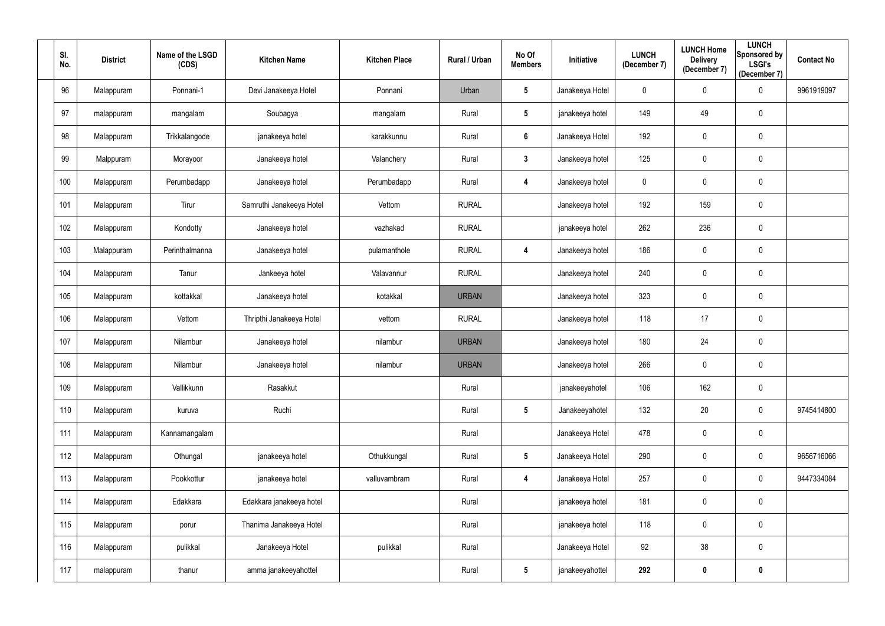| Sl. No. | District | Name of the LSGD (CDS) | Kitchen Name | Kitchen Place | Rural / Urban | No Of Members | Initiative | LUNCH (December 7) | LUNCH Home Delivery (December 7) | LUNCH Sponsored by LSGI's (December 7) | Contact No |
|---|---|---|---|---|---|---|---|---|---|---|---|
| 96 | Malappuram | Ponnani-1 | Devi Janakeeya Hotel | Ponnani | Urban | 5 | Janakeeya Hotel | 0 | 0 | 0 | 9961919097 |
| 97 | malappuram | mangalam | Soubagya | mangalam | Rural | 5 | janakeeya hotel | 149 | 49 | 0 | |
| 98 | Malappuram | Trikkalangode | janakeeya hotel | karakkunnu | Rural | 6 | Janakeeya Hotel | 192 | 0 | 0 | |
| 99 | Malppuram | Morayoor | Janakeeya hotel | Valanchery | Rural | 3 | Janakeeya hotel | 125 | 0 | 0 | |
| 100 | Malappuram | Perumbadapp | Janakeeya hotel | Perumbadapp | Rural | 4 | Janakeeya hotel | 0 | 0 | 0 | |
| 101 | Malappuram | Tirur | Samruthi Janakeeya Hotel | Vettom | RURAL | | Janakeeya hotel | 192 | 159 | 0 | |
| 102 | Malappuram | Kondotty | Janakeeya hotel | vazhakad | RURAL | | janakeeya hotel | 262 | 236 | 0 | |
| 103 | Malappuram | Perinthalmanna | Janakeeya hotel | pulamanthole | RURAL | 4 | Janakeeya hotel | 186 | 0 | 0 | |
| 104 | Malappuram | Tanur | Jankeeya hotel | Valavannur | RURAL | | Janakeeya hotel | 240 | 0 | 0 | |
| 105 | Malappuram | kottakkal | Janakeeya hotel | kotakkal | URBAN | | Janakeeya hotel | 323 | 0 | 0 | |
| 106 | Malappuram | Vettom | Thripthi Janakeeya Hotel | vettom | RURAL | | Janakeeya hotel | 118 | 17 | 0 | |
| 107 | Malappuram | Nilambur | Janakeeya hotel | nilambur | URBAN | | Janakeeya hotel | 180 | 24 | 0 | |
| 108 | Malappuram | Nilambur | Janakeeya hotel | nilambur | URBAN | | Janakeeya hotel | 266 | 0 | 0 | |
| 109 | Malappuram | Vallikkunn | Rasakkut | | Rural | | janakeeyahotel | 106 | 162 | 0 | |
| 110 | Malappuram | kuruva | Ruchi | | Rural | 5 | Janakeeyahotel | 132 | 20 | 0 | 9745414800 |
| 111 | Malappuram | Kannamangalam | | | Rural | | Janakeeya Hotel | 478 | 0 | 0 | |
| 112 | Malappuram | Othungal | janakeeya hotel | Othukkungal | Rural | 5 | Janakeeya Hotel | 290 | 0 | 0 | 9656716066 |
| 113 | Malappuram | Pookkottur | janakeeya hotel | valluvambram | Rural | 4 | Janakeeya Hotel | 257 | 0 | 0 | 9447334084 |
| 114 | Malappuram | Edakkara | Edakkara janakeeya hotel | | Rural | | janakeeya hotel | 181 | 0 | 0 | |
| 115 | Malappuram | porur | Thanima Janakeeya Hotel | | Rural | | janakeeya hotel | 118 | 0 | 0 | |
| 116 | Malappuram | pulikkal | Janakeeya Hotel | pulikkal | Rural | | Janakeeya Hotel | 92 | 38 | 0 | |
| 117 | malappuram | thanur | amma janakeeyahottel | | Rural | 5 | janakeeyahottel | **292** | **0** | **0** | |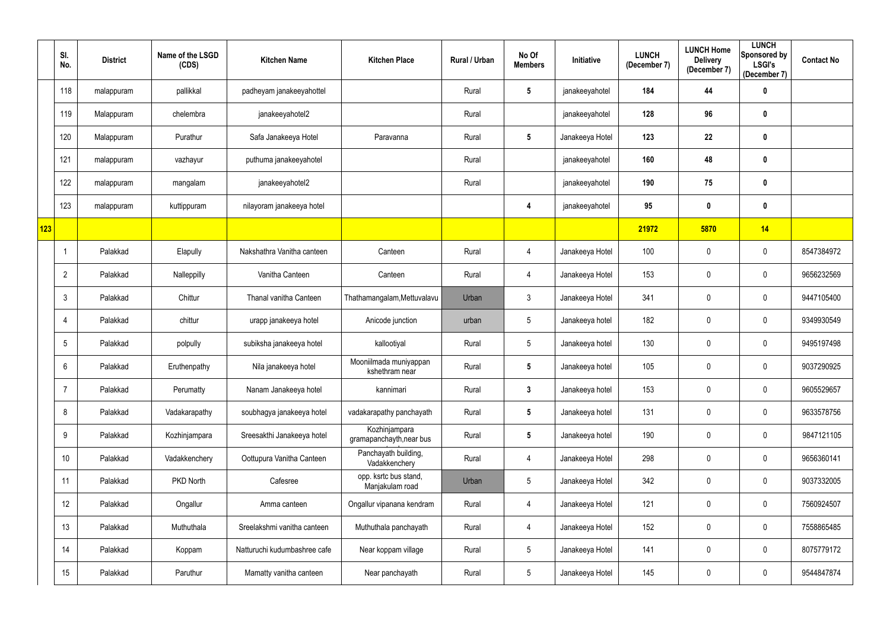| | Sl. No. | District | Name of the LSGD (CDS) | Kitchen Name | Kitchen Place | Rural / Urban | No Of Members | Initiative | LUNCH (December 7) | LUNCH Home Delivery (December 7) | LUNCH Sponsored by LSGI's (December 7) | Contact No |
|---|---|---|---|---|---|---|---|---|---|---|---|---|
| | 118 | malappuram | pallikkal | padheyam janakeeyahottel | | Rural | 5 | janakeeyahotel | 184 | 44 | 0 | |
| | 119 | Malappuram | chelembra | janakeeyahotel2 | | Rural | | janakeeyahotel | 128 | 96 | 0 | |
| | 120 | Malappuram | Purathur | Safa Janakeeya Hotel | Paravanna | Rural | 5 | Janakeeya Hotel | 123 | 22 | 0 | |
| | 121 | malappuram | vazhayur | puthuma janakeeyahotel | | Rural | | janakeeyahotel | 160 | 48 | 0 | |
| | 122 | malappuram | mangalam | janakeeyahotel2 | | Rural | | janakeeyahotel | 190 | 75 | 0 | |
| | 123 | malappuram | kuttippuram | nilayoram janakeeya hotel | | | 4 | janakeeyahotel | 95 | 0 | 0 | |
| 123 | | | | | | | | | 21972 | 5870 | 14 | |
| | 1 | Palakkad | Elapully | Nakshathra Vanitha canteen | Canteen | Rural | 4 | Janakeeya Hotel | 100 | 0 | 0 | 8547384972 |
| | 2 | Palakkad | Nalleppilly | Vanitha Canteen | Canteen | Rural | 4 | Janakeeya Hotel | 153 | 0 | 0 | 9656232569 |
| | 3 | Palakkad | Chittur | Thanal vanitha Canteen | Thathamangalam,Mettuvalavu | Urban | 3 | Janakeeya Hotel | 341 | 0 | 0 | 9447105400 |
| | 4 | Palakkad | chittur | urapp janakeeya hotel | Anicode junction | urban | 5 | Janakeeya hotel | 182 | 0 | 0 | 9349930549 |
| | 5 | Palakkad | polpully | subiksha janakeeya hotel | kallootiyal | Rural | 5 | Janakeeya hotel | 130 | 0 | 0 | 9495197498 |
| | 6 | Palakkad | Eruthenpathy | Nila janakeeya hotel | Mooniilmada muniyappan kshethram near | Rural | 5 | Janakeeya hotel | 105 | 0 | 0 | 9037290925 |
| | 7 | Palakkad | Perumatty | Nanam Janakeeya hotel | kannimari | Rural | 3 | Janakeeya hotel | 153 | 0 | 0 | 9605529657 |
| | 8 | Palakkad | Vadakarapathy | soubhagya janakeeya hotel | vadakarapathy panchayath | Rural | 5 | Janakeeya hotel | 131 | 0 | 0 | 9633578756 |
| | 9 | Palakkad | Kozhinjampara | Sreesakthi Janakeeya hotel | Kozhinjampara gramapanchayth,near bus | Rural | 5 | Janakeeya hotel | 190 | 0 | 0 | 9847121105 |
| | 10 | Palakkad | Vadakkenchery | Oottupura Vanitha Canteen | Panchayath building, Vadakkenchery | Rural | 4 | Janakeeya Hotel | 298 | 0 | 0 | 9656360141 |
| | 11 | Palakkad | PKD North | Cafesree | opp. ksrtc bus stand, Manjakulam road | Urban | 5 | Janakeeya Hotel | 342 | 0 | 0 | 9037332005 |
| | 12 | Palakkad | Ongallur | Amma canteen | Ongallur vipanana kendram | Rural | 4 | Janakeeya Hotel | 121 | 0 | 0 | 7560924507 |
| | 13 | Palakkad | Muthuthala | Sreelakshmi vanitha canteen | Muthuthala panchayath | Rural | 4 | Janakeeya Hotel | 152 | 0 | 0 | 7558865485 |
| | 14 | Palakkad | Koppam | Natturuchi kudumbashree cafe | Near koppam village | Rural | 5 | Janakeeya Hotel | 141 | 0 | 0 | 8075779172 |
| | 15 | Palakkad | Paruthur | Mamatty vanitha canteen | Near panchayath | Rural | 5 | Janakeeya Hotel | 145 | 0 | 0 | 9544847874 |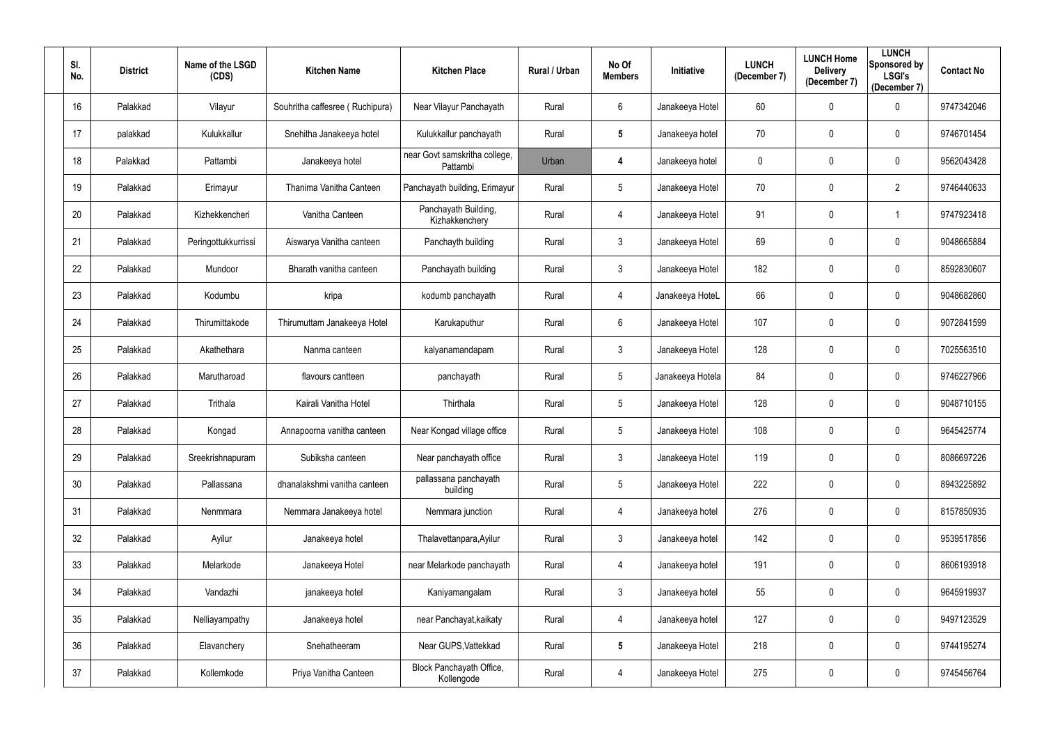| Sl. No. | District | Name of the LSGD (CDS) | Kitchen Name | Kitchen Place | Rural / Urban | No Of Members | Initiative | LUNCH (December 7) | LUNCH Home Delivery (December 7) | LUNCH Sponsored by LSGI's (December 7) | Contact No |
|---|---|---|---|---|---|---|---|---|---|---|---|
| 16 | Palakkad | Vilayur | Souhritha caffesree ( Ruchipura) | Near Vilayur Panchayath | Rural | 6 | Janakeeya Hotel | 60 | 0 | 0 | 9747342046 |
| 17 | palakkad | Kulukkallur | Snehitha Janakeeya hotel | Kulukkallur panchayath | Rural | **5** | Janakeeya hotel | 70 | 0 | 0 | 9746701454 |
| 18 | Palakkad | Pattambi | Janakeeya hotel | near Govt samskritha college, Pattambi | Urban | **4** | Janakeeya hotel | 0 | 0 | 0 | 9562043428 |
| 19 | Palakkad | Erimayur | Thanima Vanitha Canteen | Panchayath building, Erimayur | Rural | 5 | Janakeeya Hotel | 70 | 0 | 2 | 9746440633 |
| 20 | Palakkad | Kizhekkencheri | Vanitha Canteen | Panchayath Building, Kizhakkenchery | Rural | 4 | Janakeeya Hotel | 91 | 0 | 1 | 9747923418 |
| 21 | Palakkad | Peringottukkurrissi | Aiswarya Vanitha canteen | Panchayth building | Rural | 3 | Janakeeya Hotel | 69 | 0 | 0 | 9048665884 |
| 22 | Palakkad | Mundoor | Bharath vanitha canteen | Panchayath building | Rural | 3 | Janakeeya Hotel | 182 | 0 | 0 | 8592830607 |
| 23 | Palakkad | Kodumbu | kripa | kodumb panchayath | Rural | 4 | Janakeeya HoteL | 66 | 0 | 0 | 9048682860 |
| 24 | Palakkad | Thirumittakode | Thirumuttam Janakeeya Hotel | Karukaputhur | Rural | 6 | Janakeeya Hotel | 107 | 0 | 0 | 9072841599 |
| 25 | Palakkad | Akathethara | Nanma canteen | kalyanamandapam | Rural | 3 | Janakeeya Hotel | 128 | 0 | 0 | 7025563510 |
| 26 | Palakkad | Marutharoad | flavours cantteen | panchayath | Rural | 5 | Janakeeya Hotela | 84 | 0 | 0 | 9746227966 |
| 27 | Palakkad | Trithala | Kairali Vanitha Hotel | Thirthala | Rural | 5 | Janakeeya Hotel | 128 | 0 | 0 | 9048710155 |
| 28 | Palakkad | Kongad | Annapoorna vanitha canteen | Near Kongad village office | Rural | 5 | Janakeeya Hotel | 108 | 0 | 0 | 9645425774 |
| 29 | Palakkad | Sreekrishnapuram | Subiksha canteen | Near panchayath office | Rural | 3 | Janakeeya Hotel | 119 | 0 | 0 | 8086697226 |
| 30 | Palakkad | Pallassana | dhanalakshmi vanitha canteen | pallassana panchayath building | Rural | 5 | Janakeeya Hotel | 222 | 0 | 0 | 8943225892 |
| 31 | Palakkad | Nenmmara | Nemmara Janakeeya hotel | Nemmara junction | Rural | 4 | Janakeeya hotel | 276 | 0 | 0 | 8157850935 |
| 32 | Palakkad | Ayilur | Janakeeya hotel | Thalavettanpara,Ayilur | Rural | 3 | Janakeeya hotel | 142 | 0 | 0 | 9539517856 |
| 33 | Palakkad | Melarkode | Janakeeya Hotel | near Melarkode panchayath | Rural | 4 | Janakeeya hotel | 191 | 0 | 0 | 8606193918 |
| 34 | Palakkad | Vandazhi | janakeeya hotel | Kaniyamangalam | Rural | 3 | Janakeeya hotel | 55 | 0 | 0 | 9645919937 |
| 35 | Palakkad | Nelliayampathy | Janakeeya hotel | near Panchayat,kaikaty | Rural | 4 | Janakeeya hotel | 127 | 0 | 0 | 9497123529 |
| 36 | Palakkad | Elavanchery | Snehatheeram | Near GUPS,Vattekkad | Rural | **5** | Janakeeya Hotel | 218 | 0 | 0 | 9744195274 |
| 37 | Palakkad | Kollemkode | Priya Vanitha Canteen | Block Panchayath Office, Kollengode | Rural | 4 | Janakeeya Hotel | 275 | 0 | 0 | 9745456764 |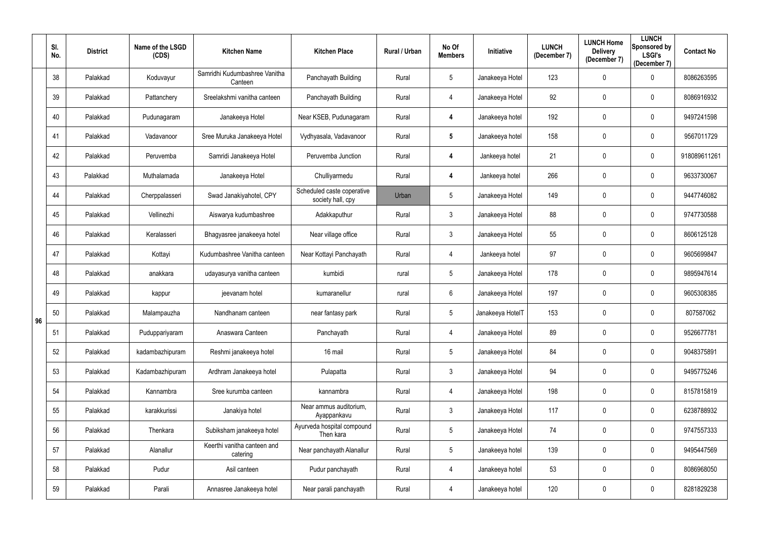| | Sl. No. | District | Name of the LSGD (CDS) | Kitchen Name | Kitchen Place | Rural / Urban | No Of Members | Initiative | LUNCH (December 7) | LUNCH Home Delivery (December 7) | LUNCH Sponsored by LSGI's (December 7) | Contact No |
|---|---|---|---|---|---|---|---|---|---|---|---|---|
| 96 | 38 | Palakkad | Koduvayur | Samridhi Kudumbashree Vanitha Canteen | Panchayath Building | Rural | 5 | Janakeeya Hotel | 123 | 0 | 0 | 8086263595 |
| | 39 | Palakkad | Pattanchery | Sreelakshmi vanitha canteen | Panchayath Building | Rural | 4 | Janakeeya Hotel | 92 | 0 | 0 | 8086916932 |
| | 40 | Palakkad | Pudunagaram | Janakeeya Hotel | Near KSEB, Pudunagaram | Rural | 4 | Janakeeya hotel | 192 | 0 | 0 | 9497241598 |
| | 41 | Palakkad | Vadavanoor | Sree Muruka Janakeeya Hotel | Vydhyasala, Vadavanoor | Rural | 5 | Janakeeya hotel | 158 | 0 | 0 | 9567011729 |
| | 42 | Palakkad | Peruvemba | Samridi Janakeeya Hotel | Peruvemba Junction | Rural | 4 | Jankeeya hotel | 21 | 0 | 0 | 918089611261 |
| | 43 | Palakkad | Muthalamada | Janakeeya Hotel | Chulliyarmedu | Rural | 4 | Jankeeya hotel | 266 | 0 | 0 | 9633730067 |
| | 44 | Palakkad | Cherppalasseri | Swad Janakiyahotel, CPY | Scheduled caste coperative society hall, cpy | Urban | 5 | Janakeeya Hotel | 149 | 0 | 0 | 9447746082 |
| | 45 | Palakkad | Vellinezhi | Aiswarya kudumbashree | Adakkaputhur | Rural | 3 | Janakeeya Hotel | 88 | 0 | 0 | 9747730588 |
| | 46 | Palakkad | Keralasseri | Bhagyasree janakeeya hotel | Near village office | Rural | 3 | Janakeeya Hotel | 55 | 0 | 0 | 8606125128 |
| | 47 | Palakkad | Kottayi | Kudumbashree Vanitha canteen | Near Kottayi Panchayath | Rural | 4 | Jankeeya hotel | 97 | 0 | 0 | 9605699847 |
| | 48 | Palakkad | anakkara | udayasurya vanitha canteen | kumbidi | rural | 5 | Janakeeya Hotel | 178 | 0 | 0 | 9895947614 |
| | 49 | Palakkad | kappur | jeevanam hotel | kumaranellur | rural | 6 | Janakeeya Hotel | 197 | 0 | 0 | 9605308385 |
| | 50 | Palakkad | Malampauzha | Nandhanam canteen | near fantasy park | Rural | 5 | Janakeeya HotelT | 153 | 0 | 0 | 807587062 |
| | 51 | Palakkad | Puduppariyaram | Anaswara Canteen | Panchayath | Rural | 4 | Janakeeya Hotel | 89 | 0 | 0 | 9526677781 |
| | 52 | Palakkad | kadambazhipuram | Reshmi janakeeya hotel | 16 mail | Rural | 5 | Janakeeya Hotel | 84 | 0 | 0 | 9048375891 |
| | 53 | Palakkad | Kadambazhipuram | Ardhram Janakeeya hotel | Pulapatta | Rural | 3 | Janakeeya Hotel | 94 | 0 | 0 | 9495775246 |
| | 54 | Palakkad | Kannambra | Sree kurumba canteen | kannambra | Rural | 4 | Janakeeya Hotel | 198 | 0 | 0 | 8157815819 |
| | 55 | Palakkad | karakkurissi | Janakiya hotel | Near ammus auditorium, Ayappankavu | Rural | 3 | Janakeeya Hotel | 117 | 0 | 0 | 6238788932 |
| | 56 | Palakkad | Thenkara | Subiksham janakeeya hotel | Ayurveda hospital compound Then kara | Rural | 5 | Janakeeya Hotel | 74 | 0 | 0 | 9747557333 |
| | 57 | Palakkad | Alanallur | Keerthi vanitha canteen and catering | Near panchayath Alanallur | Rural | 5 | Janakeeya hotel | 139 | 0 | 0 | 9495447569 |
| | 58 | Palakkad | Pudur | Asil canteen | Pudur panchayath | Rural | 4 | Janakeeya hotel | 53 | 0 | 0 | 8086968050 |
| | 59 | Palakkad | Parali | Annasree Janakeeya hotel | Near parali panchayath | Rural | 4 | Janakeeya hotel | 120 | 0 | 0 | 8281829238 |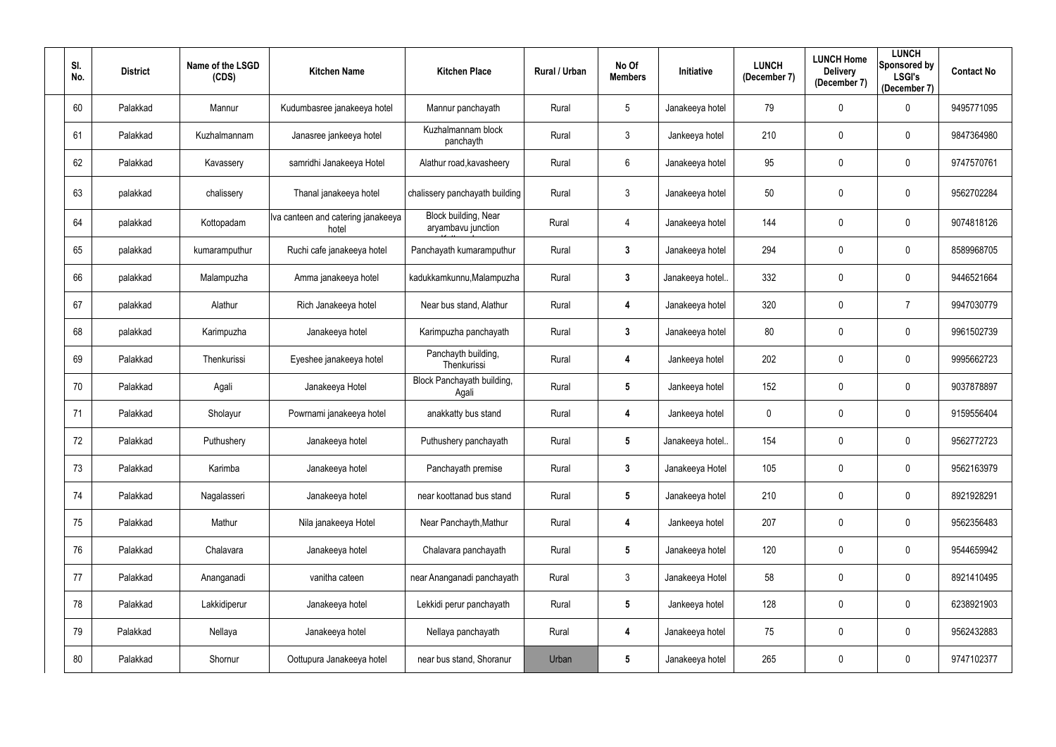| Sl. No. | District | Name of the LSGD (CDS) | Kitchen Name | Kitchen Place | Rural / Urban | No Of Members | Initiative | LUNCH (December 7) | LUNCH Home Delivery (December 7) | LUNCH Sponsored by LSGI's (December 7) | Contact No |
|---|---|---|---|---|---|---|---|---|---|---|---|
| 60 | Palakkad | Mannur | Kudumbasree janakeeya hotel | Mannur panchayath | Rural | 5 | Janakeeya hotel | 79 | 0 | 0 | 9495771095 |
| 61 | Palakkad | Kuzhalmannam | Janasree jankeeya hotel | Kuzhalmannam block panchayth | Rural | 3 | Jankeeya hotel | 210 | 0 | 0 | 9847364980 |
| 62 | Palakkad | Kavassery | samridhi Janakeeya Hotel | Alathur road,kavasheery | Rural | 6 | Janakeeya hotel | 95 | 0 | 0 | 9747570761 |
| 63 | palakkad | chalissery | Thanal janakeeya hotel | chalissery panchayath building | Rural | 3 | Janakeeya hotel | 50 | 0 | 0 | 9562702284 |
| 64 | palakkad | Kottopadam | Iva canteen and catering janakeeya hotel | Block building, Near aryambavu junction | Rural | 4 | Janakeeya hotel | 144 | 0 | 0 | 9074818126 |
| 65 | palakkad | kumaramputhur | Ruchi cafe janakeeya hotel | Panchayath kumaramputhur | Rural | 3 | Janakeeya hotel | 294 | 0 | 0 | 8589968705 |
| 66 | palakkad | Malampuzha | Amma janakeeya hotel | kadukkamkunnu,Malampuzha | Rural | 3 | Janakeeya hotel.. | 332 | 0 | 0 | 9446521664 |
| 67 | palakkad | Alathur | Rich Janakeeya hotel | Near bus stand, Alathur | Rural | 4 | Janakeeya hotel | 320 | 0 | 7 | 9947030779 |
| 68 | palakkad | Karimpuzha | Janakeeya hotel | Karimpuzha panchayath | Rural | 3 | Janakeeya hotel | 80 | 0 | 0 | 9961502739 |
| 69 | Palakkad | Thenkurissi | Eyeshee janakeeya hotel | Panchayth building, Thenkurissi | Rural | 4 | Jankeeya hotel | 202 | 0 | 0 | 9995662723 |
| 70 | Palakkad | Agali | Janakeeya Hotel | Block Panchayath building, Agali | Rural | 5 | Jankeeya hotel | 152 | 0 | 0 | 9037878897 |
| 71 | Palakkad | Sholayur | Powrnami janakeeya hotel | anakkatty bus stand | Rural | 4 | Jankeeya hotel | 0 | 0 | 0 | 9159556404 |
| 72 | Palakkad | Puthushery | Janakeeya hotel | Puthushery panchayath | Rural | 5 | Janakeeya hotel.. | 154 | 0 | 0 | 9562772723 |
| 73 | Palakkad | Karimba | Janakeeya hotel | Panchayath premise | Rural | 3 | Janakeeya Hotel | 105 | 0 | 0 | 9562163979 |
| 74 | Palakkad | Nagalasseri | Janakeeya hotel | near koottanad bus stand | Rural | 5 | Janakeeya hotel | 210 | 0 | 0 | 8921928291 |
| 75 | Palakkad | Mathur | Nila janakeeya Hotel | Near Panchayth,Mathur | Rural | 4 | Jankeeya hotel | 207 | 0 | 0 | 9562356483 |
| 76 | Palakkad | Chalavara | Janakeeya hotel | Chalavara panchayath | Rural | 5 | Janakeeya hotel | 120 | 0 | 0 | 9544659942 |
| 77 | Palakkad | Ananganadi | vanitha cateen | near Ananganadi panchayath | Rural | 3 | Janakeeya Hotel | 58 | 0 | 0 | 8921410495 |
| 78 | Palakkad | Lakkidiperur | Janakeeya hotel | Lekkidi perur panchayath | Rural | 5 | Jankeeya hotel | 128 | 0 | 0 | 6238921903 |
| 79 | Palakkad | Nellaya | Janakeeya hotel | Nellaya panchayath | Rural | 4 | Janakeeya hotel | 75 | 0 | 0 | 9562432883 |
| 80 | Palakkad | Shornur | Oottupura Janakeeya hotel | near bus stand, Shoranur | Urban | 5 | Janakeeya hotel | 265 | 0 | 0 | 9747102377 |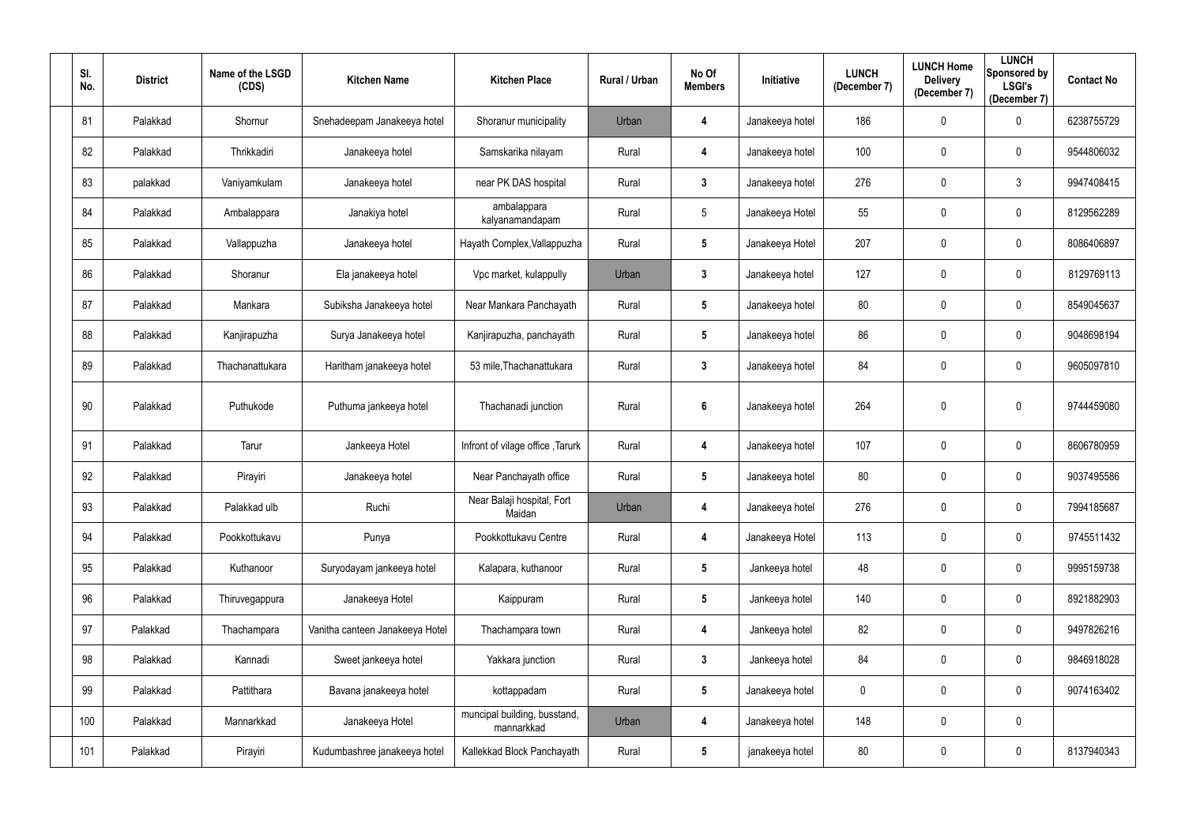| Sl. No. | District | Name of the LSGD (CDS) | Kitchen Name | Kitchen Place | Rural / Urban | No Of Members | Initiative | LUNCH (December 7) | LUNCH Home Delivery (December 7) | LUNCH Sponsored by LSGI's (December 7) | Contact No |
|---|---|---|---|---|---|---|---|---|---|---|---|
| 81 | Palakkad | Shornur | Snehadeepam Janakeeya hotel | Shoranur municipality | Urban | 4 | Janakeeya hotel | 186 | 0 | 0 | 6238755729 |
| 82 | Palakkad | Thrikkadiri | Janakeeya hotel | Samskarika nilayam | Rural | 4 | Janakeeya hotel | 100 | 0 | 0 | 9544806032 |
| 83 | palakkad | Vaniyamkulam | Janakeeya hotel | near PK DAS hospital | Rural | 3 | Janakeeya hotel | 276 | 0 | 3 | 9947408415 |
| 84 | Palakkad | Ambalappara | Janakiya hotel | ambalappara kalyanamandapam | Rural | 5 | Janakeeya Hotel | 55 | 0 | 0 | 8129562289 |
| 85 | Palakkad | Vallappuzha | Janakeeya hotel | Hayath Complex,Vallappuzha | Rural | 5 | Janakeeya Hotel | 207 | 0 | 0 | 8086406897 |
| 86 | Palakkad | Shoranur | Ela janakeeya hotel | Vpc market, kulappully | Urban | 3 | Janakeeya hotel | 127 | 0 | 0 | 8129769113 |
| 87 | Palakkad | Mankara | Subiksha Janakeeya hotel | Near Mankara Panchayath | Rural | 5 | Janakeeya hotel | 80 | 0 | 0 | 8549045637 |
| 88 | Palakkad | Kanjirapuzha | Surya Janakeeya hotel | Kanjirapuzha, panchayath | Rural | 5 | Janakeeya hotel | 86 | 0 | 0 | 9048698194 |
| 89 | Palakkad | Thachanattukara | Haritham janakeeya hotel | 53 mile,Thachanattukara | Rural | 3 | Janakeeya hotel | 84 | 0 | 0 | 9605097810 |
| 90 | Palakkad | Puthukode | Puthuma jankeeya hotel | Thachanadi junction | Rural | 6 | Janakeeya hotel | 264 | 0 | 0 | 9744459080 |
| 91 | Palakkad | Tarur | Jankeeya Hotel | Infront of vilage office ,Tarurk | Rural | 4 | Janakeeya hotel | 107 | 0 | 0 | 8606780959 |
| 92 | Palakkad | Pirayiri | Janakeeya hotel | Near Panchayath office | Rural | 5 | Janakeeya hotel | 80 | 0 | 0 | 9037495586 |
| 93 | Palakkad | Palakkad ulb | Ruchi | Near Balaji hospital, Fort Maidan | Urban | 4 | Janakeeya hotel | 276 | 0 | 0 | 7994185687 |
| 94 | Palakkad | Pookkottukavu | Punya | Pookkottukavu Centre | Rural | 4 | Janakeeya Hotel | 113 | 0 | 0 | 9745511432 |
| 95 | Palakkad | Kuthanoor | Suryodayam jankeeya hotel | Kalapara, kuthanoor | Rural | 5 | Jankeeya hotel | 48 | 0 | 0 | 9995159738 |
| 96 | Palakkad | Thiruvegappura | Janakeeya Hotel | Kaippuram | Rural | 5 | Jankeeya hotel | 140 | 0 | 0 | 8921882903 |
| 97 | Palakkad | Thachampara | Vanitha canteen Janakeeya Hotel | Thachampara town | Rural | 4 | Jankeeya hotel | 82 | 0 | 0 | 9497826216 |
| 98 | Palakkad | Kannadi | Sweet jankeeya hotel | Yakkara junction | Rural | 3 | Jankeeya hotel | 84 | 0 | 0 | 9846918028 |
| 99 | Palakkad | Pattithara | Bavana janakeeya hotel | kottappadam | Rural | 5 | Janakeeya hotel | 0 | 0 | 0 | 9074163402 |
| 100 | Palakkad | Mannarkkad | Janakeeya Hotel | muncipal building, busstand, mannarkkad | Urban | 4 | Janakeeya hotel | 148 | 0 | 0 | |
| 101 | Palakkad | Pirayiri | Kudumbashree janakeeya hotel | Kallekkad Block Panchayath | Rural | 5 | janakeeya hotel | 80 | 0 | 0 | 8137940343 |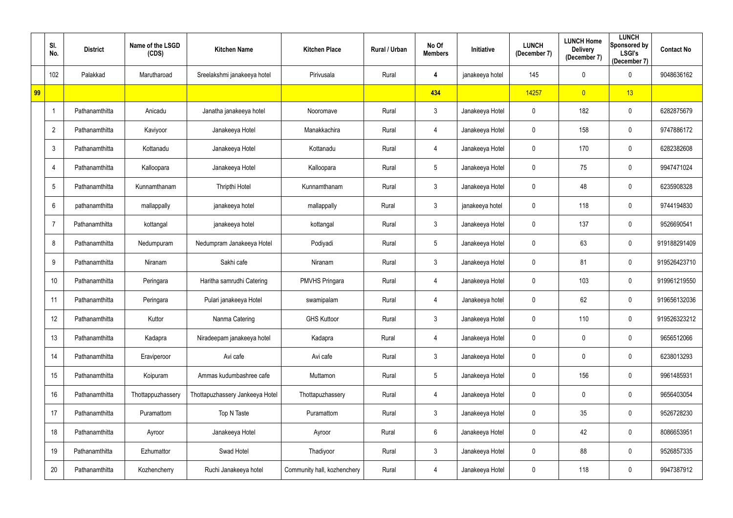| | Sl. No. | District | Name of the LSGD (CDS) | Kitchen Name | Kitchen Place | Rural / Urban | No Of Members | Initiative | LUNCH (December 7) | LUNCH Home Delivery (December 7) | LUNCH Sponsored by LSGI's (December 7) | Contact No |
|---|---|---|---|---|---|---|---|---|---|---|---|---|
| | 102 | Palakkad | Marutharoad | Sreelakshmi janakeeya hotel | Pirivusala | Rural | 4 | janakeeya hotel | 145 | 0 | 0 | 9048636162 |
| 99 | | | | | | | 434 | | 14257 | 0 | 13 | |
| | 1 | Pathanamthitta | Anicadu | Janatha janakeeya hotel | Nooromave | Rural | 3 | Janakeeya Hotel | 0 | 182 | 0 | 6282875679 |
| | 2 | Pathanamthitta | Kaviyoor | Janakeeya Hotel | Manakkachira | Rural | 4 | Janakeeya Hotel | 0 | 158 | 0 | 9747886172 |
| | 3 | Pathanamthitta | Kottanadu | Janakeeya Hotel | Kottanadu | Rural | 4 | Janakeeya Hotel | 0 | 170 | 0 | 6282382608 |
| | 4 | Pathanamthitta | Kalloopara | Janakeeya Hotel | Kalloopara | Rural | 5 | Janakeeya Hotel | 0 | 75 | 0 | 9947471024 |
| | 5 | Pathanamthitta | Kunnamthanam | Thripthi Hotel | Kunnamthanam | Rural | 3 | Janakeeya Hotel | 0 | 48 | 0 | 6235908328 |
| | 6 | pathanamthitta | mallappally | janakeeya hotel | mallappally | Rural | 3 | janakeeya hotel | 0 | 118 | 0 | 9744194830 |
| | 7 | Pathanamthitta | kottangal | janakeeya hotel | kottangal | Rural | 3 | Janakeeya Hotel | 0 | 137 | 0 | 9526690541 |
| | 8 | Pathanamthitta | Nedumpuram | Nedumpram Janakeeya Hotel | Podiyadi | Rural | 5 | Janakeeya Hotel | 0 | 63 | 0 | 919188291409 |
| | 9 | Pathanamthitta | Niranam | Sakhi cafe | Niranam | Rural | 3 | Janakeeya Hotel | 0 | 81 | 0 | 919526423710 |
| | 10 | Pathanamthitta | Peringara | Haritha samrudhi Catering | PMVHS Pringara | Rural | 4 | Janakeeya Hotel | 0 | 103 | 0 | 919961219550 |
| | 11 | Pathanamthitta | Peringara | Pulari janakeeya Hotel | swamipalam | Rural | 4 | Janakeeya hotel | 0 | 62 | 0 | 919656132036 |
| | 12 | Pathanamthitta | Kuttor | Nanma Catering | GHS Kuttoor | Rural | 3 | Janakeeya Hotel | 0 | 110 | 0 | 919526323212 |
| | 13 | Pathanamthitta | Kadapra | Niradeepam janakeeya hotel | Kadapra | Rural | 4 | Janakeeya Hotel | 0 | 0 | 0 | 9656512066 |
| | 14 | Pathanamthitta | Eraviperoor | Avi cafe | Avi cafe | Rural | 3 | Janakeeya Hotel | 0 | 0 | 0 | 6238013293 |
| | 15 | Pathanamthitta | Koipuram | Ammas kudumbashree cafe | Muttamon | Rural | 5 | Janakeeya Hotel | 0 | 156 | 0 | 9961485931 |
| | 16 | Pathanamthitta | Thottappuzhassery | Thottapuzhassery Jankeeya Hotel | Thottapuzhassery | Rural | 4 | Janakeeya Hotel | 0 | 0 | 0 | 9656403054 |
| | 17 | Pathanamthitta | Puramattom | Top N Taste | Puramattom | Rural | 3 | Janakeeya Hotel | 0 | 35 | 0 | 9526728230 |
| | 18 | Pathanamthitta | Ayroor | Janakeeya Hotel | Ayroor | Rural | 6 | Janakeeya Hotel | 0 | 42 | 0 | 8086653951 |
| | 19 | Pathanamthitta | Ezhumattor | Swad Hotel | Thadiyoor | Rural | 3 | Janakeeya Hotel | 0 | 88 | 0 | 9526857335 |
| | 20 | Pathanamthitta | Kozhencherry | Ruchi Janakeeya hotel | Community hall, kozhenchery | Rural | 4 | Janakeeya Hotel | 0 | 118 | 0 | 9947387912 |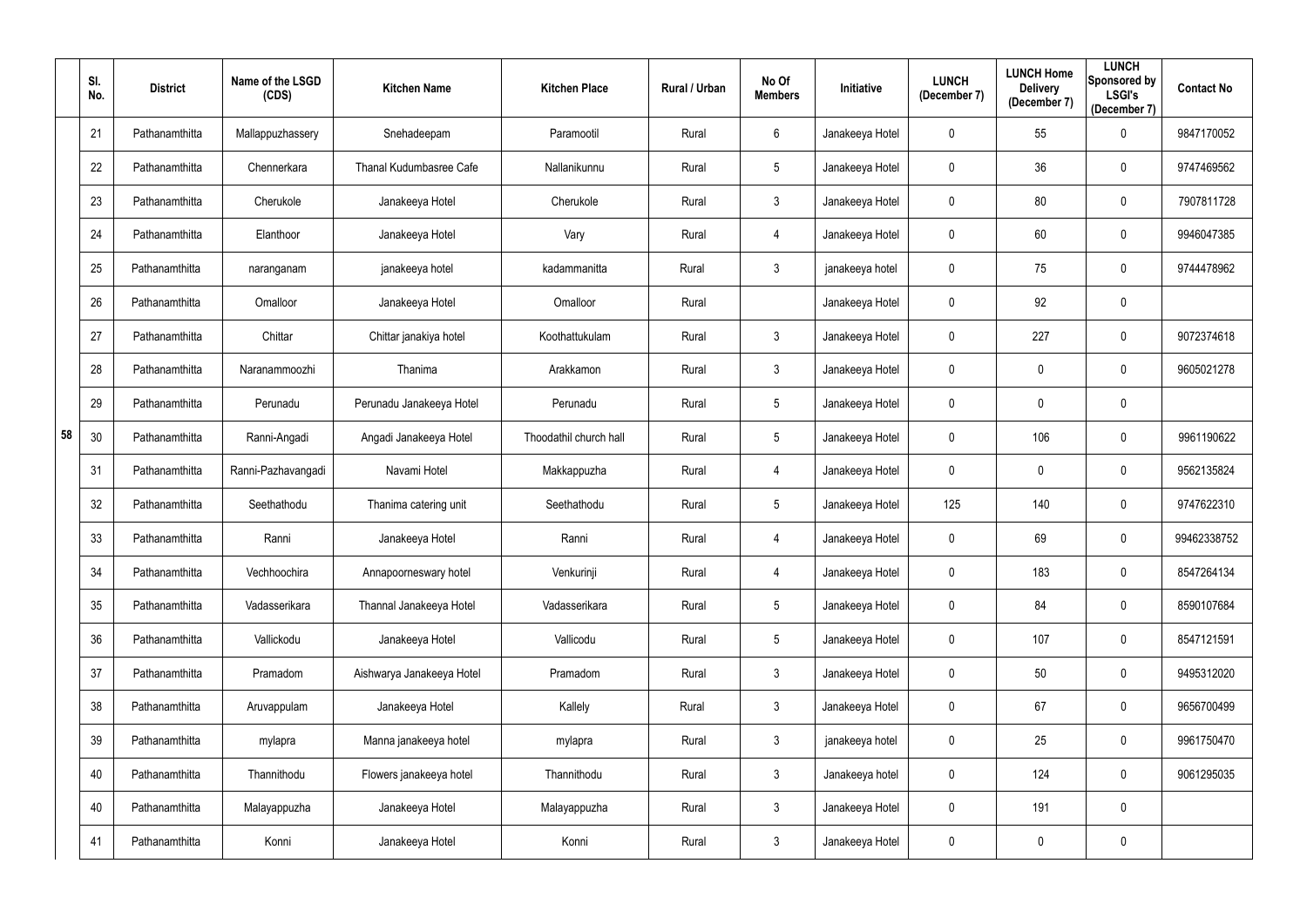|  | Sl. No. | District | Name of the LSGD (CDS) | Kitchen Name | Kitchen Place | Rural / Urban | No Of Members | Initiative | LUNCH (December 7) | LUNCH Home Delivery (December 7) | LUNCH Sponsored by LSGI's (December 7) | Contact No |
|---|---|---|---|---|---|---|---|---|---|---|---|---|
| 58 | 21 | Pathanamthitta | Mallappuzhassery | Snehadeepam | Paramootil | Rural | 6 | Janakeeya Hotel | 0 | 55 | 0 | 9847170052 |
|  | 22 | Pathanamthitta | Chennerkara | Thanal Kudumbasree Cafe | Nallanikunnu | Rural | 5 | Janakeeya Hotel | 0 | 36 | 0 | 9747469562 |
|  | 23 | Pathanamthitta | Cherukole | Janakeeya Hotel | Cherukole | Rural | 3 | Janakeeya Hotel | 0 | 80 | 0 | 7907811728 |
|  | 24 | Pathanamthitta | Elanthoor | Janakeeya Hotel | Vary | Rural | 4 | Janakeeya Hotel | 0 | 60 | 0 | 9946047385 |
|  | 25 | Pathanamthitta | naranganam | janakeeya hotel | kadammanitta | Rural | 3 | janakeeya hotel | 0 | 75 | 0 | 9744478962 |
|  | 26 | Pathanamthitta | Omalloor | Janakeeya Hotel | Omalloor | Rural |  | Janakeeya Hotel | 0 | 92 | 0 |  |
|  | 27 | Pathanamthitta | Chittar | Chittar janakiya hotel | Koothattukulam | Rural | 3 | Janakeeya Hotel | 0 | 227 | 0 | 9072374618 |
|  | 28 | Pathanamthitta | Naranammoozhi | Thanima | Arakkamon | Rural | 3 | Janakeeya Hotel | 0 | 0 | 0 | 9605021278 |
|  | 29 | Pathanamthitta | Perunadu | Perunadu Janakeeya Hotel | Perunadu | Rural | 5 | Janakeeya Hotel | 0 | 0 | 0 |  |
|  | 30 | Pathanamthitta | Ranni-Angadi | Angadi Janakeeya Hotel | Thoodathil church hall | Rural | 5 | Janakeeya Hotel | 0 | 106 | 0 | 9961190622 |
|  | 31 | Pathanamthitta | Ranni-Pazhavangadi | Navami Hotel | Makkappuzha | Rural | 4 | Janakeeya Hotel | 0 | 0 | 0 | 9562135824 |
|  | 32 | Pathanamthitta | Seethathodu | Thanima catering unit | Seethathodu | Rural | 5 | Janakeeya Hotel | 125 | 140 | 0 | 9747622310 |
|  | 33 | Pathanamthitta | Ranni | Janakeeya Hotel | Ranni | Rural | 4 | Janakeeya Hotel | 0 | 69 | 0 | 99462338752 |
|  | 34 | Pathanamthitta | Vechhoochira | Annapoorneswary hotel | Venkurinji | Rural | 4 | Janakeeya Hotel | 0 | 183 | 0 | 8547264134 |
|  | 35 | Pathanamthitta | Vadasserikara | Thannal Janakeeya Hotel | Vadasserikara | Rural | 5 | Janakeeya Hotel | 0 | 84 | 0 | 8590107684 |
|  | 36 | Pathanamthitta | Vallickodu | Janakeeya Hotel | Vallicodu | Rural | 5 | Janakeeya Hotel | 0 | 107 | 0 | 8547121591 |
|  | 37 | Pathanamthitta | Pramadom | Aishwarya Janakeeya Hotel | Pramadom | Rural | 3 | Janakeeya Hotel | 0 | 50 | 0 | 9495312020 |
|  | 38 | Pathanamthitta | Aruvappulam | Janakeeya Hotel | Kallely | Rural | 3 | Janakeeya Hotel | 0 | 67 | 0 | 9656700499 |
|  | 39 | Pathanamthitta | mylapra | Manna janakeeya hotel | mylapra | Rural | 3 | janakeeya hotel | 0 | 25 | 0 | 9961750470 |
|  | 40 | Pathanamthitta | Thannithodu | Flowers janakeeya hotel | Thannithodu | Rural | 3 | Janakeeya hotel | 0 | 124 | 0 | 9061295035 |
|  | 40 | Pathanamthitta | Malayappuzha | Janakeeya Hotel | Malayappuzha | Rural | 3 | Janakeeya Hotel | 0 | 191 | 0 |  |
|  | 41 | Pathanamthitta | Konni | Janakeeya Hotel | Konni | Rural | 3 | Janakeeya Hotel | 0 | 0 | 0 |  |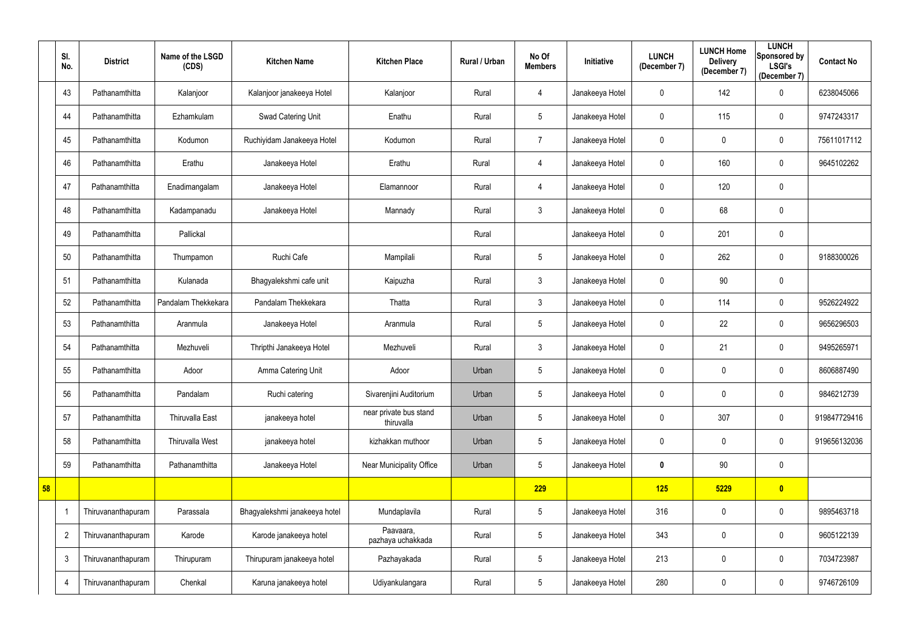| | Sl. No. | District | Name of the LSGD (CDS) | Kitchen Name | Kitchen Place | Rural / Urban | No Of Members | Initiative | LUNCH (December 7) | LUNCH Home Delivery (December 7) | LUNCH Sponsored by LSGI's (December 7) | Contact No |
|---|---|---|---|---|---|---|---|---|---|---|---|---|
| | 43 | Pathanamthitta | Kalanjoor | Kalanjoor janakeeya Hotel | Kalanjoor | Rural | 4 | Janakeeya Hotel | 0 | 142 | 0 | 6238045066 |
| | 44 | Pathanamthitta | Ezhamkulam | Swad Catering Unit | Enathu | Rural | 5 | Janakeeya Hotel | 0 | 115 | 0 | 9747243317 |
| | 45 | Pathanamthitta | Kodumon | Ruchiyidam Janakeeya Hotel | Kodumon | Rural | 7 | Janakeeya Hotel | 0 | 0 | 0 | 75611017112 |
| | 46 | Pathanamthitta | Erathu | Janakeeya Hotel | Erathu | Rural | 4 | Janakeeya Hotel | 0 | 160 | 0 | 9645102262 |
| | 47 | Pathanamthitta | Enadimangalam | Janakeeya Hotel | Elamannoor | Rural | 4 | Janakeeya Hotel | 0 | 120 | 0 | |
| | 48 | Pathanamthitta | Kadampanadu | Janakeeya Hotel | Mannady | Rural | 3 | Janakeeya Hotel | 0 | 68 | 0 | |
| | 49 | Pathanamthitta | Pallickal | | | Rural | | Janakeeya Hotel | 0 | 201 | 0 | |
| | 50 | Pathanamthitta | Thumpamon | Ruchi Cafe | Mampilali | Rural | 5 | Janakeeya Hotel | 0 | 262 | 0 | 9188300026 |
| | 51 | Pathanamthitta | Kulanada | Bhagyalekshmi cafe unit | Kaipuzha | Rural | 3 | Janakeeya Hotel | 0 | 90 | 0 | |
| | 52 | Pathanamthitta | Pandalam Thekkekara | Pandalam Thekkekara | Thatta | Rural | 3 | Janakeeya Hotel | 0 | 114 | 0 | 9526224922 |
| | 53 | Pathanamthitta | Aranmula | Janakeeya Hotel | Aranmula | Rural | 5 | Janakeeya Hotel | 0 | 22 | 0 | 9656296503 |
| | 54 | Pathanamthitta | Mezhuveli | Thripthi Janakeeya Hotel | Mezhuveli | Rural | 3 | Janakeeya Hotel | 0 | 21 | 0 | 9495265971 |
| | 55 | Pathanamthitta | Adoor | Amma Catering Unit | Adoor | Urban | 5 | Janakeeya Hotel | 0 | 0 | 0 | 8606887490 |
| | 56 | Pathanamthitta | Pandalam | Ruchi catering | Sivarenjini Auditorium | Urban | 5 | Janakeeya Hotel | 0 | 0 | 0 | 9846212739 |
| | 57 | Pathanamthitta | Thiruvalla East | janakeeya hotel | near private bus stand thiruvalla | Urban | 5 | Janakeeya Hotel | 0 | 307 | 0 | 919847729416 |
| | 58 | Pathanamthitta | Thiruvalla West | janakeeya hotel | kizhakkan muthoor | Urban | 5 | Janakeeya Hotel | 0 | 0 | 0 | 919656132036 |
| | 59 | Pathanamthitta | Pathanamthitta | Janakeeya Hotel | Near Municipality Office | Urban | 5 | Janakeeya Hotel | **0** | 90 | 0 | |
| **58** | | | | | | | **229** | | **125** | **5229** | **0** | |
| | 1 | Thiruvananthapuram | Parassala | Bhagyalekshmi janakeeya hotel | Mundaplavila | Rural | 5 | Janakeeya Hotel | 316 | 0 | 0 | 9895463718 |
| | 2 | Thiruvananthapuram | Karode | Karode janakeeya hotel | Paavaara, pazhaya uchakkada | Rural | 5 | Janakeeya Hotel | 343 | 0 | 0 | 9605122139 |
| | 3 | Thiruvananthapuram | Thirupuram | Thirupuram janakeeya hotel | Pazhayakada | Rural | 5 | Janakeeya Hotel | 213 | 0 | 0 | 7034723987 |
| | 4 | Thiruvananthapuram | Chenkal | Karuna janakeeya hotel | Udiyankulangara | Rural | 5 | Janakeeya Hotel | 280 | 0 | 0 | 9746726109 |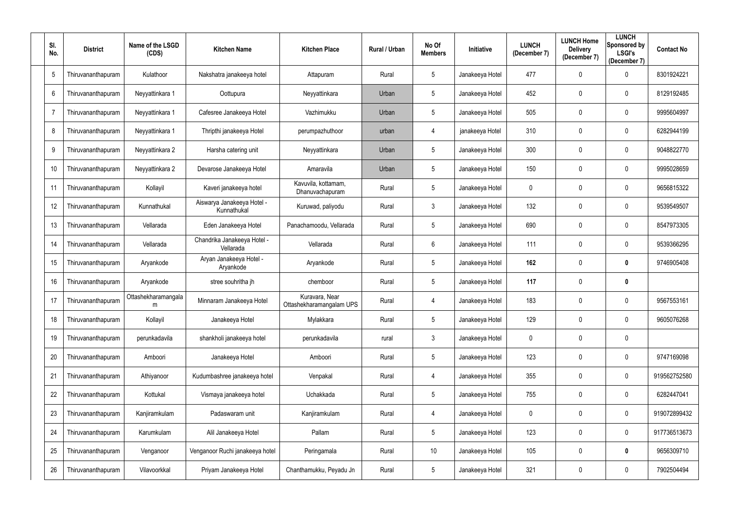| Sl. No. | District | Name of the LSGD (CDS) | Kitchen Name | Kitchen Place | Rural / Urban | No Of Members | Initiative | LUNCH (December 7) | LUNCH Home Delivery (December 7) | LUNCH Sponsored by LSGI's (December 7) | Contact No |
|---|---|---|---|---|---|---|---|---|---|---|---|
| 5 | Thiruvananthapuram | Kulathoor | Nakshatra janakeeya hotel | Attapuram | Rural | 5 | Janakeeya Hotel | 477 | 0 | 0 | 8301924221 |
| 6 | Thiruvananthapuram | Neyyattinkara 1 | Oottupura | Neyyattinkara | Urban | 5 | Janakeeya Hotel | 452 | 0 | 0 | 8129192485 |
| 7 | Thiruvananthapuram | Neyyattinkara 1 | Cafesree Janakeeya Hotel | Vazhimukku | Urban | 5 | Janakeeya Hotel | 505 | 0 | 0 | 9995604997 |
| 8 | Thiruvananthapuram | Neyyattinkara 1 | Thripthi janakeeya Hotel | perumpazhuthoor | urban | 4 | janakeeya Hotel | 310 | 0 | 0 | 6282944199 |
| 9 | Thiruvananthapuram | Neyyattinkara 2 | Harsha catering unit | Neyyattinkara | Urban | 5 | Janakeeya Hotel | 300 | 0 | 0 | 9048822770 |
| 10 | Thiruvananthapuram | Neyyattinkara 2 | Devarose Janakeeya Hotel | Amaravila | Urban | 5 | Janakeeya Hotel | 150 | 0 | 0 | 9995028659 |
| 11 | Thiruvananthapuram | Kollayil | Kaveri janakeeya hotel | Kavuvila, kottamam, Dhanuvachapuram | Rural | 5 | Janakeeya Hotel | 0 | 0 | 0 | 9656815322 |
| 12 | Thiruvananthapuram | Kunnathukal | Aiswarya Janakeeya Hotel - Kunnathukal | Kuruwad, paliyodu | Rural | 3 | Janakeeya Hotel | 132 | 0 | 0 | 9539549507 |
| 13 | Thiruvananthapuram | Vellarada | Eden Janakeeya Hotel | Panachamoodu, Vellarada | Rural | 5 | Janakeeya Hotel | 690 | 0 | 0 | 8547973305 |
| 14 | Thiruvananthapuram | Vellarada | Chandrika Janakeeya Hotel - Vellarada | Vellarada | Rural | 6 | Janakeeya Hotel | 111 | 0 | 0 | 9539366295 |
| 15 | Thiruvananthapuram | Aryankode | Aryan Janakeeya Hotel - Aryankode | Aryankode | Rural | 5 | Janakeeya Hotel | **162** | 0 | **0** | 9746905408 |
| 16 | Thiruvananthapuram | Aryankode | stree souhritha jh | chemboor | Rural | 5 | Janakeeya Hotel | **117** | 0 | **0** | |
| 17 | Thiruvananthapuram | Ottashekharamangalam | Minnaram Janakeeya Hotel | Kuravara, Near Ottashekharamangalam UPS | Rural | 4 | Janakeeya Hotel | 183 | 0 | 0 | 9567553161 |
| 18 | Thiruvananthapuram | Kollayil | Janakeeya Hotel | Mylakkara | Rural | 5 | Janakeeya Hotel | 129 | 0 | 0 | 9605076268 |
| 19 | Thiruvananthapuram | perunkadavila | shankholi janakeeya hotel | perunkadavila | rural | 3 | Janakeeya Hotel | 0 | 0 | 0 | |
| 20 | Thiruvananthapuram | Amboori | Janakeeya Hotel | Amboori | Rural | 5 | Janakeeya Hotel | 123 | 0 | 0 | 9747169098 |
| 21 | Thiruvananthapuram | Athiyanoor | Kudumbashree janakeeya hotel | Venpakal | Rural | 4 | Janakeeya Hotel | 355 | 0 | 0 | 919562752580 |
| 22 | Thiruvananthapuram | Kottukal | Vismaya janakeeya hotel | Uchakkada | Rural | 5 | Janakeeya Hotel | 755 | 0 | 0 | 6282447041 |
| 23 | Thiruvananthapuram | Kanjiramkulam | Padaswaram unit | Kanjiramkulam | Rural | 4 | Janakeeya Hotel | 0 | 0 | 0 | 919072899432 |
| 24 | Thiruvananthapuram | Karumkulam | Alil Janakeeya Hotel | Pallam | Rural | 5 | Janakeeya Hotel | 123 | 0 | 0 | 917736513673 |
| 25 | Thiruvananthapuram | Venganoor | Venganoor Ruchi janakeeya hotel | Peringamala | Rural | 10 | Janakeeya Hotel | 105 | 0 | **0** | 9656309710 |
| 26 | Thiruvananthapuram | Vilavoorkkal | Priyam Janakeeya Hotel | Chanthamukku, Peyadu Jn | Rural | 5 | Janakeeya Hotel | 321 | 0 | 0 | 7902504494 |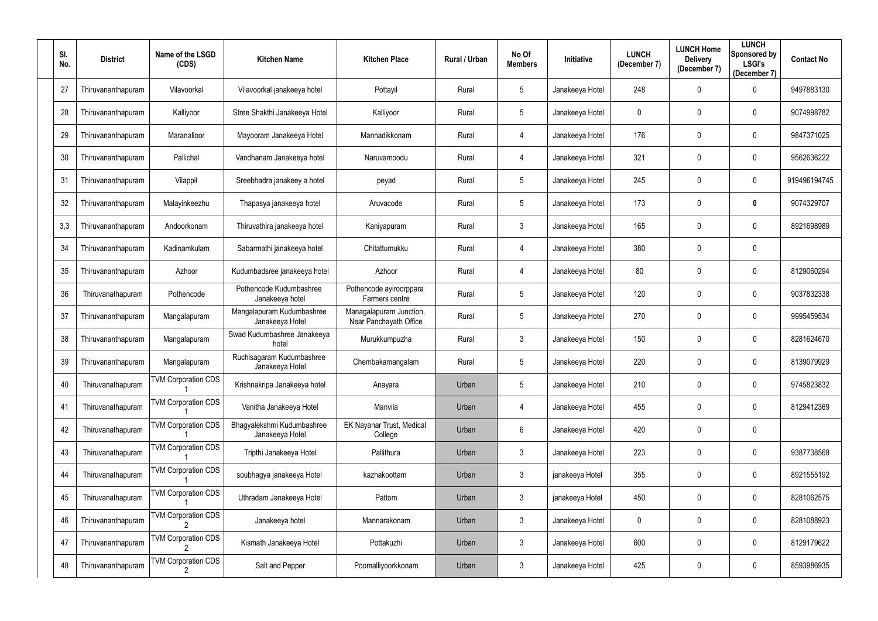| Sl. No. | District | Name of the LSGD (CDS) | Kitchen Name | Kitchen Place | Rural / Urban | No Of Members | Initiative | LUNCH (December 7) | LUNCH Home Delivery (December 7) | LUNCH Sponsored by LSGI's (December 7) | Contact No |
|---|---|---|---|---|---|---|---|---|---|---|---|
| 27 | Thiruvananthapuram | Vilavoorkal | Vilavoorkal janakeeya hotel | Pottayil | Rural | 5 | Janakeeya Hotel | 248 | 0 | 0 | 9497883130 |
| 28 | Thiruvananthapuram | Kalliyoor | Stree Shakthi Janakeeya Hotel | Kalliyoor | Rural | 5 | Janakeeya Hotel | 0 | 0 | 0 | 9074998782 |
| 29 | Thiruvananthapuram | Maranalloor | Mayooram Janakeeya Hotel | Mannadikkonam | Rural | 4 | Janakeeya Hotel | 176 | 0 | 0 | 9847371025 |
| 30 | Thiruvananthapuram | Pallichal | Vandhanam Janakeeya hotel | Naruvamoodu | Rural | 4 | Janakeeya Hotel | 321 | 0 | 0 | 9562636222 |
| 31 | Thiruvananthapuram | Vilappil | Sreebhadra janakeey a hotel | peyad | Rural | 5 | Janakeeya Hotel | 245 | 0 | 0 | 919496194745 |
| 32 | Thiruvananthapuram | Malayinkeezhu | Thapasya janakeeya hotel | Aruvacode | Rural | 5 | Janakeeya Hotel | 173 | 0 | **0** | 9074329707 |
| 3,3 | Thiruvananthapuram | Andoorkonam | Thiruvathira janakeeya hotel | Kaniyapuram | Rural | 3 | Janakeeya Hotel | 165 | 0 | 0 | 8921698989 |
| 34 | Thiruvananthapuram | Kadinamkulam | Sabarmathi janakeeya hotel | Chitattumukku | Rural | 4 | Janakeeya Hotel | 380 | 0 | 0 | |
| 35 | Thiruvananthapuram | Azhoor | Kudumbadsree janakeeya hotel | Azhoor | Rural | 4 | Janakeeya Hotel | 80 | 0 | 0 | 8129060294 |
| 36 | Thiruvanathapuram | Pothencode | Pothencode Kudumbashree Janakeeya hotel | Pothencode ayiroorppara Farmers centre | Rural | 5 | Janakeeya Hotel | 120 | 0 | 0 | 9037832338 |
| 37 | Thiruvananthapuram | Mangalapuram | Mangalapuram Kudumbashree Janakeeya Hotel | Managalapuram Junction, Near Panchayath Office | Rural | 5 | Janakeeya Hotel | 270 | 0 | 0 | 9995459534 |
| 38 | Thiruvananthapuram | Mangalapuram | Swad Kudumbashree Janakeeya hotel | Murukkumpuzha | Rural | 3 | Janakeeya Hotel | 150 | 0 | 0 | 8281624670 |
| 39 | Thiruvananthapuram | Mangalapuram | Ruchisagaram Kudumbashree Janakeeya Hotel | Chembakamangalam | Rural | 5 | Janakeeya Hotel | 220 | 0 | 0 | 8139079929 |
| 40 | Thiruvanathapuram | TVM Corporation CDS 1 | Krishnakripa Janakeeya hotel | Anayara | Urban | 5 | Janakeeya Hotel | 210 | 0 | 0 | 9745823832 |
| 41 | Thiruvanathapuram | TVM Corporation CDS 1 | Vanitha Janakeeya Hotel | Manvila | Urban | 4 | Janakeeya Hotel | 455 | 0 | 0 | 8129412369 |
| 42 | Thiruvanathapuram | TVM Corporation CDS 1 | Bhagyalekshmi Kudumbashree Janakeeya Hotel | EK Nayanar Trust, Medical College | Urban | 6 | Janakeeya Hotel | 420 | 0 | 0 | |
| 43 | Thiruvanathapuram | TVM Corporation CDS 1 | Tripthi Janakeeya Hotel | Pallithura | Urban | 3 | Janakeeya Hotel | 223 | 0 | 0 | 9387738568 |
| 44 | Thiruvanathapuram | TVM Corporation CDS 1 | soubhagya janakeeya Hotel | kazhakoottam | Urban | 3 | janakeeya Hotel | 355 | 0 | 0 | 8921555192 |
| 45 | Thiruvanathapuram | TVM Corporation CDS 1 | Uthradam Janakeeya Hotel | Pattom | Urban | 3 | janakeeya Hotel | 450 | 0 | 0 | 8281062575 |
| 46 | Thiruvananthapuram | TVM Corporation CDS 2 | Janakeeya hotel | Mannarakonam | Urban | 3 | Janakeeya Hotel | 0 | 0 | 0 | 8281088923 |
| 47 | Thiruvananthapuram | TVM Corporation CDS 2 | Kismath Janakeeya Hotel | Pottakuzhi | Urban | 3 | Janakeeya Hotel | 600 | 0 | 0 | 8129179622 |
| 48 | Thiruvananthapuram | TVM Corporation CDS 2 | Salt and Pepper | Poomalliyoorkkonam | Urban | 3 | Janakeeya Hotel | 425 | 0 | 0 | 8593986935 |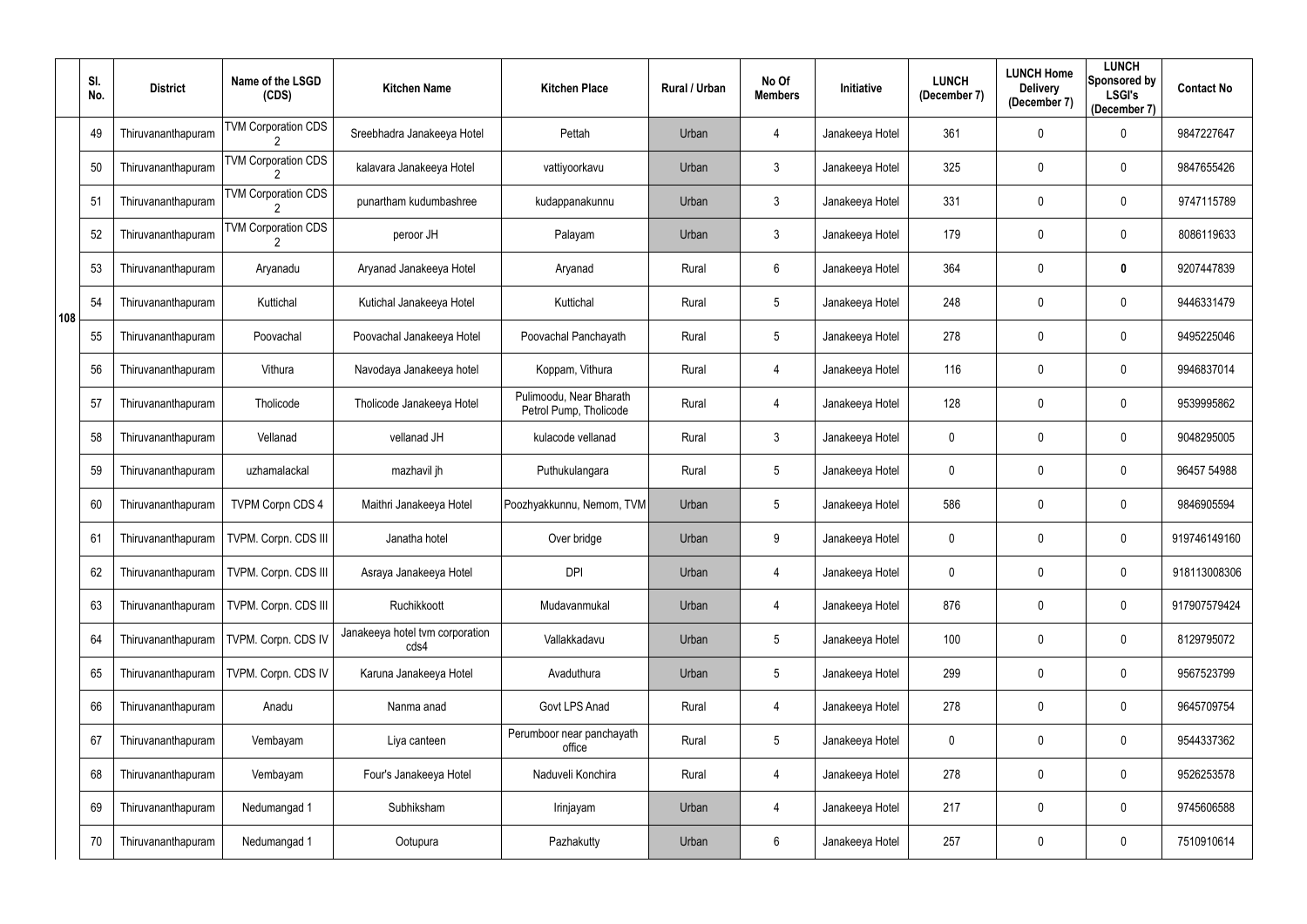| | Sl. No. | District | Name of the LSGD (CDS) | Kitchen Name | Kitchen Place | Rural / Urban | No Of Members | Initiative | LUNCH (December 7) | LUNCH Home Delivery (December 7) | LUNCH Sponsored by LSGI's (December 7) | Contact No |
|---|---|---|---|---|---|---|---|---|---|---|---|---|
| 108 | 49 | Thiruvananthapuram | TVM Corporation CDS 2 | Sreebhadra Janakeeya Hotel | Pettah | Urban | 4 | Janakeeya Hotel | 361 | 0 | 0 | 9847227647 |
| | 50 | Thiruvananthapuram | TVM Corporation CDS 2 | kalavara Janakeeya Hotel | vattiyoorkavu | Urban | 3 | Janakeeya Hotel | 325 | 0 | 0 | 9847655426 |
| | 51 | Thiruvananthapuram | TVM Corporation CDS 2 | punartham kudumbashree | kudappanakunnu | Urban | 3 | Janakeeya Hotel | 331 | 0 | 0 | 9747115789 |
| | 52 | Thiruvananthapuram | TVM Corporation CDS 2 | peroor JH | Palayam | Urban | 3 | Janakeeya Hotel | 179 | 0 | 0 | 8086119633 |
| | 53 | Thiruvananthapuram | Aryanadu | Aryanad Janakeeya Hotel | Aryanad | Rural | 6 | Janakeeya Hotel | 364 | 0 | **0** | 9207447839 |
| | 54 | Thiruvananthapuram | Kuttichal | Kutichal Janakeeya Hotel | Kuttichal | Rural | 5 | Janakeeya Hotel | 248 | 0 | 0 | 9446331479 |
| | 55 | Thiruvananthapuram | Poovachal | Poovachal Janakeeya Hotel | Poovachal Panchayath | Rural | 5 | Janakeeya Hotel | 278 | 0 | 0 | 9495225046 |
| | 56 | Thiruvananthapuram | Vithura | Navodaya Janakeeya hotel | Koppam, Vithura | Rural | 4 | Janakeeya Hotel | 116 | 0 | 0 | 9946837014 |
| | 57 | Thiruvananthapuram | Tholicode | Tholicode Janakeeya Hotel | Pulimoodu, Near Bharath Petrol Pump, Tholicode | Rural | 4 | Janakeeya Hotel | 128 | 0 | 0 | 9539995862 |
| | 58 | Thiruvananthapuram | Vellanad | vellanad JH | kulacode vellanad | Rural | 3 | Janakeeya Hotel | 0 | 0 | 0 | 9048295005 |
| | 59 | Thiruvananthapuram | uzhamalackal | mazhavil jh | Puthukulangara | Rural | 5 | Janakeeya Hotel | 0 | 0 | 0 | 96457 54988 |
| | 60 | Thiruvananthapuram | TVPM Corpn CDS 4 | Maithri Janakeeya Hotel | Poozhyakkunnu, Nemom, TVM | Urban | 5 | Janakeeya Hotel | 586 | 0 | 0 | 9846905594 |
| | 61 | Thiruvananthapuram | TVPM. Corpn. CDS III | Janatha hotel | Over bridge | Urban | 9 | Janakeeya Hotel | 0 | 0 | 0 | 919746149160 |
| | 62 | Thiruvananthapuram | TVPM. Corpn. CDS III | Asraya Janakeeya Hotel | DPI | Urban | 4 | Janakeeya Hotel | 0 | 0 | 0 | 918113008306 |
| | 63 | Thiruvananthapuram | TVPM. Corpn. CDS III | Ruchikkoott | Mudavanmukal | Urban | 4 | Janakeeya Hotel | 876 | 0 | 0 | 917907579424 |
| | 64 | Thiruvananthapuram | TVPM. Corpn. CDS IV | Janakeeya hotel tvm corporation cds4 | Vallakkadavu | Urban | 5 | Janakeeya Hotel | 100 | 0 | 0 | 8129795072 |
| | 65 | Thiruvananthapuram | TVPM. Corpn. CDS IV | Karuna Janakeeya Hotel | Avaduthura | Urban | 5 | Janakeeya Hotel | 299 | 0 | 0 | 9567523799 |
| | 66 | Thiruvananthapuram | Anadu | Nanma anad | Govt LPS Anad | Rural | 4 | Janakeeya Hotel | 278 | 0 | 0 | 9645709754 |
| | 67 | Thiruvananthapuram | Vembayam | Liya canteen | Perumboor near panchayath office | Rural | 5 | Janakeeya Hotel | 0 | 0 | 0 | 9544337362 |
| | 68 | Thiruvananthapuram | Vembayam | Four's Janakeeya Hotel | Naduveli Konchira | Rural | 4 | Janakeeya Hotel | 278 | 0 | 0 | 9526253578 |
| | 69 | Thiruvananthapuram | Nedumangad 1 | Subhiksham | Irinjayam | Urban | 4 | Janakeeya Hotel | 217 | 0 | 0 | 9745606588 |
| | 70 | Thiruvananthapuram | Nedumangad 1 | Ootupura | Pazhakutty | Urban | 6 | Janakeeya Hotel | 257 | 0 | 0 | 7510910614 |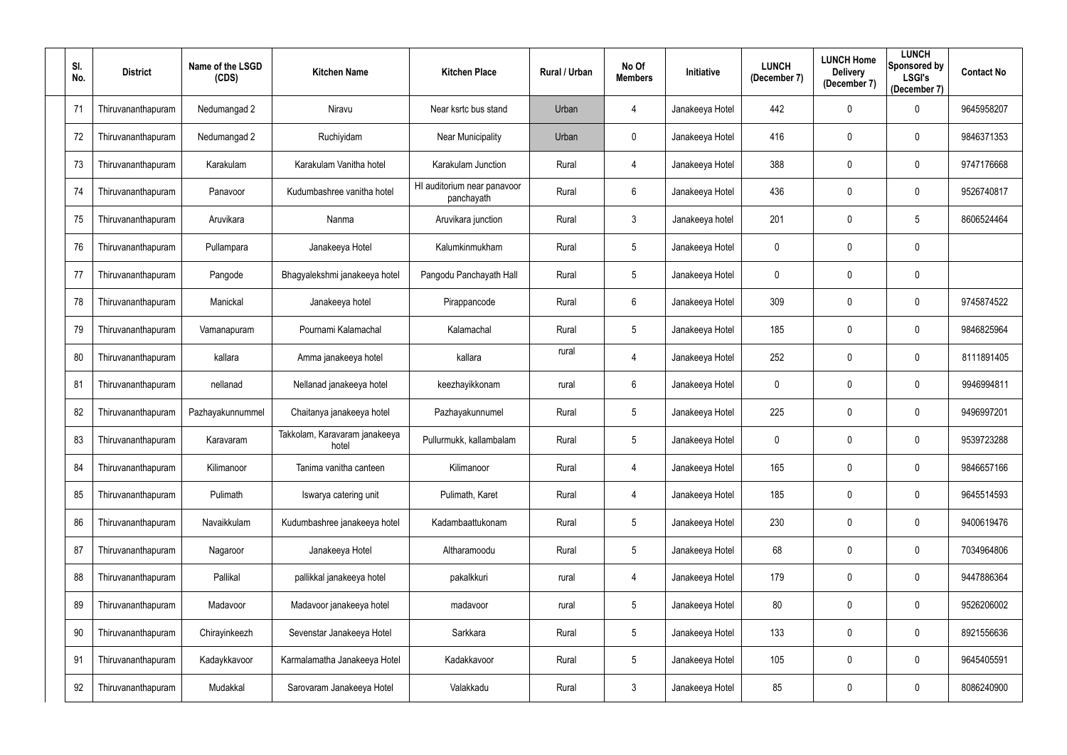| Sl. No. | District | Name of the LSGD (CDS) | Kitchen Name | Kitchen Place | Rural / Urban | No Of Members | Initiative | LUNCH (December 7) | LUNCH Home Delivery (December 7) | LUNCH Sponsored by LSGI's (December 7) | Contact No |
|---|---|---|---|---|---|---|---|---|---|---|---|
| 71 | Thiruvananthapuram | Nedumangad 2 | Niravu | Near ksrtc bus stand | Urban | 4 | Janakeeya Hotel | 442 | 0 | 0 | 9645958207 |
| 72 | Thiruvananthapuram | Nedumangad 2 | Ruchiyidam | Near Municipality | Urban | 0 | Janakeeya Hotel | 416 | 0 | 0 | 9846371353 |
| 73 | Thiruvananthapuram | Karakulam | Karakulam Vanitha hotel | Karakulam Junction | Rural | 4 | Janakeeya Hotel | 388 | 0 | 0 | 9747176668 |
| 74 | Thiruvananthapuram | Panavoor | Kudumbashree vanitha hotel | HI auditorium near panavoor panchayath | Rural | 6 | Janakeeya Hotel | 436 | 0 | 0 | 9526740817 |
| 75 | Thiruvananthapuram | Aruvikara | Nanma | Aruvikara junction | Rural | 3 | Janakeeya hotel | 201 | 0 | 5 | 8606524464 |
| 76 | Thiruvananthapuram | Pullampara | Janakeeya Hotel | Kalumkinmukham | Rural | 5 | Janakeeya Hotel | 0 | 0 | 0 | |
| 77 | Thiruvananthapuram | Pangode | Bhagyalekshmi janakeeya hotel | Pangodu Panchayath Hall | Rural | 5 | Janakeeya Hotel | 0 | 0 | 0 | |
| 78 | Thiruvananthapuram | Manickal | Janakeeya hotel | Pirappancode | Rural | 6 | Janakeeya Hotel | 309 | 0 | 0 | 9745874522 |
| 79 | Thiruvananthapuram | Vamanapuram | Pournami Kalamachal | Kalamachal | Rural | 5 | Janakeeya Hotel | 185 | 0 | 0 | 9846825964 |
| 80 | Thiruvananthapuram | kallara | Amma janakeeya hotel | kallara | rural | 4 | Janakeeya Hotel | 252 | 0 | 0 | 8111891405 |
| 81 | Thiruvananthapuram | nellanad | Nellanad janakeeya hotel | keezhayikkonam | rural | 6 | Janakeeya Hotel | 0 | 0 | 0 | 9946994811 |
| 82 | Thiruvananthapuram | Pazhayakunnummel | Chaitanya janakeeya hotel | Pazhayakunnumel | Rural | 5 | Janakeeya Hotel | 225 | 0 | 0 | 9496997201 |
| 83 | Thiruvananthapuram | Karavaram | Takkolam, Karavaram janakeeya hotel | Pullurmukk, kallambalam | Rural | 5 | Janakeeya Hotel | 0 | 0 | 0 | 9539723288 |
| 84 | Thiruvananthapuram | Kilimanoor | Tanima vanitha canteen | Kilimanoor | Rural | 4 | Janakeeya Hotel | 165 | 0 | 0 | 9846657166 |
| 85 | Thiruvananthapuram | Pulimath | Iswarya catering unit | Pulimath, Karet | Rural | 4 | Janakeeya Hotel | 185 | 0 | 0 | 9645514593 |
| 86 | Thiruvananthapuram | Navaikkulam | Kudumbashree janakeeya hotel | Kadambaattukonam | Rural | 5 | Janakeeya Hotel | 230 | 0 | 0 | 9400619476 |
| 87 | Thiruvananthapuram | Nagaroor | Janakeeya Hotel | Altharamoodu | Rural | 5 | Janakeeya Hotel | 68 | 0 | 0 | 7034964806 |
| 88 | Thiruvananthapuram | Pallikal | pallikkal janakeeya hotel | pakalkkuri | rural | 4 | Janakeeya Hotel | 179 | 0 | 0 | 9447886364 |
| 89 | Thiruvananthapuram | Madavoor | Madavoor janakeeya hotel | madavoor | rural | 5 | Janakeeya Hotel | 80 | 0 | 0 | 9526206002 |
| 90 | Thiruvananthapuram | Chirayinkeezh | Sevenstar Janakeeya Hotel | Sarkkara | Rural | 5 | Janakeeya Hotel | 133 | 0 | 0 | 8921556636 |
| 91 | Thiruvananthapuram | Kadaykkavoor | Karmalamatha Janakeeya Hotel | Kadakkavoor | Rural | 5 | Janakeeya Hotel | 105 | 0 | 0 | 9645405591 |
| 92 | Thiruvananthapuram | Mudakkal | Sarovaram Janakeeya Hotel | Valakkadu | Rural | 3 | Janakeeya Hotel | 85 | 0 | 0 | 8086240900 |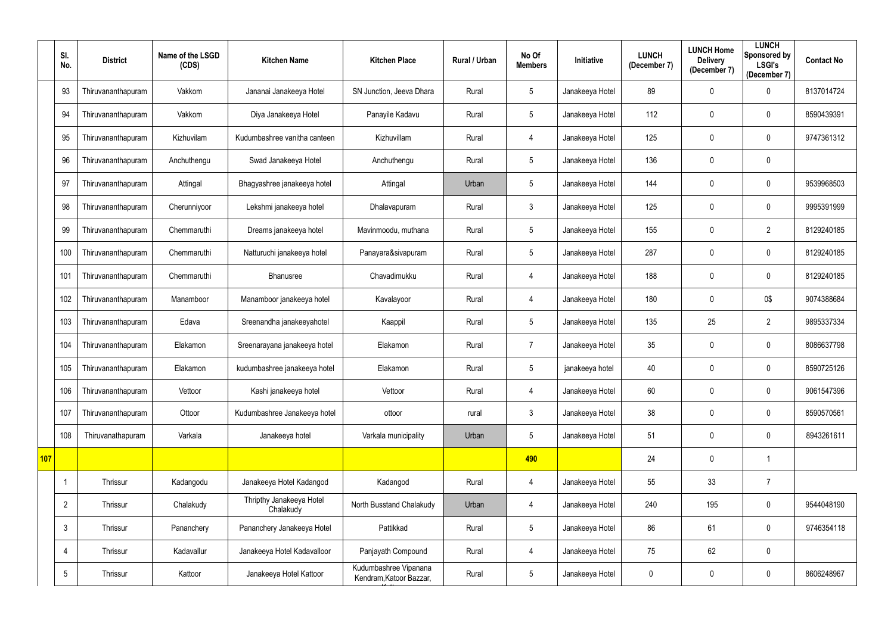|  | Sl. No. | District | Name of the LSGD (CDS) | Kitchen Name | Kitchen Place | Rural / Urban | No Of Members | Initiative | LUNCH (December 7) | LUNCH Home Delivery (December 7) | LUNCH Sponsored by LSGI's (December 7) | Contact No |
|---|---|---|---|---|---|---|---|---|---|---|---|---|
|  | 93 | Thiruvananthapuram | Vakkom | Jananai Janakeeya Hotel | SN Junction, Jeeva Dhara | Rural | 5 | Janakeeya Hotel | 89 | 0 | 0 | 8137014724 |
|  | 94 | Thiruvananthapuram | Vakkom | Diya Janakeeya Hotel | Panayile Kadavu | Rural | 5 | Janakeeya Hotel | 112 | 0 | 0 | 8590439391 |
|  | 95 | Thiruvananthapuram | Kizhuvilam | Kudumbashree vanitha canteen | Kizhuvillam | Rural | 4 | Janakeeya Hotel | 125 | 0 | 0 | 9747361312 |
|  | 96 | Thiruvananthapuram | Anchuthengu | Swad Janakeeya Hotel | Anchuthengu | Rural | 5 | Janakeeya Hotel | 136 | 0 | 0 |  |
|  | 97 | Thiruvananthapuram | Attingal | Bhagyashree janakeeya hotel | Attingal | Urban | 5 | Janakeeya Hotel | 144 | 0 | 0 | 9539968503 |
|  | 98 | Thiruvananthapuram | Cherunniyoor | Lekshmi janakeeya hotel | Dhalavapuram | Rural | 3 | Janakeeya Hotel | 125 | 0 | 0 | 9995391999 |
|  | 99 | Thiruvananthapuram | Chemmaruthi | Dreams janakeeya hotel | Mavinmoodu, muthana | Rural | 5 | Janakeeya Hotel | 155 | 0 | 2 | 8129240185 |
|  | 100 | Thiruvananthapuram | Chemmaruthi | Natturuchi janakeeya hotel | Panayara&sivapuram | Rural | 5 | Janakeeya Hotel | 287 | 0 | 0 | 8129240185 |
|  | 101 | Thiruvananthapuram | Chemmaruthi | Bhanusree | Chavadimukku | Rural | 4 | Janakeeya Hotel | 188 | 0 | 0 | 8129240185 |
|  | 102 | Thiruvananthapuram | Manamboor | Manamboor janakeeya hotel | Kavalayoor | Rural | 4 | Janakeeya Hotel | 180 | 0 | 0$ | 9074388684 |
|  | 103 | Thiruvananthapuram | Edava | Sreenandha janakeeyahotel | Kaappil | Rural | 5 | Janakeeya Hotel | 135 | 25 | 2 | 9895337334 |
|  | 104 | Thiruvananthapuram | Elakamon | Sreenarayana janakeeya hotel | Elakamon | Rural | 7 | Janakeeya Hotel | 35 | 0 | 0 | 8086637798 |
|  | 105 | Thiruvananthapuram | Elakamon | kudumbashree janakeeya hotel | Elakamon | Rural | 5 | janakeeya hotel | 40 | 0 | 0 | 8590725126 |
|  | 106 | Thiruvananthapuram | Vettoor | Kashi janakeeya hotel | Vettoor | Rural | 4 | Janakeeya Hotel | 60 | 0 | 0 | 9061547396 |
|  | 107 | Thiruvananthapuram | Ottoor | Kudumbashree Janakeeya hotel | ottoor | rural | 3 | Janakeeya Hotel | 38 | 0 | 0 | 8590570561 |
|  | 108 | Thiruvanathapuram | Varkala | Janakeeya hotel | Varkala municipality | Urban | 5 | Janakeeya Hotel | 51 | 0 | 0 | 8943261611 |
| **107** |  |  |  |  |  |  | **490** |  | 24 | 0 | 1 |  |
|  | 1 | Thrissur | Kadangodu | Janakeeya Hotel Kadangod | Kadangod | Rural | 4 | Janakeeya Hotel | 55 | 33 | 7 |  |
|  | 2 | Thrissur | Chalakudy | Thripthy Janakeeya Hotel Chalakudy | North Busstand Chalakudy | Urban | 4 | Janakeeya Hotel | 240 | 195 | 0 | 9544048190 |
|  | 3 | Thrissur | Pananchery | Pananchery Janakeeya Hotel | Pattikkad | Rural | 5 | Janakeeya Hotel | 86 | 61 | 0 | 9746354118 |
|  | 4 | Thrissur | Kadavallur | Janakeeya Hotel Kadavalloor | Panjayath Compound | Rural | 4 | Janakeeya Hotel | 75 | 62 | 0 |  |
|  | 5 | Thrissur | Kattoor | Janakeeya Hotel Kattoor | Kudumbashree Vipanana Kendram,Katoor Bazzar, | Rural | 5 | Janakeeya Hotel | 0 | 0 | 0 | 8606248967 |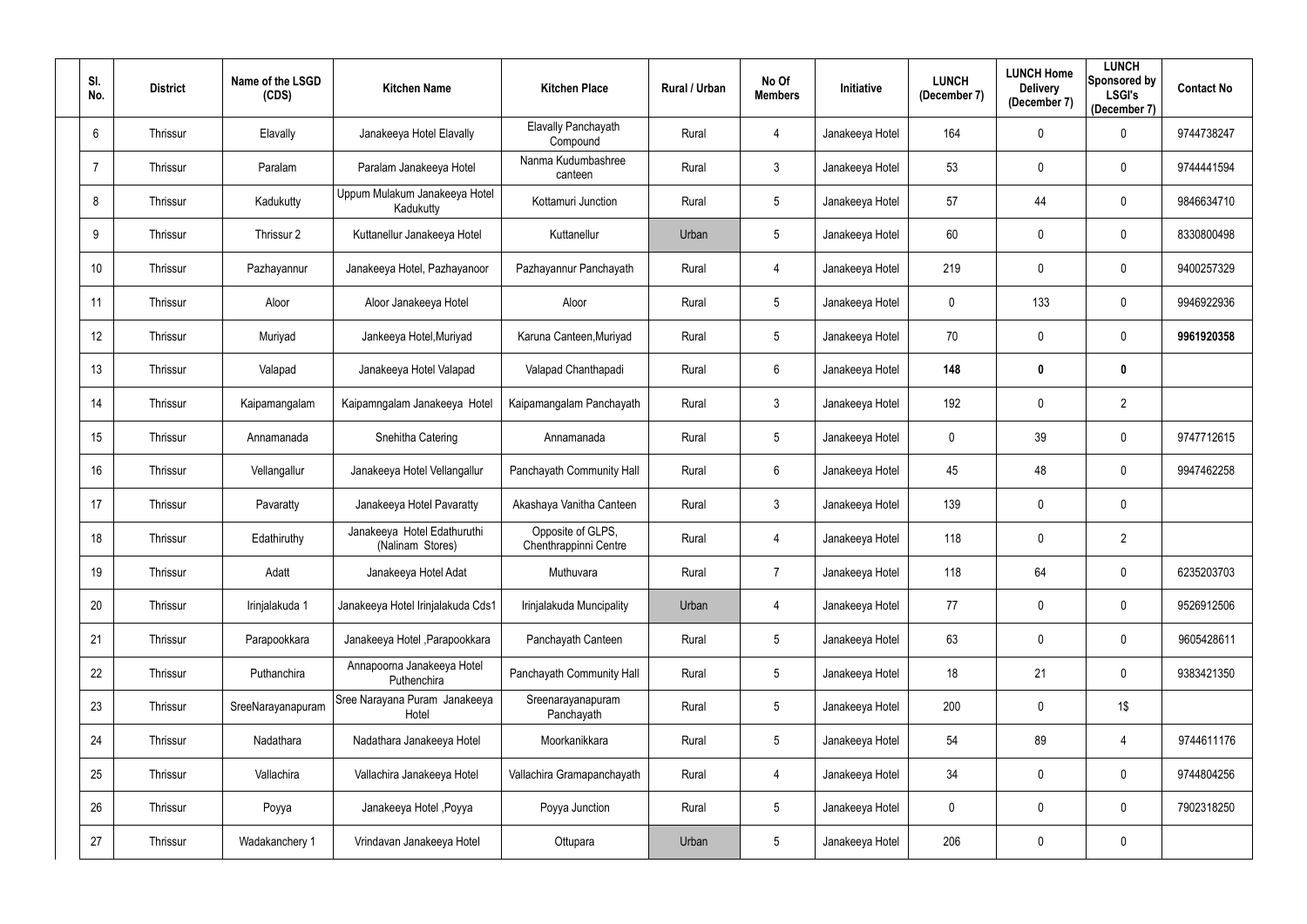| Sl. No. | District | Name of the LSGD (CDS) | Kitchen Name | Kitchen Place | Rural / Urban | No Of Members | Initiative | LUNCH (December 7) | LUNCH Home Delivery (December 7) | LUNCH Sponsored by LSGI's (December 7) | Contact No |
|---|---|---|---|---|---|---|---|---|---|---|---|
| 6 | Thrissur | Elavally | Janakeeya Hotel Elavally | Elavally Panchayath Compound | Rural | 4 | Janakeeya Hotel | 164 | 0 | 0 | 9744738247 |
| 7 | Thrissur | Paralam | Paralam Janakeeya Hotel | Nanma Kudumbashree canteen | Rural | 3 | Janakeeya Hotel | 53 | 0 | 0 | 9744441594 |
| 8 | Thrissur | Kadukutty | Uppum Mulakum Janakeeya Hotel Kadukutty | Kottamuri Junction | Rural | 5 | Janakeeya Hotel | 57 | 44 | 0 | 9846634710 |
| 9 | Thrissur | Thrissur 2 | Kuttanellur Janakeeya Hotel | Kuttanellur | Urban | 5 | Janakeeya Hotel | 60 | 0 | 0 | 8330800498 |
| 10 | Thrissur | Pazhayannur | Janakeeya Hotel, Pazhayanoor | Pazhayannur Panchayath | Rural | 4 | Janakeeya Hotel | 219 | 0 | 0 | 9400257329 |
| 11 | Thrissur | Aloor | Aloor Janakeeya Hotel | Aloor | Rural | 5 | Janakeeya Hotel | 0 | 133 | 0 | 9946922936 |
| 12 | Thrissur | Muriyad | Jankeeya Hotel,Muriyad | Karuna Canteen,Muriyad | Rural | 5 | Janakeeya Hotel | 70 | 0 | 0 | **9961920358** |
| 13 | Thrissur | Valapad | Janakeeya Hotel Valapad | Valapad Chanthapadi | Rural | 6 | Janakeeya Hotel | **148** | **0** | **0** | |
| 14 | Thrissur | Kaipamangalam | Kaipamngalam Janakeeya Hotel | Kaipamangalam Panchayath | Rural | 3 | Janakeeya Hotel | 192 | 0 | 2 | |
| 15 | Thrissur | Annamanada | Snehitha Catering | Annamanada | Rural | 5 | Janakeeya Hotel | 0 | 39 | 0 | 9747712615 |
| 16 | Thrissur | Vellangallur | Janakeeya Hotel Vellangallur | Panchayath Community Hall | Rural | 6 | Janakeeya Hotel | 45 | 48 | 0 | 9947462258 |
| 17 | Thrissur | Pavaratty | Janakeeya Hotel Pavaratty | Akashaya Vanitha Canteen | Rural | 3 | Janakeeya Hotel | 139 | 0 | 0 | |
| 18 | Thrissur | Edathiruthy | Janakeeya Hotel Edathuruthi (Nalinam Stores) | Opposite of GLPS, Chenthrappinni Centre | Rural | 4 | Janakeeya Hotel | 118 | 0 | 2 | |
| 19 | Thrissur | Adatt | Janakeeya Hotel Adat | Muthuvara | Rural | 7 | Janakeeya Hotel | 118 | 64 | 0 | 6235203703 |
| 20 | Thrissur | Irinjalakuda 1 | Janakeeya Hotel Irinjalakuda Cds1 | Irinjalakuda Muncipality | Urban | 4 | Janakeeya Hotel | 77 | 0 | 0 | 9526912506 |
| 21 | Thrissur | Parapookkara | Janakeeya Hotel ,Parapookkara | Panchayath Canteen | Rural | 5 | Janakeeya Hotel | 63 | 0 | 0 | 9605428611 |
| 22 | Thrissur | Puthanchira | Annapoorna Janakeeya Hotel Puthenchira | Panchayath Community Hall | Rural | 5 | Janakeeya Hotel | 18 | 21 | 0 | 9383421350 |
| 23 | Thrissur | SreeNarayanapuram | Sree Narayana Puram Janakeeya Hotel | Sreenarayanapuram Panchayath | Rural | 5 | Janakeeya Hotel | 200 | 0 | 1$ | |
| 24 | Thrissur | Nadathara | Nadathara Janakeeya Hotel | Moorkanikkara | Rural | 5 | Janakeeya Hotel | 54 | 89 | 4 | 9744611176 |
| 25 | Thrissur | Vallachira | Vallachira Janakeeya Hotel | Vallachira Gramapanchayath | Rural | 4 | Janakeeya Hotel | 34 | 0 | 0 | 9744804256 |
| 26 | Thrissur | Poyya | Janakeeya Hotel ,Poyya | Poyya Junction | Rural | 5 | Janakeeya Hotel | 0 | 0 | 0 | 7902318250 |
| 27 | Thrissur | Wadakanchery 1 | Vrindavan Janakeeya Hotel | Ottupara | Urban | 5 | Janakeeya Hotel | 206 | 0 | 0 | |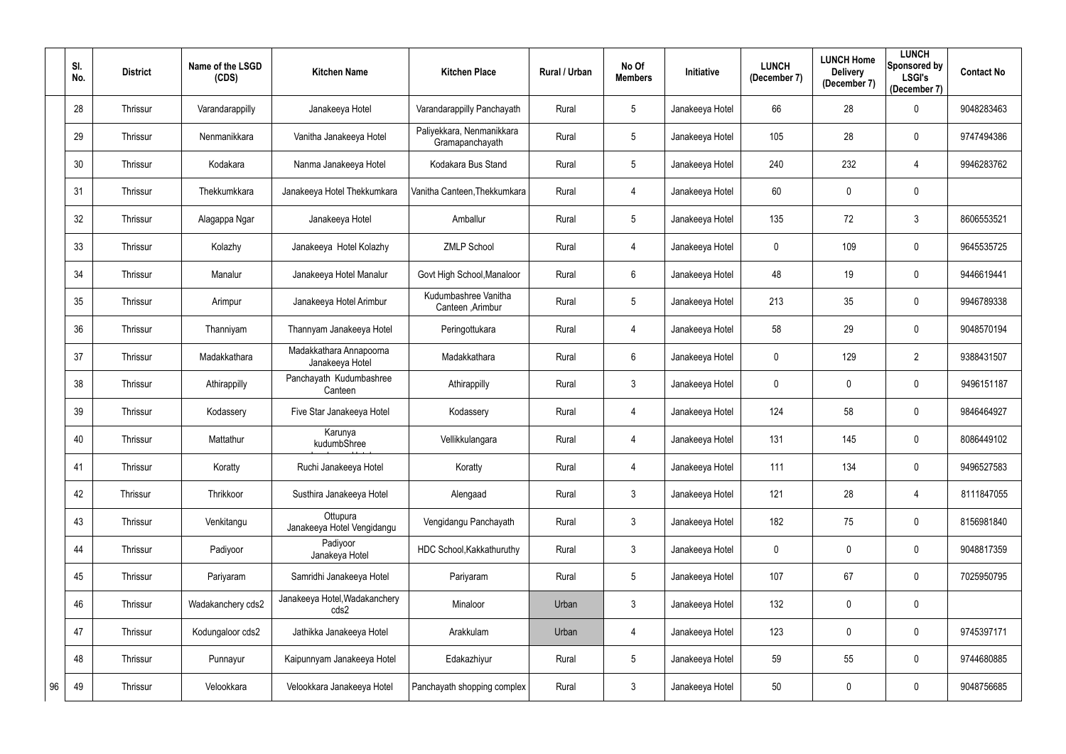| Sl. No. | District | Name of the LSGD (CDS) | Kitchen Name | Kitchen Place | Rural / Urban | No Of Members | Initiative | LUNCH (December 7) | LUNCH Home Delivery (December 7) | LUNCH Sponsored by LSGI's (December 7) | Contact No |
|---|---|---|---|---|---|---|---|---|---|---|---|
| 28 | Thrissur | Varandarappilly | Janakeeya Hotel | Varandarappilly Panchayath | Rural | 5 | Janakeeya Hotel | 66 | 28 | 0 | 9048283463 |
| 29 | Thrissur | Nenmanikkara | Vanitha Janakeeya Hotel | Paliyekkara, Nenmanikkara Gramapanchayath | Rural | 5 | Janakeeya Hotel | 105 | 28 | 0 | 9747494386 |
| 30 | Thrissur | Kodakara | Nanma Janakeeya Hotel | Kodakara Bus Stand | Rural | 5 | Janakeeya Hotel | 240 | 232 | 4 | 9946283762 |
| 31 | Thrissur | Thekkumkkara | Janakeeya Hotel Thekkumkara | Vanitha Canteen,Thekkumkara | Rural | 4 | Janakeeya Hotel | 60 | 0 | 0 | |
| 32 | Thrissur | Alagappa Ngar | Janakeeya Hotel | Amballur | Rural | 5 | Janakeeya Hotel | 135 | 72 | 3 | 8606553521 |
| 33 | Thrissur | Kolazhy | Janakeeya Hotel Kolazhy | ZMLP School | Rural | 4 | Janakeeya Hotel | 0 | 109 | 0 | 9645535725 |
| 34 | Thrissur | Manalur | Janakeeya Hotel Manalur | Govt High School,Manaloor | Rural | 6 | Janakeeya Hotel | 48 | 19 | 0 | 9446619441 |
| 35 | Thrissur | Arimpur | Janakeeya Hotel Arimbur | Kudumbashree Vanitha Canteen ,Arimbur | Rural | 5 | Janakeeya Hotel | 213 | 35 | 0 | 9946789338 |
| 36 | Thrissur | Thanniyam | Thannyam Janakeeya Hotel | Peringottukara | Rural | 4 | Janakeeya Hotel | 58 | 29 | 0 | 9048570194 |
| 37 | Thrissur | Madakkathara | Madakkathara Annapoorna Janakeeya Hotel | Madakkathara | Rural | 6 | Janakeeya Hotel | 0 | 129 | 2 | 9388431507 |
| 38 | Thrissur | Athirappilly | Panchayath Kudumbashree Canteen | Athirappilly | Rural | 3 | Janakeeya Hotel | 0 | 0 | 0 | 9496151187 |
| 39 | Thrissur | Kodassery | Five Star Janakeeya Hotel | Kodassery | Rural | 4 | Janakeeya Hotel | 124 | 58 | 0 | 9846464927 |
| 40 | Thrissur | Mattathur | Karunya kudumbShree | Vellikkulangara | Rural | 4 | Janakeeya Hotel | 131 | 145 | 0 | 8086449102 |
| 41 | Thrissur | Koratty | Ruchi Janakeeya Hotel | Koratty | Rural | 4 | Janakeeya Hotel | 111 | 134 | 0 | 9496527583 |
| 42 | Thrissur | Thrikkoor | Susthira Janakeeya Hotel | Alengaad | Rural | 3 | Janakeeya Hotel | 121 | 28 | 4 | 8111847055 |
| 43 | Thrissur | Venkitangu | Ottupura Janakeeya Hotel Vengidangu | Vengidangu Panchayath | Rural | 3 | Janakeeya Hotel | 182 | 75 | 0 | 8156981840 |
| 44 | Thrissur | Padiyoor | Padiyoor Janakeya Hotel | HDC School,Kakkathuruthy | Rural | 3 | Janakeeya Hotel | 0 | 0 | 0 | 9048817359 |
| 45 | Thrissur | Pariyaram | Samridhi Janakeeya Hotel | Pariyaram | Rural | 5 | Janakeeya Hotel | 107 | 67 | 0 | 7025950795 |
| 46 | Thrissur | Wadakanchery cds2 | Janakeeya Hotel,Wadakanchery cds2 | Minaloor | Urban | 3 | Janakeeya Hotel | 132 | 0 | 0 | |
| 47 | Thrissur | Kodungaloor cds2 | Jathikka Janakeeya Hotel | Arakkulam | Urban | 4 | Janakeeya Hotel | 123 | 0 | 0 | 9745397171 |
| 48 | Thrissur | Punnayur | Kaipunnyam Janakeeya Hotel | Edakazhiyur | Rural | 5 | Janakeeya Hotel | 59 | 55 | 0 | 9744680885 |
| 49 | Thrissur | Velookkara | Velookkara Janakeeya Hotel | Panchayath shopping complex | Rural | 3 | Janakeeya Hotel | 50 | 0 | 0 | 9048756685 |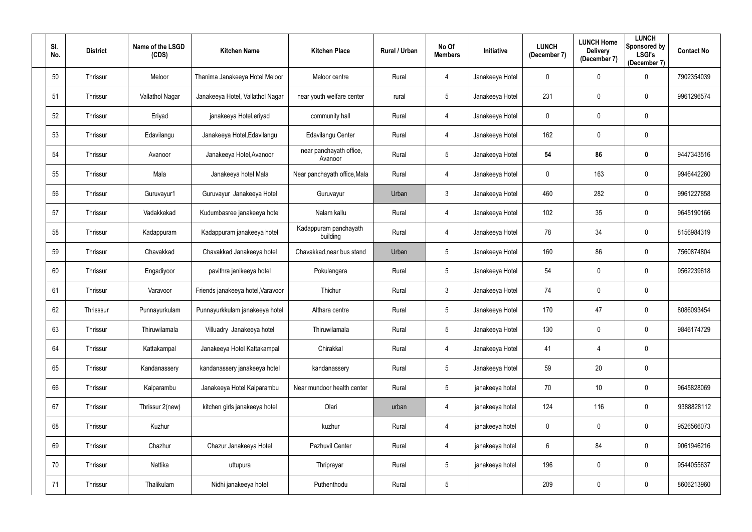| Sl. No. | District | Name of the LSGD (CDS) | Kitchen Name | Kitchen Place | Rural / Urban | No Of Members | Initiative | LUNCH (December 7) | LUNCH Home Delivery (December 7) | LUNCH Sponsored by LSGI's (December 7) | Contact No |
|---|---|---|---|---|---|---|---|---|---|---|---|
| 50 | Thrissur | Meloor | Thanima Janakeeya Hotel Meloor | Meloor centre | Rural | 4 | Janakeeya Hotel | 0 | 0 | 0 | 7902354039 |
| 51 | Thrissur | Vallathol Nagar | Janakeeya Hotel, Vallathol Nagar | near youth welfare center | rural | 5 | Janakeeya Hotel | 231 | 0 | 0 | 9961296574 |
| 52 | Thrissur | Eriyad | janakeeya Hotel,eriyad | community hall | Rural | 4 | Janakeeya Hotel | 0 | 0 | 0 | |
| 53 | Thrissur | Edavilangu | Janakeeya Hotel,Edavilangu | Edavilangu Center | Rural | 4 | Janakeeya Hotel | 162 | 0 | 0 | |
| 54 | Thrissur | Avanoor | Janakeeya Hotel,Avanoor | near panchayath office, Avanoor | Rural | 5 | Janakeeya Hotel | **54** | **86** | **0** | 9447343516 |
| 55 | Thrissur | Mala | Janakeeya hotel Mala | Near panchayath office,Mala | Rural | 4 | Janakeeya Hotel | 0 | 163 | 0 | 9946442260 |
| 56 | Thrissur | Guruvayur1 | Guruvayur Janakeeya Hotel | Guruvayur | Urban | 3 | Janakeeya Hotel | 460 | 282 | 0 | 9961227858 |
| 57 | Thrissur | Vadakkekad | Kudumbasree janakeeya hotel | Nalam kallu | Rural | 4 | Janakeeya Hotel | 102 | 35 | 0 | 9645190166 |
| 58 | Thrissur | Kadappuram | Kadappuram janakeeya hotel | Kadappuram panchayath building | Rural | 4 | Janakeeya Hotel | 78 | 34 | 0 | 8156984319 |
| 59 | Thrissur | Chavakkad | Chavakkad Janakeeya hotel | Chavakkad,near bus stand | Urban | 5 | Janakeeya Hotel | 160 | 86 | 0 | 7560874804 |
| 60 | Thrissur | Engadiyoor | pavithra janikeeya hotel | Pokulangara | Rural | 5 | Janakeeya Hotel | 54 | 0 | 0 | 9562239618 |
| 61 | Thrissur | Varavoor | Friends janakeeya hotel,Varavoor | Thichur | Rural | 3 | Janakeeya Hotel | 74 | 0 | 0 | |
| 62 | Thrisssur | Punnayurkulam | Punnayurkkulam janakeeya hotel | Althara centre | Rural | 5 | Janakeeya Hotel | 170 | 47 | 0 | 8086093454 |
| 63 | Thrissur | Thiruwilamala | Villuadry Janakeeya hotel | Thiruwilamala | Rural | 5 | Janakeeya Hotel | 130 | 0 | 0 | 9846174729 |
| 64 | Thrissur | Kattakampal | Janakeeya Hotel Kattakampal | Chirakkal | Rural | 4 | Janakeeya Hotel | 41 | 4 | 0 | |
| 65 | Thrissur | Kandanassery | kandanassery janakeeya hotel | kandanassery | Rural | 5 | Janakeeya Hotel | 59 | 20 | 0 | |
| 66 | Thrissur | Kaiparambu | Janakeeya Hotel Kaiparambu | Near mundoor health center | Rural | 5 | janakeeya hotel | 70 | 10 | 0 | 9645828069 |
| 67 | Thrissur | Thrissur 2(new) | kitchen girls janakeeya hotel | Olari | urban | 4 | janakeeya hotel | 124 | 116 | 0 | 9388828112 |
| 68 | Thrissur | Kuzhur | | kuzhur | Rural | 4 | janakeeya hotel | 0 | 0 | 0 | 9526566073 |
| 69 | Thrissur | Chazhur | Chazur Janakeeya Hotel | Pazhuvil Center | Rural | 4 | janakeeya hotel | 6 | 84 | 0 | 9061946216 |
| 70 | Thrissur | Nattika | uttupura | Thriprayar | Rural | 5 | janakeeya hotel | 196 | 0 | 0 | 9544055637 |
| 71 | Thrissur | Thalikulam | Nidhi janakeeya hotel | Puthenthodu | Rural | 5 | | 209 | 0 | 0 | 8606213960 |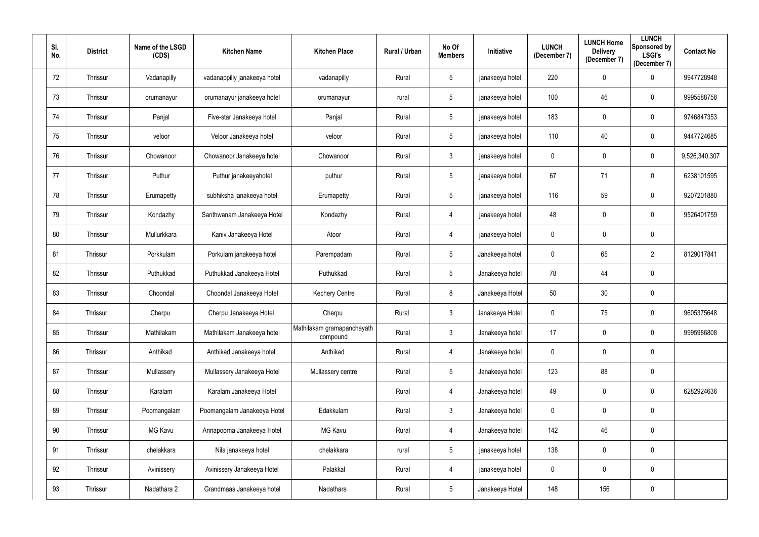| Sl. No. | District | Name of the LSGD (CDS) | Kitchen Name | Kitchen Place | Rural / Urban | No Of Members | Initiative | LUNCH (December 7) | LUNCH Home Delivery (December 7) | LUNCH Sponsored by LSGI's (December 7) | Contact No |
|---|---|---|---|---|---|---|---|---|---|---|---|
| 72 | Thrissur | Vadanapilly | vadanappilly janakeeya hotel | vadanapilly | Rural | 5 | janakeeya hotel | 220 | 0 | 0 | 9947728948 |
| 73 | Thrissur | orumanayur | orumanayur janakeeya hotel | orumanayur | rural | 5 | janakeeya hotel | 100 | 46 | 0 | 9995588758 |
| 74 | Thrissur | Panjal | Five-star Janakeeya hotel | Panjal | Rural | 5 | janakeeya hotel | 183 | 0 | 0 | 9746847353 |
| 75 | Thrissur | veloor | Veloor Janakeeya hotel | veloor | Rural | 5 | janakeeya hotel | 110 | 40 | 0 | 9447724685 |
| 76 | Thrissur | Chowanoor | Chowanoor Janakeeya hotel | Chowanoor | Rural | 3 | janakeeya hotel | 0 | 0 | 0 | 9,526,340,307 |
| 77 | Thrissur | Puthur | Puthur janakeeyahotel | puthur | Rural | 5 | janakeeya hotel | 67 | 71 | 0 | 6238101595 |
| 78 | Thrissur | Erumapetty | subhiksha janakeeya hotel | Erumapetty | Rural | 5 | janakeeya hotel | 116 | 59 | 0 | 9207201880 |
| 79 | Thrissur | Kondazhy | Santhwanam Janakeeya Hotel | Kondazhy | Rural | 4 | janakeeya hotel | 48 | 0 | 0 | 9526401759 |
| 80 | Thrissur | Mullurkkara | Kaniv Janakeeya Hotel | Atoor | Rural | 4 | janakeeya hotel | 0 | 0 | 0 | |
| 81 | Thrissur | Porkkulam | Porkulam janakeeya hotel | Parempadam | Rural | 5 | Janakeeya hotel | 0 | 65 | 2 | 8129017841 |
| 82 | Thrissur | Puthukkad | Puthukkad Janakeeya Hotel | Puthukkad | Rural | 5 | Janakeeya hotel | 78 | 44 | 0 | |
| 83 | Thrissur | Choondal | Choondal Janakeeya Hotel | Kechery Centre | Rural | 8 | Janakeeya Hotel | 50 | 30 | 0 | |
| 84 | Thrissur | Cherpu | Cherpu Janakeeya Hotel | Cherpu | Rural | 3 | Janakeeya Hotel | 0 | 75 | 0 | 9605375648 |
| 85 | Thrissur | Mathilakam | Mathilakam Janakeeya hotel | Mathilakam gramapanchayath compound | Rural | 3 | Janakeeya hotel | 17 | 0 | 0 | 9995986808 |
| 86 | Thrissur | Anthikad | Anthikad Janakeeya hotel | Anthikad | Rural | 4 | Janakeeya hotel | 0 | 0 | 0 | |
| 87 | Thrissur | Mullassery | Mullassery Janakeeya Hotel | Mullassery centre | Rural | 5 | Janakeeya hotel | 123 | 88 | 0 | |
| 88 | Thrissur | Karalam | Karalam Janakeeya Hotel | | Rural | 4 | Janakeeya hotel | 49 | 0 | 0 | 6282924636 |
| 89 | Thrissur | Poomangalam | Poomangalam Janakeeya Hotel | Edakkulam | Rural | 3 | Janakeeya hotel | 0 | 0 | 0 | |
| 90 | Thrissur | MG Kavu | Annapoorna Janakeeya Hotel | MG Kavu | Rural | 4 | Janakeeya hotel | 142 | 46 | 0 | |
| 91 | Thrissur | chelakkara | Nila janakeeya hotel | chelakkara | rural | 5 | janakeeya hotel | 138 | 0 | 0 | |
| 92 | Thrissur | Avinissery | Avinissery Janakeeya Hotel | Palakkal | Rural | 4 | janakeeya hotel | 0 | 0 | 0 | |
| 93 | Thrissur | Nadathara 2 | Grandmaas Janakeeya hotel | Nadathara | Rural | 5 | Janakeeya Hotel | 148 | 156 | 0 | |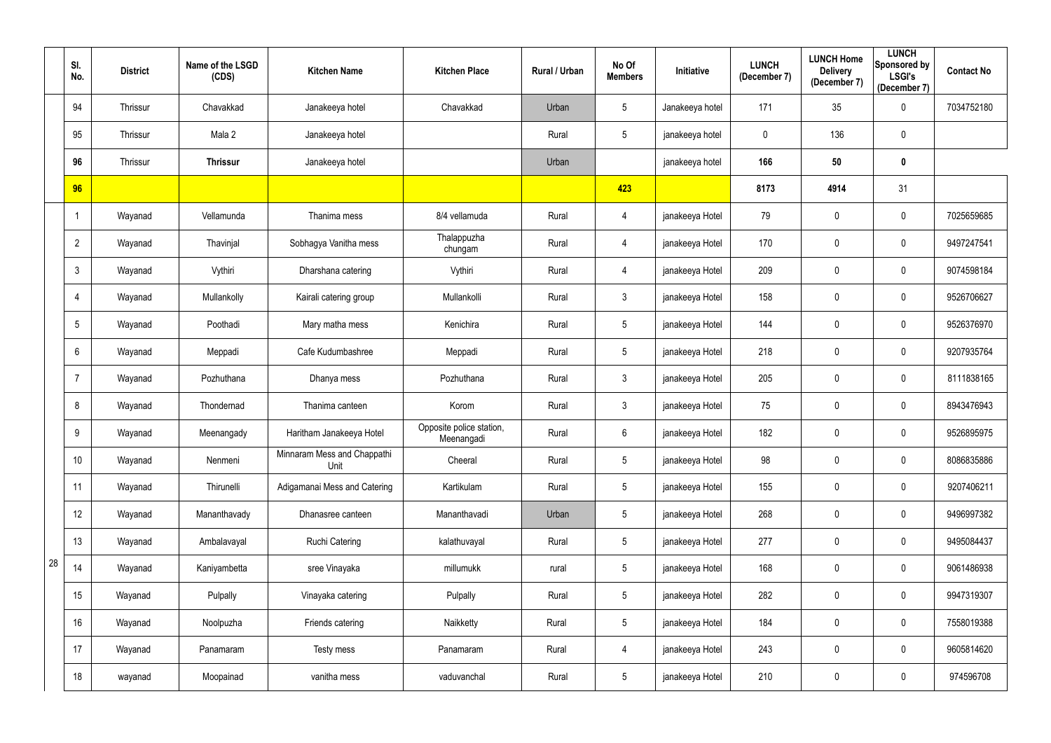| | Sl. No. | District | Name of the LSGD (CDS) | Kitchen Name | Kitchen Place | Rural / Urban | No Of Members | Initiative | LUNCH (December 7) | LUNCH Home Delivery (December 7) | LUNCH Sponsored by LSGI's (December 7) | Contact No |
|---|---|---|---|---|---|---|---|---|---|---|---|---|
| | 94 | Thrissur | Chavakkad | Janakeeya hotel | Chavakkad | Urban | 5 | Janakeeya hotel | 171 | 35 | 0 | 7034752180 |
| | 95 | Thrissur | Mala 2 | Janakeeya hotel | | Rural | 5 | janakeeya hotel | 0 | 136 | 0 | |
| | **96** | Thrissur | **Thrissur** | Janakeeya hotel | | Urban | | janakeeya hotel | **166** | **50** | **0** | |
| | **96** | | | | | | **423** | | **8173** | **4914** | 31 | |
| 28 | 1 | Wayanad | Vellamunda | Thanima mess | 8/4 vellamuda | Rural | 4 | janakeeya Hotel | 79 | 0 | 0 | 7025659685 |
| | 2 | Wayanad | Thavinjal | Sobhagya Vanitha mess | Thalappuzha chungam | Rural | 4 | janakeeya Hotel | 170 | 0 | 0 | 9497247541 |
| | 3 | Wayanad | Vythiri | Dharshana catering | Vythiri | Rural | 4 | janakeeya Hotel | 209 | 0 | 0 | 9074598184 |
| | 4 | Wayanad | Mullankolly | Kairali catering group | Mullankolli | Rural | 3 | janakeeya Hotel | 158 | 0 | 0 | 9526706627 |
| | 5 | Wayanad | Poothadi | Mary matha mess | Kenichira | Rural | 5 | janakeeya Hotel | 144 | 0 | 0 | 9526376970 |
| | 6 | Wayanad | Meppadi | Cafe Kudumbashree | Meppadi | Rural | 5 | janakeeya Hotel | 218 | 0 | 0 | 9207935764 |
| | 7 | Wayanad | Pozhuthana | Dhanya mess | Pozhuthana | Rural | 3 | janakeeya Hotel | 205 | 0 | 0 | 8111838165 |
| | 8 | Wayanad | Thondernad | Thanima canteen | Korom | Rural | 3 | janakeeya Hotel | 75 | 0 | 0 | 8943476943 |
| | 9 | Wayanad | Meenangady | Haritham Janakeeya Hotel | Opposite police station, Meenangadi | Rural | 6 | janakeeya Hotel | 182 | 0 | 0 | 9526895975 |
| | 10 | Wayanad | Nenmeni | Minnaram Mess and Chappathi Unit | Cheeral | Rural | 5 | janakeeya Hotel | 98 | 0 | 0 | 8086835886 |
| | 11 | Wayanad | Thirunelli | Adigamanai Mess and Catering | Kartikulam | Rural | 5 | janakeeya Hotel | 155 | 0 | 0 | 9207406211 |
| | 12 | Wayanad | Mananthavady | Dhanasree canteen | Mananthavadi | Urban | 5 | janakeeya Hotel | 268 | 0 | 0 | 9496997382 |
| | 13 | Wayanad | Ambalavayal | Ruchi Catering | kalathuvayal | Rural | 5 | janakeeya Hotel | 277 | 0 | 0 | 9495084437 |
| | 14 | Wayanad | Kaniyambetta | sree Vinayaka | millumukk | rural | 5 | janakeeya Hotel | 168 | 0 | 0 | 9061486938 |
| | 15 | Wayanad | Pulpally | Vinayaka catering | Pulpally | Rural | 5 | janakeeya Hotel | 282 | 0 | 0 | 9947319307 |
| | 16 | Wayanad | Noolpuzha | Friends catering | Naikketty | Rural | 5 | janakeeya Hotel | 184 | 0 | 0 | 7558019388 |
| | 17 | Wayanad | Panamaram | Testy mess | Panamaram | Rural | 4 | janakeeya Hotel | 243 | 0 | 0 | 9605814620 |
| | 18 | wayanad | Moopainad | vanitha mess | vaduvanchal | Rural | 5 | janakeeya Hotel | 210 | 0 | 0 | 974596708 |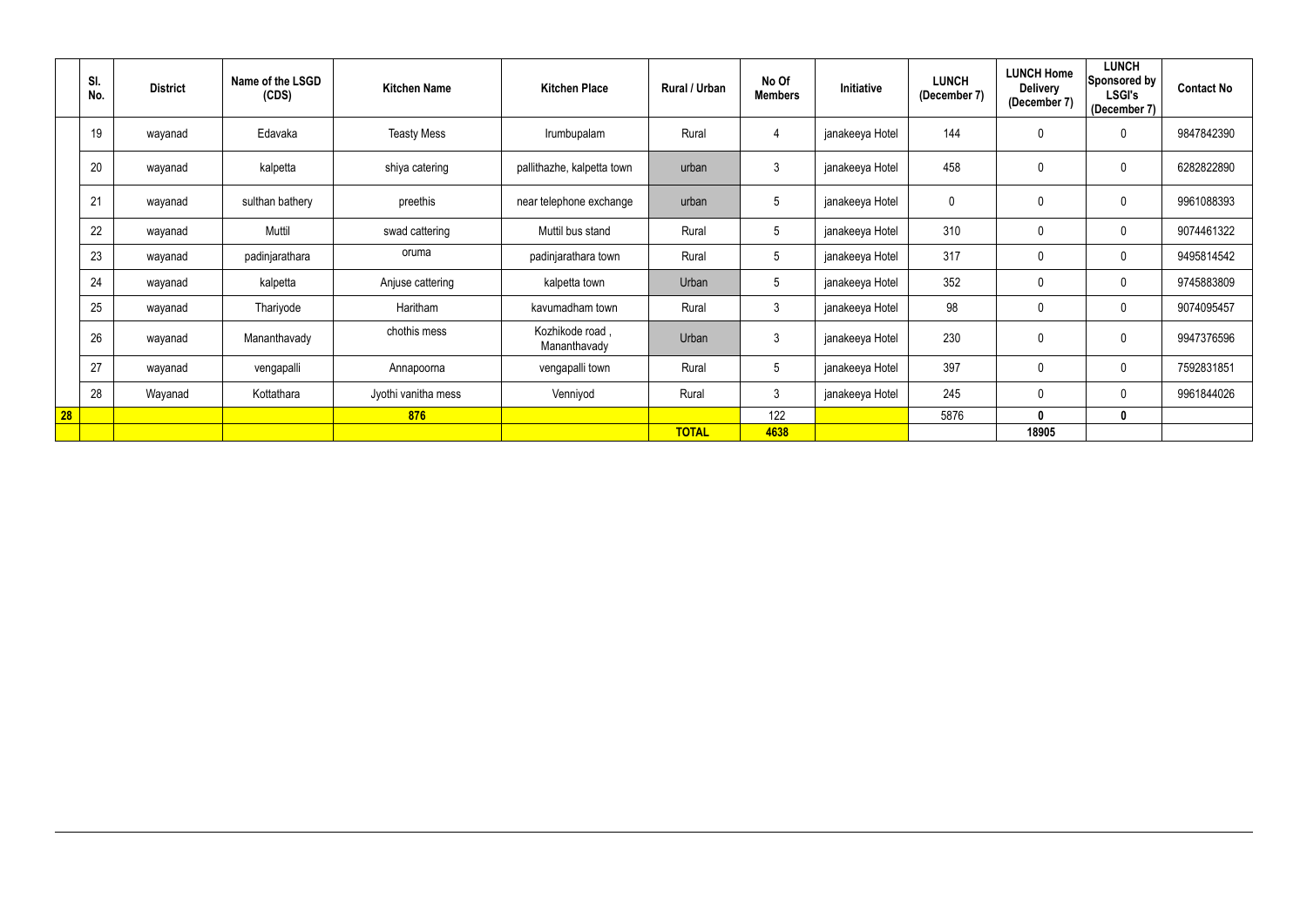| | Sl. No. | District | Name of the LSGD (CDS) | Kitchen Name | Kitchen Place | Rural / Urban | No Of Members | Initiative | LUNCH (December 7) | LUNCH Home Delivery (December 7) | LUNCH Sponsored by LSGI's (December 7) | Contact No |
|---|---|---|---|---|---|---|---|---|---|---|---|---|
| | 19 | wayanad | Edavaka | Teasty Mess | Irumbupalam | Rural | 4 | janakeeya Hotel | 144 | 0 | 0 | 9847842390 |
| | 20 | wayanad | kalpetta | shiya catering | pallithazhe, kalpetta town | urban | 3 | janakeeya Hotel | 458 | 0 | 0 | 6282822890 |
| | 21 | wayanad | sulthan bathery | preethis | near telephone exchange | urban | 5 | janakeeya Hotel | 0 | 0 | 0 | 9961088393 |
| | 22 | wayanad | Muttil | swad cattering | Muttil bus stand | Rural | 5 | janakeeya Hotel | 310 | 0 | 0 | 9074461322 |
| | 23 | wayanad | padinjarathara | oruma | padinjarathara town | Rural | 5 | janakeeya Hotel | 317 | 0 | 0 | 9495814542 |
| | 24 | wayanad | kalpetta | Anjuse cattering | kalpetta town | Urban | 5 | janakeeya Hotel | 352 | 0 | 0 | 9745883809 |
| | 25 | wayanad | Thariyode | Haritham | kavumadham town | Rural | 3 | janakeeya Hotel | 98 | 0 | 0 | 9074095457 |
| | 26 | wayanad | Mananthavady | chothis mess | Kozhikode road , Mananthavady | Urban | 3 | janakeeya Hotel | 230 | 0 | 0 | 9947376596 |
| | 27 | wayanad | vengapalli | Annapoorna | vengapalli town | Rural | 5 | janakeeya Hotel | 397 | 0 | 0 | 7592831851 |
| | 28 | Wayanad | Kottathara | Jyothi vanitha mess | Venniyod | Rural | 3 | janakeeya Hotel | 245 | 0 | 0 | 9961844026 |
| **28** | | | | **876** | | | 122 | | 5876 | **0** | **0** | |
| | | | | | | **TOTAL** | **4638** | | | **18905** | | |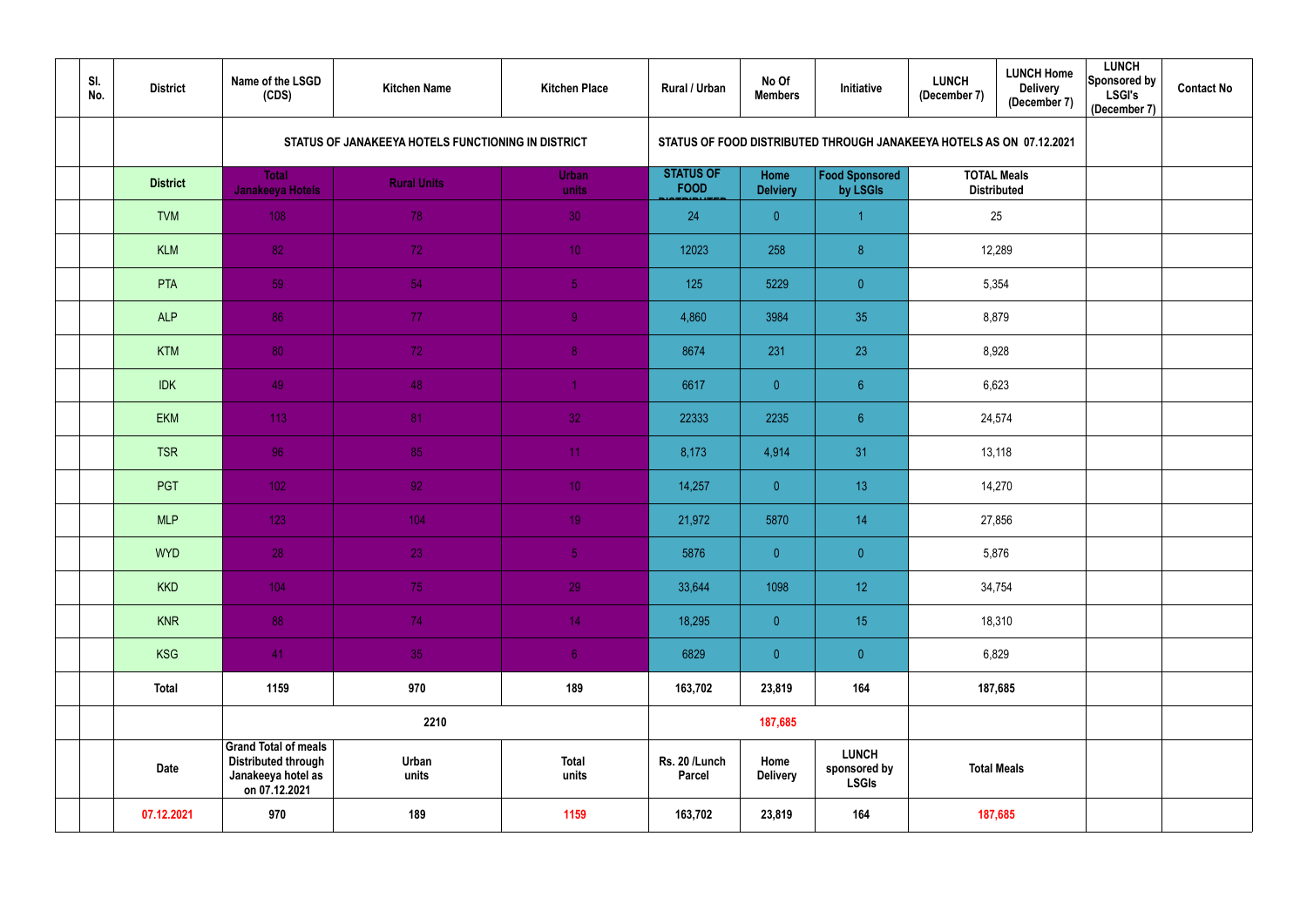| | Sl. No. | District | Name of the LSGD (CDS) | Kitchen Name | Kitchen Place | Rural / Urban | No Of Members | Initiative | LUNCH (December 7) | LUNCH Home Delivery (December 7) | LUNCH Sponsored by LSGI's (December 7) | Contact No |
|---|---|---|---|---|---|---|---|---|---|---|---|---|
| | | | STATUS OF JANAKEEYA HOTELS FUNCTIONING IN DISTRICT | | | STATUS OF FOOD DISTRIBUTED THROUGH JANAKEEYA HOTELS AS ON 07.12.2021 | | | | | | |
| | | District | Total Janakeeya Hotels | Rural Units | Urban units | STATUS OF FOOD DISTRIBUTED | Home Delviery | Food Sponsored by LSGIs | TOTAL Meals Distributed | | | |
| | | TVM | 108 | 78 | 30 | 24 | 0 | 1 | 25 | | | |
| | | KLM | 82 | 72 | 10 | 12023 | 258 | 8 | 12,289 | | | |
| | | PTA | 59 | 54 | 5 | 125 | 5229 | 0 | 5,354 | | | |
| | | ALP | 86 | 77 | 9 | 4,860 | 3984 | 35 | 8,879 | | | |
| | | KTM | 80 | 72 | 8 | 8674 | 231 | 23 | 8,928 | | | |
| | | IDK | 49 | 48 | 1 | 6617 | 0 | 6 | 6,623 | | | |
| | | EKM | 113 | 81 | 32 | 22333 | 2235 | 6 | 24,574 | | | |
| | | TSR | 96 | 85 | 11 | 8,173 | 4,914 | 31 | 13,118 | | | |
| | | PGT | 102 | 92 | 10 | 14,257 | 0 | 13 | 14,270 | | | |
| | | MLP | 123 | 104 | 19 | 21,972 | 5870 | 14 | 27,856 | | | |
| | | WYD | 28 | 23 | 5 | 5876 | 0 | 0 | 5,876 | | | |
| | | KKD | 104 | 75 | 29 | 33,644 | 1098 | 12 | 34,754 | | | |
| | | KNR | 88 | 74 | 14 | 18,295 | 0 | 15 | 18,310 | | | |
| | | KSG | 41 | 35 | 6 | 6829 | 0 | 0 | 6,829 | | | |
| | | **Total** | **1159** | **970** | **189** | **163,702** | **23,819** | **164** | **187,685** | | | |
| | | | | **2210** | | | **187,685** | | | | | |
| | | **Date** | **Grand Total of meals Distributed through Janakeeya hotel as on 07.12.2021** | **Urban units** | **Total units** | **Rs. 20 /Lunch Parcel** | **Home Delivery** | **LUNCH sponsored by LSGIs** | **Total Meals** | | | |
| | | **07.12.2021** | **970** | **189** | **1159** | **163,702** | **23,819** | **164** | **187,685** | | | |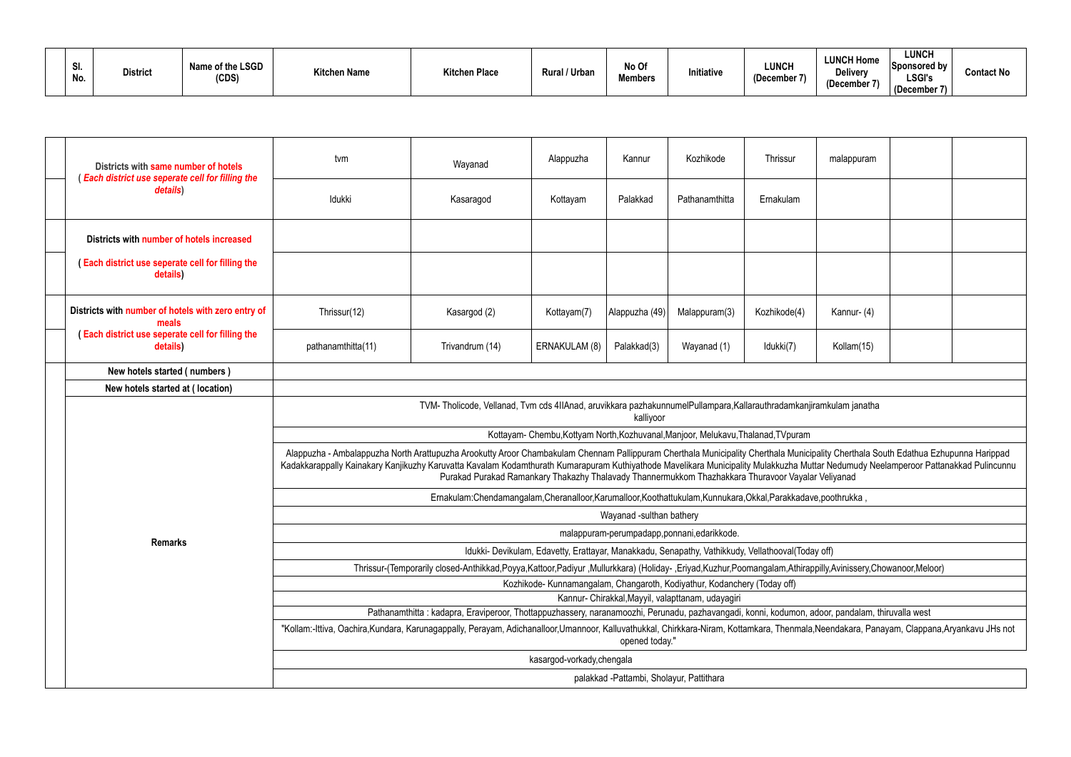| Sl. No. | District | Name of the LSGD (CDS) | Kitchen Name | Kitchen Place | Rural / Urban | No Of Members | Initiative | LUNCH (December 7) | LUNCH Home Delivery (December 7) | LUNCH Sponsored by LSGI's (December 7) | Contact No |
|---|---|---|---|---|---|---|---|---|---|---|---|

| | | | | | | | | | |
|---|---|---|---|---|---|---|---|---|---|
| | Districts with same number of hotels ( Each district use seperate cell for filling the details) | tvm | Wayanad | Alappuzha | Kannur | Kozhikode | Thrissur | malappuram | |
| | | Idukki | Kasaragod | Kottayam | Palakkad | Pathanamthitta | Ernakulam | | |
| | Districts with number of hotels increased | | | | | | | | |
| | ( Each district use seperate cell for filling the details) | | | | | | | | |
| | Districts with number of hotels with zero entry of meals ( Each district use seperate cell for filling the details) | Thrissur(12) | Kasargod (2) | Kottayam(7) | Alappuzha (49) | Malappuram(3) | Kozhikode(4) | Kannur- (4) | |
| | | pathanamthitta(11) | Trivandrum (14) | ERNAKULAM (8) | Palakkad(3) | Wayanad (1) | Idukki(7) | Kollam(15) | |
| | New hotels started ( numbers ) | | | | | | | | |
| | New hotels started at ( location) | | | | | | | | |
| | Remarks | TVM- Tholicode, Vellanad, Tvm cds 4IIAnad, aruvikkara pazhakunnumelPullampara,Kallarauthradamkanjiramkulam janatha kalliyoor | | | | | | | |
| | | Kottayam- Chembu,Kottyam North,Kozhuvanal,Manjoor, Melukavu,Thalanad,TVpuram | | | | | | | |
| | | Alappuzha - Ambalappuzha North Arattupuzha Arookutty Aroor Chambakulam Chennam Pallippuram Cherthala Municipality Cherthala Municipality Cherthala South Edathua Ezhupunna Harippad Kadakkarappally Kainakary Kanjikuzhy Karuvatta Kavalam Kodamthurath Kumarapuram Kuthiyathode Mavelikara Municipality Mulakkuzha Muttar Nedumudy Neelamperoor Pattanakkad Pulincunnu Purakad Purakad Ramankary Thakazhy Thalavady Thannermukkom Thazhakkara Thuravoor Vayalar Veliyanad | | | | | | | |
| | | Ernakulam:Chendamangalam,Cheranalloor,Karumalloor,Koothattukulam,Kunnukara,Okkal,Parakkadave,poothrukka , | | | | | | | |
| | | Wayanad -sulthan bathery | | | | | | | |
| | | malappuram-perumpadapp,ponnani,edarikkode. | | | | | | | |
| | | Idukki- Devikulam, Edavetty, Erattayar, Manakkadu, Senapathy, Vathikkudy, Vellathooval(Today off) | | | | | | | |
| | | Thrissur-(Temporarily closed-Anthikkad,Poyya,Kattoor,Padiyur ,Mullurkkara) (Holiday- ,Eriyad,Kuzhur,Poomangalam,Athirappilly,Avinissery,Chowanoor,Meloor) | | | | | | | |
| | | Kozhikode- Kunnamangalam, Changaroth, Kodiyathur, Kodanchery (Today off) | | | | | | | |
| | | Kannur- Chirakkal,Mayyil, valapttanam, udayagiri | | | | | | | |
| | | Pathanamthitta : kadapra, Eraviperoor, Thottappuzhassery, naranamoozhi, Perunadu, pazhavangadi, konni, kodumon, adoor, pandalam, thiruvalla west | | | | | | | |
| | | "Kollam:-Ittiva, Oachira,Kundara, Karunagappally, Perayam, Adichanalloor,Umannoor, Kalluvathukkal, Chirkkara-Niram, Kottamkara, Thenmala,Neendakara, Panayam, Clappana,Aryankavu JHs not opened today." | | | | | | | |
| | | kasargod-vorkady,chengala | | | | | | | |
| | | palakkad -Pattambi, Sholayur, Pattithara | | | | | | | |